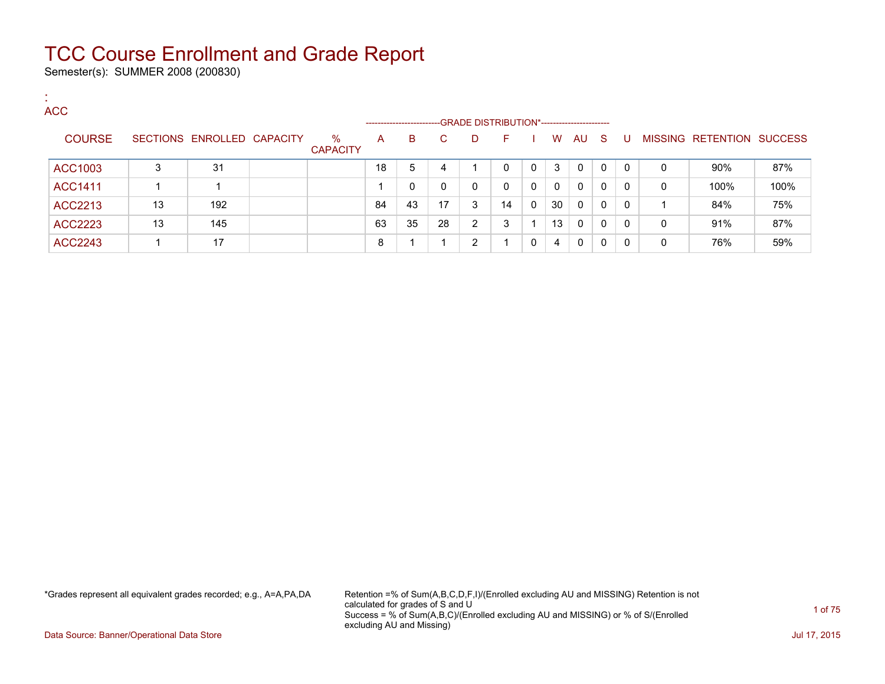# TCC Course Enrollment and Grade Report

Semester(s): SUMMER 2008 (200830)

:
ACC

| COURSE | SECTIONS | ENROLLED | CAPACITY | % CAPACITY | A | B | C | D | F | I | W | AU | S | U | MISSING | RETENTION | SUCCESS |
|---|---|---|---|---|---|---|---|---|---|---|---|---|---|---|---|---|---|
| | | | | | GRADE DISTRIBUTION* | | | | | | | | | | | | |
| ACC1003 | 3 | 31 | | | 18 | 5 | 4 | 1 | 0 | 0 | 3 | 0 | 0 | 0 | 0 | 90% | 87% |
| ACC1411 | 1 | 1 | | | 1 | 0 | 0 | 0 | 0 | 0 | 0 | 0 | 0 | 0 | 0 | 100% | 100% |
| ACC2213 | 13 | 192 | | | 84 | 43 | 17 | 3 | 14 | 0 | 30 | 0 | 0 | 0 | 1 | 84% | 75% |
| ACC2223 | 13 | 145 | | | 63 | 35 | 28 | 2 | 3 | 1 | 13 | 0 | 0 | 0 | 0 | 91% | 87% |
| ACC2243 | 1 | 17 | | | 8 | 1 | 1 | 2 | 1 | 0 | 4 | 0 | 0 | 0 | 0 | 76% | 59% |

*Grades represent all equivalent grades recorded; e.g., A=A,PA,DA

Retention =% of Sum(A,B,C,D,F,I)/(Enrolled excluding AU and MISSING) Retention is not calculated for grades of S and U
Success = % of Sum(A,B,C)/(Enrolled excluding AU and MISSING) or % of S/(Enrolled excluding AU and Missing)

Data Source: Banner/Operational Data Store

Jul 17, 2015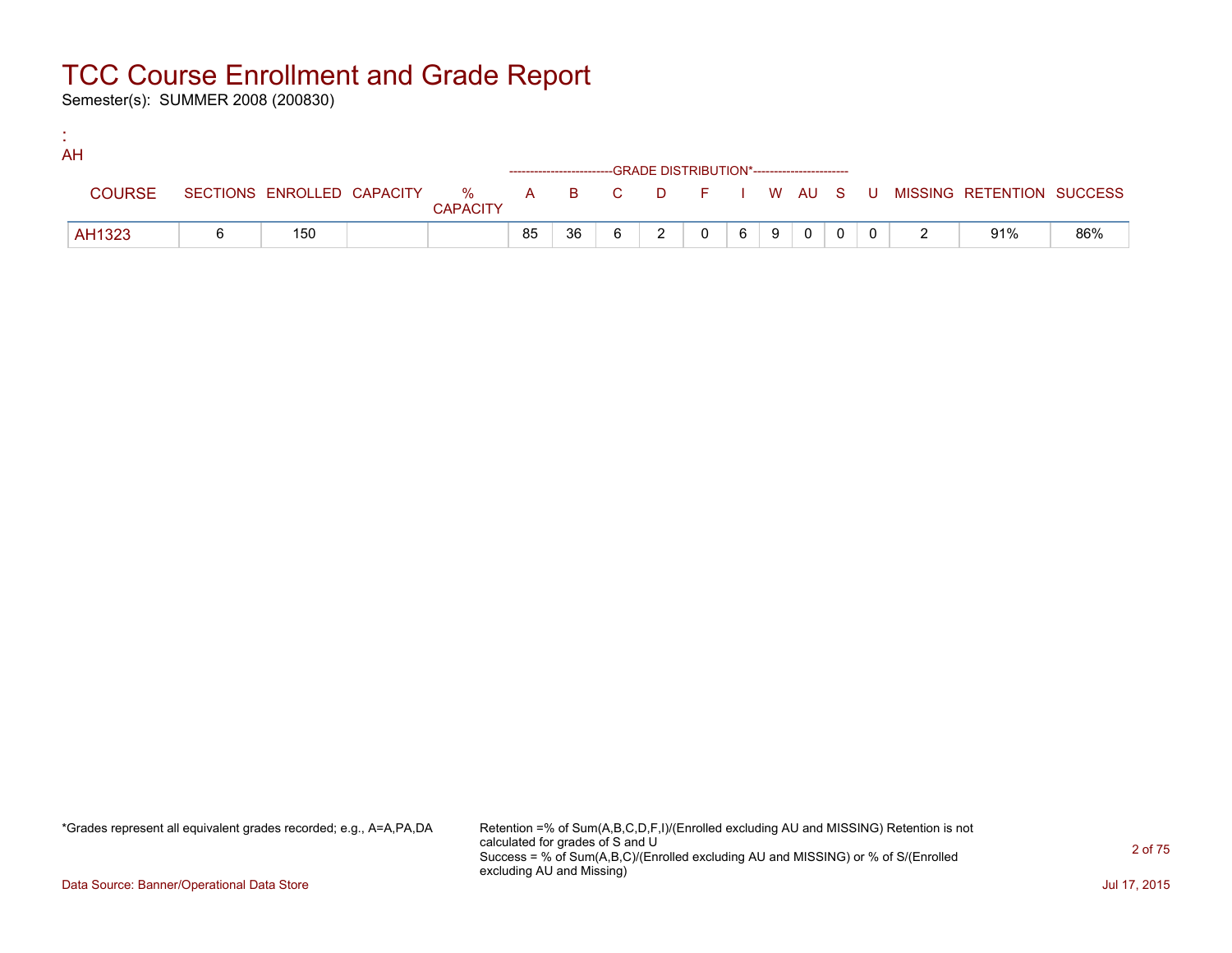# TCC Course Enrollment and Grade Report

Semester(s): SUMMER 2008 (200830)

:
AH

| COURSE | SECTIONS | ENROLLED | CAPACITY | % CAPACITY | A | B | C | D | F | I | W | AU | S | U | MISSING | RETENTION | SUCCESS |
|---|---|---|---|---|---|---|---|---|---|---|---|---|---|---|---|---|---|
| | | | | | GRADE DISTRIBUTION* | | | | | | | | | | | | |
| AH1323 | 6 | 150 | | | 85 | 36 | 6 | 2 | 0 | 6 | 9 | 0 | 0 | 0 | 2 | 91% | 86% |

*Grades represent all equivalent grades recorded; e.g., A=A,PA,DA

Retention =% of Sum(A,B,C,D,F,I)/(Enrolled excluding AU and MISSING) Retention is not calculated for grades of S and U
Success = % of Sum(A,B,C)/(Enrolled excluding AU and MISSING) or % of S/(Enrolled excluding AU and Missing)

Data Source: Banner/Operational Data Store

Jul 17, 2015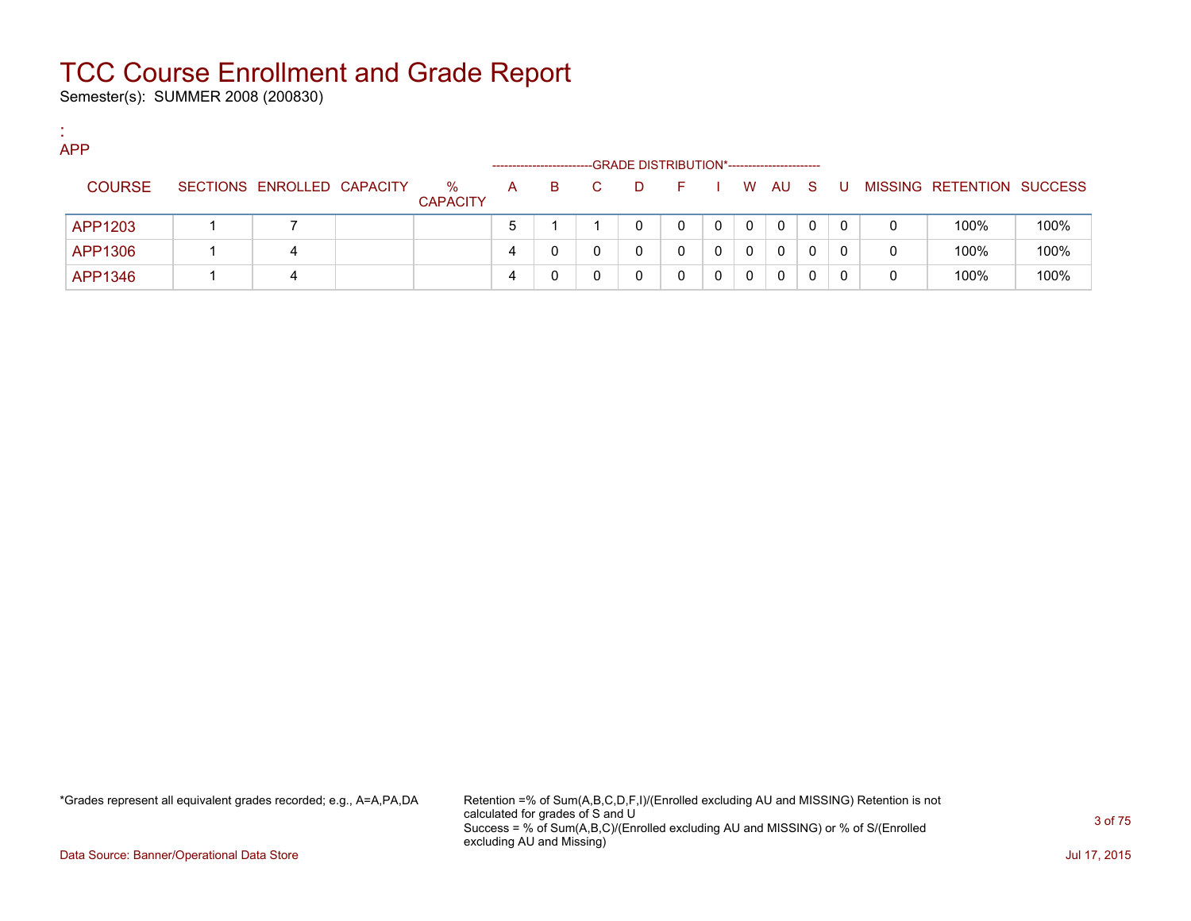# TCC Course Enrollment and Grade Report

Semester(s): SUMMER 2008 (200830)

:

APP

| COURSE | SECTIONS | ENROLLED | CAPACITY | % CAPACITY | A | B | C | D | F | I | W | AU | S | U | MISSING | RETENTION | SUCCESS |
|---|---|---|---|---|---|---|---|---|---|---|---|---|---|---|---|---|---|
| | | | | | GRADE DISTRIBUTION* | | | | | | | | | | | | |
| APP1203 | 1 | 7 | | | 5 | 1 | 1 | 0 | 0 | 0 | 0 | 0 | 0 | 0 | 0 | 100% | 100% |
| APP1306 | 1 | 4 | | | 4 | 0 | 0 | 0 | 0 | 0 | 0 | 0 | 0 | 0 | 0 | 100% | 100% |
| APP1346 | 1 | 4 | | | 4 | 0 | 0 | 0 | 0 | 0 | 0 | 0 | 0 | 0 | 0 | 100% | 100% |

*Grades represent all equivalent grades recorded; e.g., A=A,PA,DA

Retention =% of Sum(A,B,C,D,F,I)/(Enrolled excluding AU and MISSING) Retention is not calculated for grades of S and U

Success = % of Sum(A,B,C)/(Enrolled excluding AU and MISSING) or % of S/(Enrolled excluding AU and Missing)

Data Source: Banner/Operational Data Store

Jul 17, 2015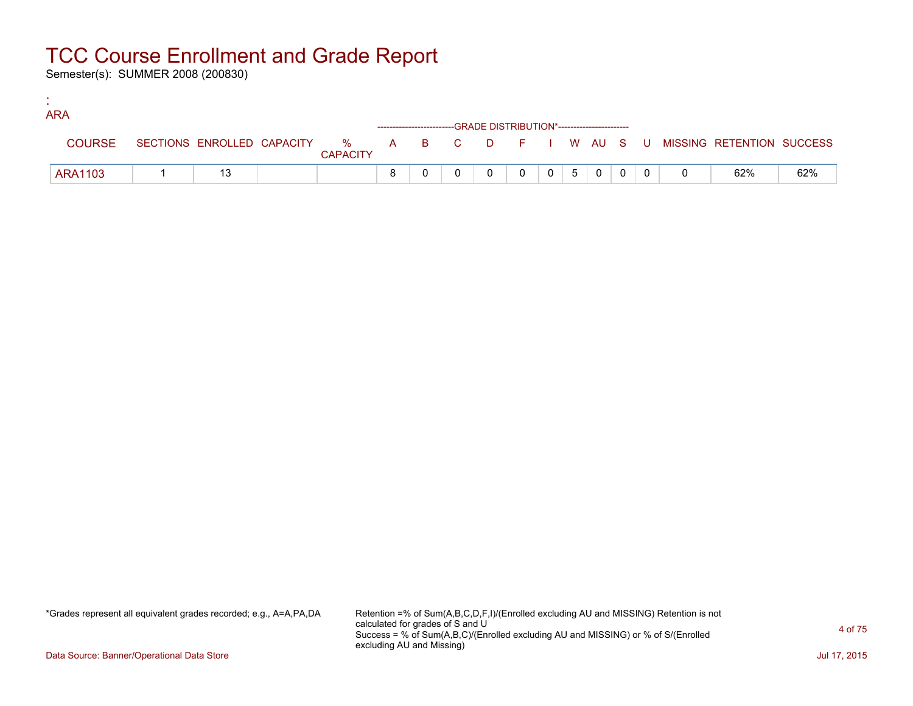# TCC Course Enrollment and Grade Report

Semester(s): SUMMER 2008 (200830)

:
ARA

| COURSE | SECTIONS | ENROLLED | CAPACITY | % CAPACITY | A | B | C | D | F | I | W | AU | S | U | MISSING | RETENTION | SUCCESS |
|---|---|---|---|---|---|---|---|---|---|---|---|---|---|---|---|---|---|
| | | | | | GRADE DISTRIBUTION* | | | | | | | | | | | | |
| ARA1103 | 1 | 13 | | | 8 | 0 | 0 | 0 | 0 | 0 | 5 | 0 | 0 | 0 | 0 | 62% | 62% |

*Grades represent all equivalent grades recorded; e.g., A=A,PA,DA

Retention =% of Sum(A,B,C,D,F,I)/(Enrolled excluding AU and MISSING) Retention is not calculated for grades of S and U
Success = % of Sum(A,B,C)/(Enrolled excluding AU and MISSING) or % of S/(Enrolled excluding AU and Missing)

Data Source: Banner/Operational Data Store

Jul 17, 2015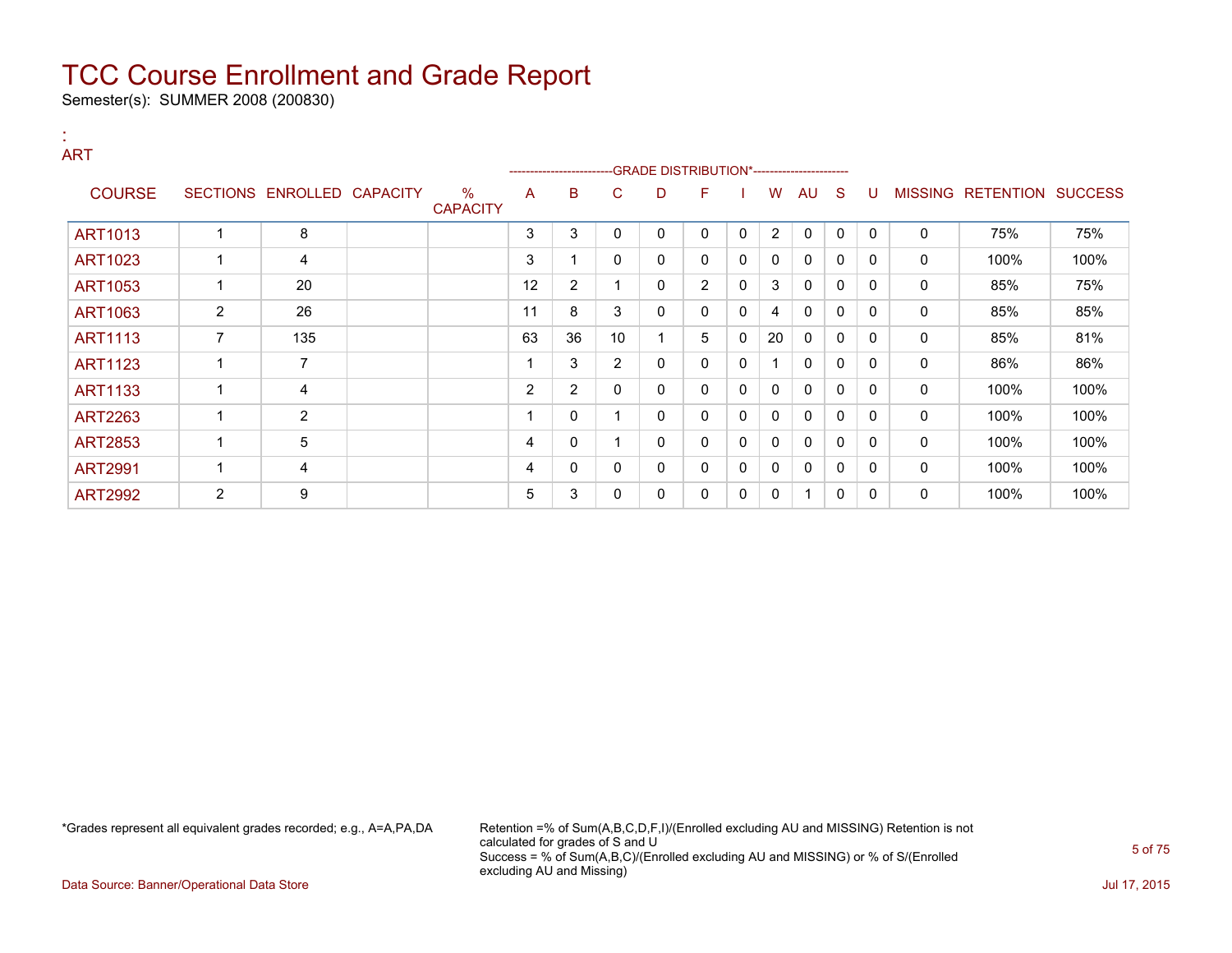# TCC Course Enrollment and Grade Report

Semester(s): SUMMER 2008 (200830)

:
ART

| COURSE | SECTIONS | ENROLLED | CAPACITY | % CAPACITY | A | B | C | D | F | I | W | AU | S | U | MISSING | RETENTION | SUCCESS |
|---|---|---|---|---|---|---|---|---|---|---|---|---|---|---|---|---|---|
| | | | | | GRADE DISTRIBUTION* | | | | | | | | | | | | |
| ART1013 | 1 | 8 | | | 3 | 3 | 0 | 0 | 0 | 0 | 2 | 0 | 0 | 0 | 0 | 75% | 75% |
| ART1023 | 1 | 4 | | | 3 | 1 | 0 | 0 | 0 | 0 | 0 | 0 | 0 | 0 | 0 | 100% | 100% |
| ART1053 | 1 | 20 | | | 12 | 2 | 1 | 0 | 2 | 0 | 3 | 0 | 0 | 0 | 0 | 85% | 75% |
| ART1063 | 2 | 26 | | | 11 | 8 | 3 | 0 | 0 | 0 | 4 | 0 | 0 | 0 | 0 | 85% | 85% |
| ART1113 | 7 | 135 | | | 63 | 36 | 10 | 1 | 5 | 0 | 20 | 0 | 0 | 0 | 0 | 85% | 81% |
| ART1123 | 1 | 7 | | | 1 | 3 | 2 | 0 | 0 | 0 | 1 | 0 | 0 | 0 | 0 | 86% | 86% |
| ART1133 | 1 | 4 | | | 2 | 2 | 0 | 0 | 0 | 0 | 0 | 0 | 0 | 0 | 0 | 100% | 100% |
| ART2263 | 1 | 2 | | | 1 | 0 | 1 | 0 | 0 | 0 | 0 | 0 | 0 | 0 | 0 | 100% | 100% |
| ART2853 | 1 | 5 | | | 4 | 0 | 1 | 0 | 0 | 0 | 0 | 0 | 0 | 0 | 0 | 100% | 100% |
| ART2991 | 1 | 4 | | | 4 | 0 | 0 | 0 | 0 | 0 | 0 | 0 | 0 | 0 | 0 | 100% | 100% |
| ART2992 | 2 | 9 | | | 5 | 3 | 0 | 0 | 0 | 0 | 0 | 1 | 0 | 0 | 0 | 100% | 100% |

*Grades represent all equivalent grades recorded; e.g., A=A,PA,DA

Retention =% of Sum(A,B,C,D,F,I)/(Enrolled excluding AU and MISSING) Retention is not calculated for grades of S and U
Success = % of Sum(A,B,C)/(Enrolled excluding AU and MISSING) or % of S/(Enrolled excluding AU and Missing)

Data Source: Banner/Operational Data Store

Jul 17, 2015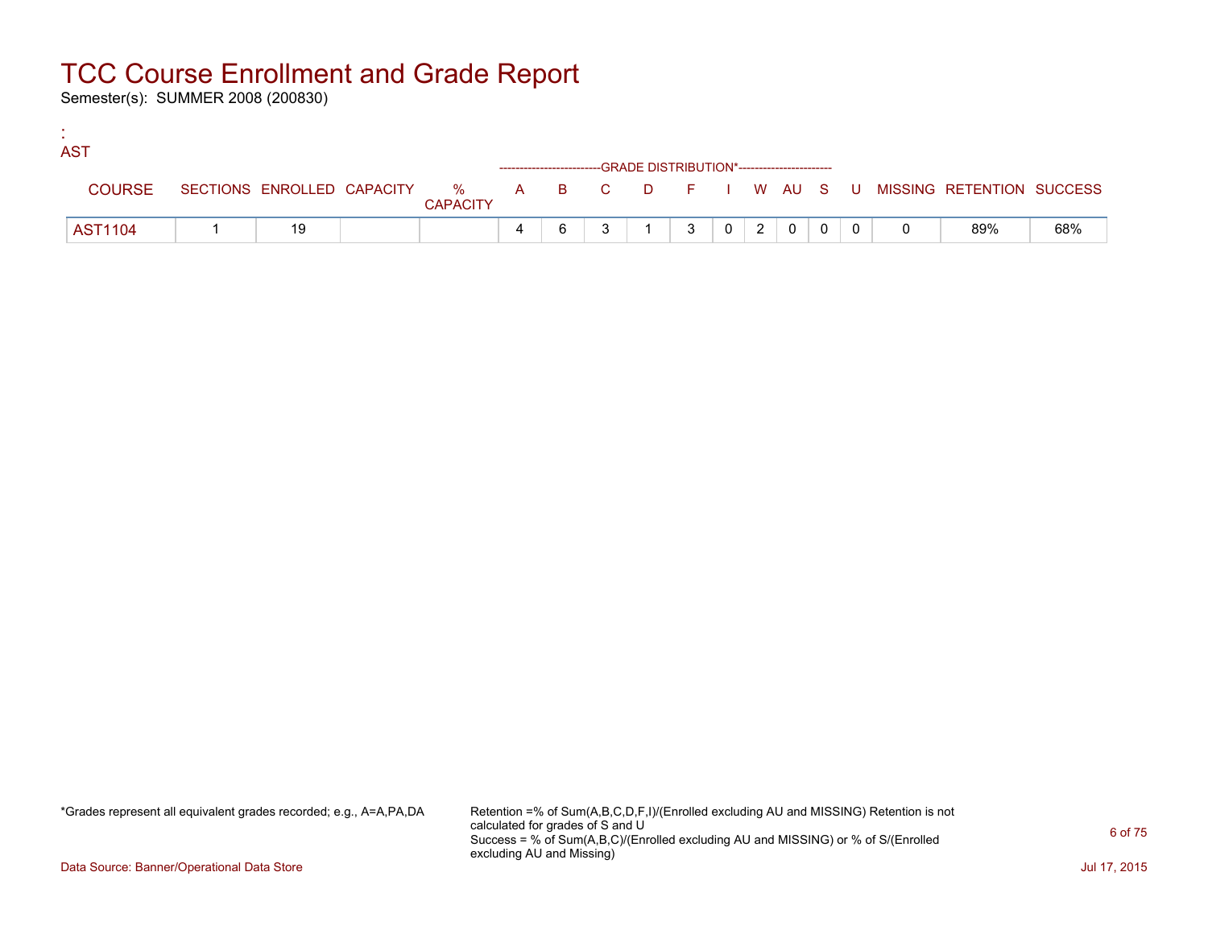# TCC Course Enrollment and Grade Report

Semester(s): SUMMER 2008 (200830)

:
AST

| COURSE | SECTIONS | ENROLLED | CAPACITY | % CAPACITY | A | B | C | D | F | I | W | AU | S | U | MISSING | RETENTION | SUCCESS |
|---|---|---|---|---|---|---|---|---|---|---|---|---|---|---|---|---|---|
| | | | | | GRADE DISTRIBUTION* | | | | | | | | | | | | |
| AST1104 | 1 | 19 | | | 4 | 6 | 3 | 1 | 3 | 0 | 2 | 0 | 0 | 0 | 0 | 89% | 68% |

*Grades represent all equivalent grades recorded; e.g., A=A,PA,DA

Retention =% of Sum(A,B,C,D,F,I)/(Enrolled excluding AU and MISSING) Retention is not calculated for grades of S and U
Success = % of Sum(A,B,C)/(Enrolled excluding AU and MISSING) or % of S/(Enrolled excluding AU and Missing)

Data Source: Banner/Operational Data Store

Jul 17, 2015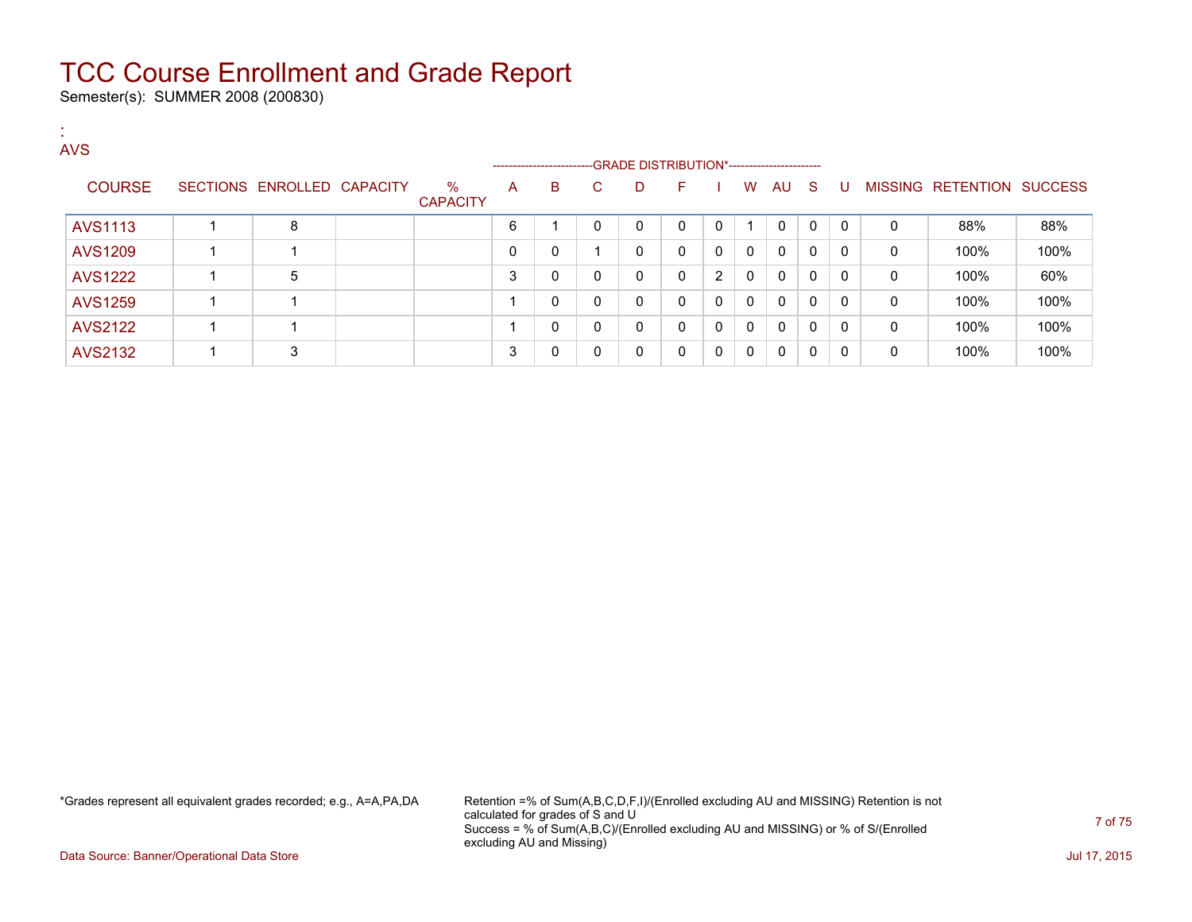# TCC Course Enrollment and Grade Report

Semester(s): SUMMER 2008 (200830)

:
AVS

| COURSE | SECTIONS | ENROLLED | CAPACITY | % CAPACITY | A | B | C | D | F | I | W | AU | S | U | MISSING | RETENTION | SUCCESS |
|---|---|---|---|---|---|---|---|---|---|---|---|---|---|---|---|---|---|
| | | | | | GRADE DISTRIBUTION* | | | | | | | | | | | | |
| AVS1113 | 1 | 8 | | | 6 | 1 | 0 | 0 | 0 | 0 | 1 | 0 | 0 | 0 | 0 | 88% | 88% |
| AVS1209 | 1 | 1 | | | 0 | 0 | 1 | 0 | 0 | 0 | 0 | 0 | 0 | 0 | 0 | 100% | 100% |
| AVS1222 | 1 | 5 | | | 3 | 0 | 0 | 0 | 0 | 2 | 0 | 0 | 0 | 0 | 0 | 100% | 60% |
| AVS1259 | 1 | 1 | | | 1 | 0 | 0 | 0 | 0 | 0 | 0 | 0 | 0 | 0 | 0 | 100% | 100% |
| AVS2122 | 1 | 1 | | | 1 | 0 | 0 | 0 | 0 | 0 | 0 | 0 | 0 | 0 | 0 | 100% | 100% |
| AVS2132 | 1 | 3 | | | 3 | 0 | 0 | 0 | 0 | 0 | 0 | 0 | 0 | 0 | 0 | 100% | 100% |

*Grades represent all equivalent grades recorded; e.g., A=A,PA,DA

Retention =% of Sum(A,B,C,D,F,I)/(Enrolled excluding AU and MISSING) Retention is not calculated for grades of S and U
Success = % of Sum(A,B,C)/(Enrolled excluding AU and MISSING) or % of S/(Enrolled excluding AU and Missing)

Data Source: Banner/Operational Data Store

Jul 17, 2015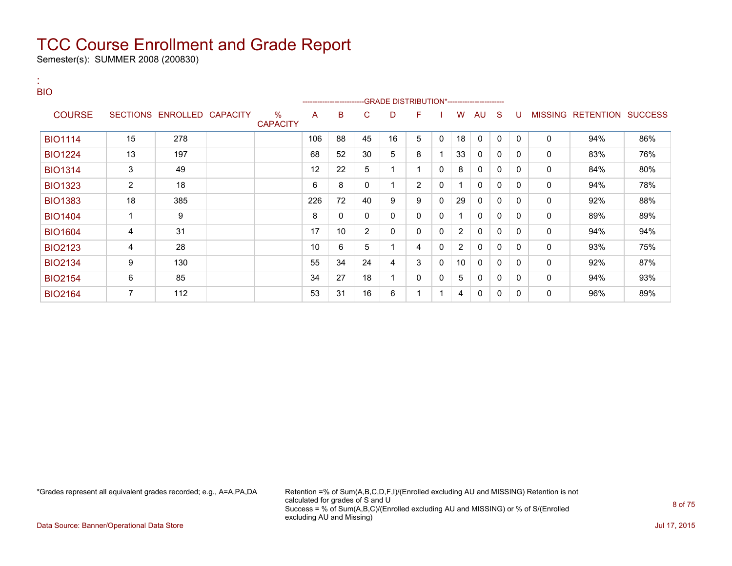# TCC Course Enrollment and Grade Report

Semester(s): SUMMER 2008 (200830)

:
BIO

| COURSE | SECTIONS | ENROLLED | CAPACITY | % CAPACITY | A | B | C | D | F | I | W | AU | S | U | MISSING | RETENTION | SUCCESS |
|---|---|---|---|---|---|---|---|---|---|---|---|---|---|---|---|---|---|
| | | | | | GRADE DISTRIBUTION* | | | | | | | | | | | | |
| BIO1114 | 15 | 278 | | | 106 | 88 | 45 | 16 | 5 | 0 | 18 | 0 | 0 | 0 | 0 | 94% | 86% |
| BIO1224 | 13 | 197 | | | 68 | 52 | 30 | 5 | 8 | 1 | 33 | 0 | 0 | 0 | 0 | 83% | 76% |
| BIO1314 | 3 | 49 | | | 12 | 22 | 5 | 1 | 1 | 0 | 8 | 0 | 0 | 0 | 0 | 84% | 80% |
| BIO1323 | 2 | 18 | | | 6 | 8 | 0 | 1 | 2 | 0 | 1 | 0 | 0 | 0 | 0 | 94% | 78% |
| BIO1383 | 18 | 385 | | | 226 | 72 | 40 | 9 | 9 | 0 | 29 | 0 | 0 | 0 | 0 | 92% | 88% |
| BIO1404 | 1 | 9 | | | 8 | 0 | 0 | 0 | 0 | 0 | 1 | 0 | 0 | 0 | 0 | 89% | 89% |
| BIO1604 | 4 | 31 | | | 17 | 10 | 2 | 0 | 0 | 0 | 2 | 0 | 0 | 0 | 0 | 94% | 94% |
| BIO2123 | 4 | 28 | | | 10 | 6 | 5 | 1 | 4 | 0 | 2 | 0 | 0 | 0 | 0 | 93% | 75% |
| BIO2134 | 9 | 130 | | | 55 | 34 | 24 | 4 | 3 | 0 | 10 | 0 | 0 | 0 | 0 | 92% | 87% |
| BIO2154 | 6 | 85 | | | 34 | 27 | 18 | 1 | 0 | 0 | 5 | 0 | 0 | 0 | 0 | 94% | 93% |
| BIO2164 | 7 | 112 | | | 53 | 31 | 16 | 6 | 1 | 1 | 4 | 0 | 0 | 0 | 0 | 96% | 89% |

*Grades represent all equivalent grades recorded; e.g., A=A,PA,DA

Retention =% of Sum(A,B,C,D,F,I)/(Enrolled excluding AU and MISSING) Retention is not calculated for grades of S and U
Success = % of Sum(A,B,C)/(Enrolled excluding AU and MISSING) or % of S/(Enrolled excluding AU and Missing)

Data Source: Banner/Operational Data Store

Jul 17, 2015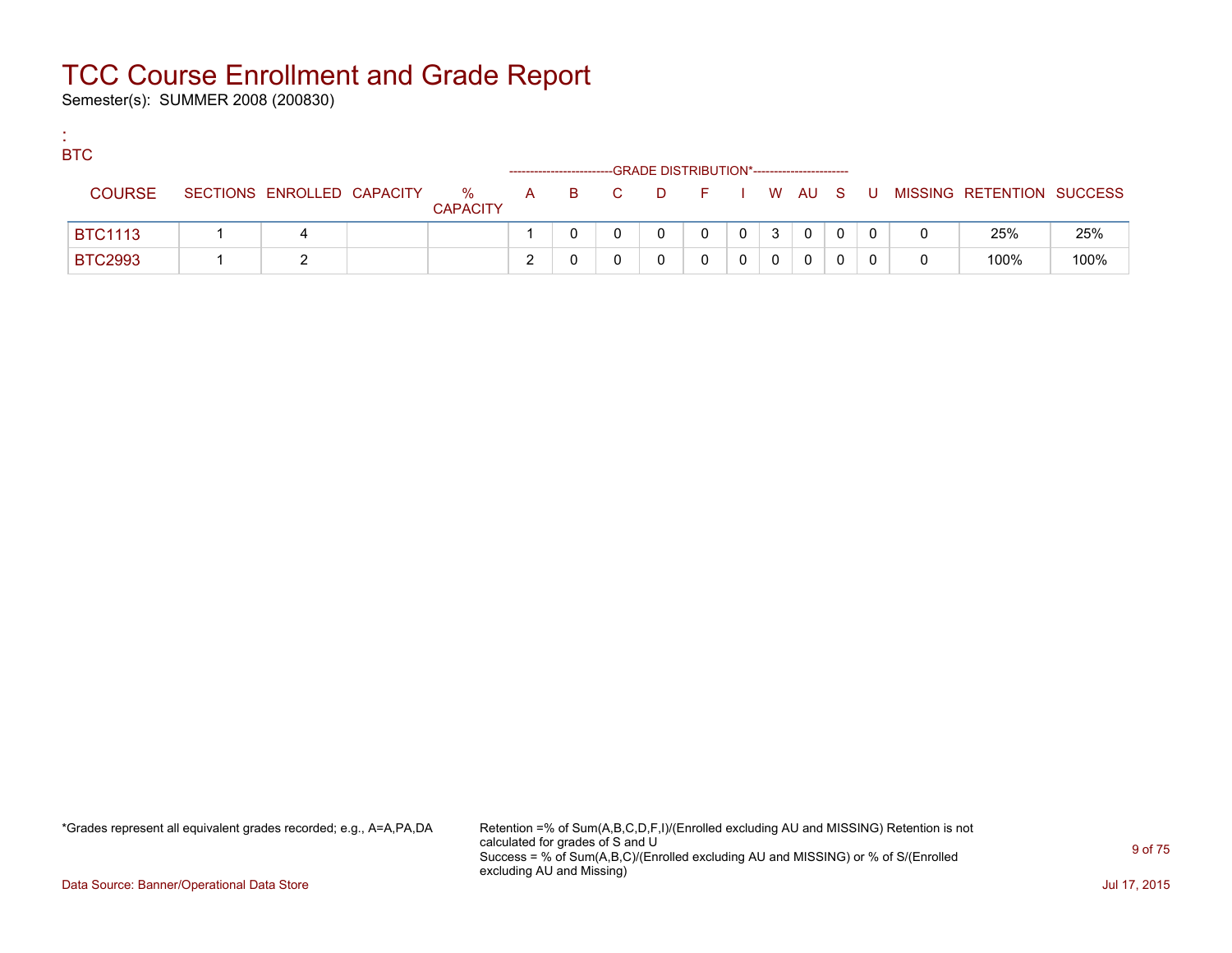# TCC Course Enrollment and Grade Report

Semester(s): SUMMER 2008 (200830)

:
BTC

| COURSE | SECTIONS | ENROLLED | CAPACITY | % CAPACITY | A | B | C | D | F | I | W | AU | S | U | MISSING | RETENTION | SUCCESS |
|---|---|---|---|---|---|---|---|---|---|---|---|---|---|---|---|---|---|
| | | | | | GRADE DISTRIBUTION* | | | | | | | | | | | | |
| BTC1113 | 1 | 4 | | | 1 | 0 | 0 | 0 | 0 | 0 | 3 | 0 | 0 | 0 | 0 | 25% | 25% |
| BTC2993 | 1 | 2 | | | 2 | 0 | 0 | 0 | 0 | 0 | 0 | 0 | 0 | 0 | 0 | 100% | 100% |

*Grades represent all equivalent grades recorded; e.g., A=A,PA,DA

Retention =% of Sum(A,B,C,D,F,I)/(Enrolled excluding AU and MISSING) Retention is not calculated for grades of S and U
Success = % of Sum(A,B,C)/(Enrolled excluding AU and MISSING) or % of S/(Enrolled excluding AU and Missing)

Data Source: Banner/Operational Data Store

Jul 17, 2015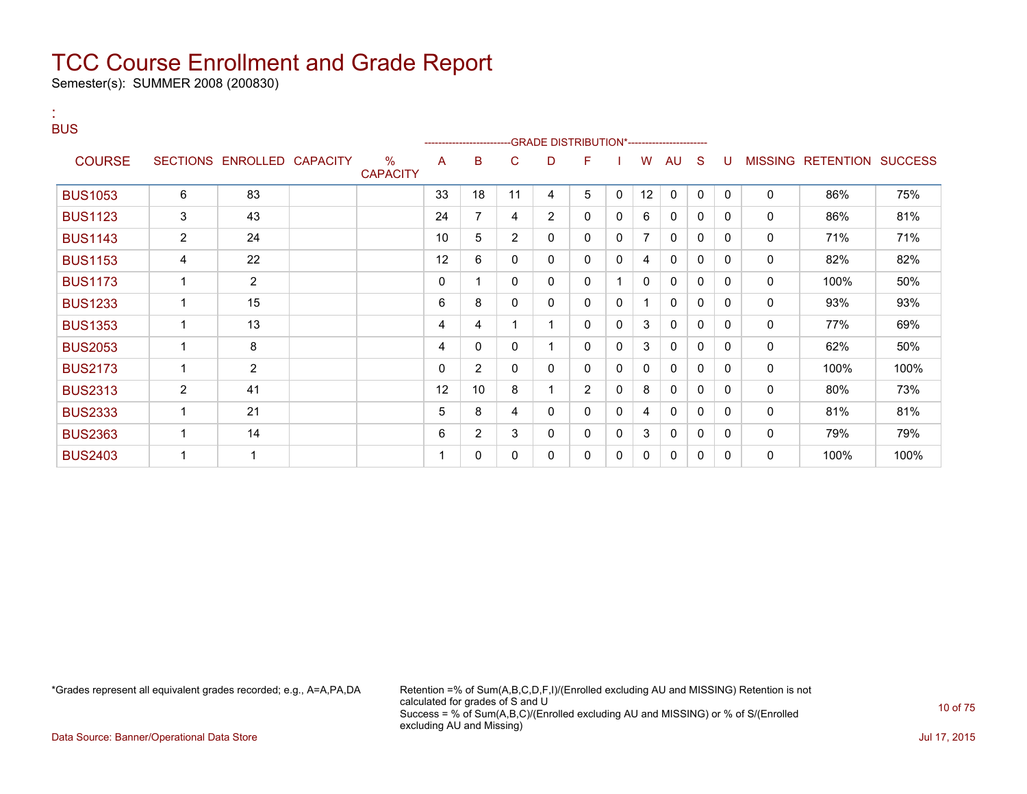# TCC Course Enrollment and Grade Report

Semester(s): SUMMER 2008 (200830)

:
BUS

| COURSE | SECTIONS | ENROLLED | CAPACITY | % CAPACITY | A | B | C | D | F | I | W | AU | S | U | MISSING | RETENTION | SUCCESS |
|---|---|---|---|---|---|---|---|---|---|---|---|---|---|---|---|---|---|
| | | | | | GRADE DISTRIBUTION* | | | | | | | | | | | | |
| BUS1053 | 6 | 83 | | | 33 | 18 | 11 | 4 | 5 | 0 | 12 | 0 | 0 | 0 | 0 | 86% | 75% |
| BUS1123 | 3 | 43 | | | 24 | 7 | 4 | 2 | 0 | 0 | 6 | 0 | 0 | 0 | 0 | 86% | 81% |
| BUS1143 | 2 | 24 | | | 10 | 5 | 2 | 0 | 0 | 0 | 7 | 0 | 0 | 0 | 0 | 71% | 71% |
| BUS1153 | 4 | 22 | | | 12 | 6 | 0 | 0 | 0 | 0 | 4 | 0 | 0 | 0 | 0 | 82% | 82% |
| BUS1173 | 1 | 2 | | | 0 | 1 | 0 | 0 | 0 | 1 | 0 | 0 | 0 | 0 | 0 | 100% | 50% |
| BUS1233 | 1 | 15 | | | 6 | 8 | 0 | 0 | 0 | 0 | 1 | 0 | 0 | 0 | 0 | 93% | 93% |
| BUS1353 | 1 | 13 | | | 4 | 4 | 1 | 1 | 0 | 0 | 3 | 0 | 0 | 0 | 0 | 77% | 69% |
| BUS2053 | 1 | 8 | | | 4 | 0 | 0 | 1 | 0 | 0 | 3 | 0 | 0 | 0 | 0 | 62% | 50% |
| BUS2173 | 1 | 2 | | | 0 | 2 | 0 | 0 | 0 | 0 | 0 | 0 | 0 | 0 | 0 | 100% | 100% |
| BUS2313 | 2 | 41 | | | 12 | 10 | 8 | 1 | 2 | 0 | 8 | 0 | 0 | 0 | 0 | 80% | 73% |
| BUS2333 | 1 | 21 | | | 5 | 8 | 4 | 0 | 0 | 0 | 4 | 0 | 0 | 0 | 0 | 81% | 81% |
| BUS2363 | 1 | 14 | | | 6 | 2 | 3 | 0 | 0 | 0 | 3 | 0 | 0 | 0 | 0 | 79% | 79% |
| BUS2403 | 1 | 1 | | | 1 | 0 | 0 | 0 | 0 | 0 | 0 | 0 | 0 | 0 | 0 | 100% | 100% |

*Grades represent all equivalent grades recorded; e.g., A=A,PA,DA

Retention =% of Sum(A,B,C,D,F,I)/(Enrolled excluding AU and MISSING) Retention is not calculated for grades of S and U
Success = % of Sum(A,B,C)/(Enrolled excluding AU and MISSING) or % of S/(Enrolled excluding AU and Missing)

Data Source: Banner/Operational Data Store

Jul 17, 2015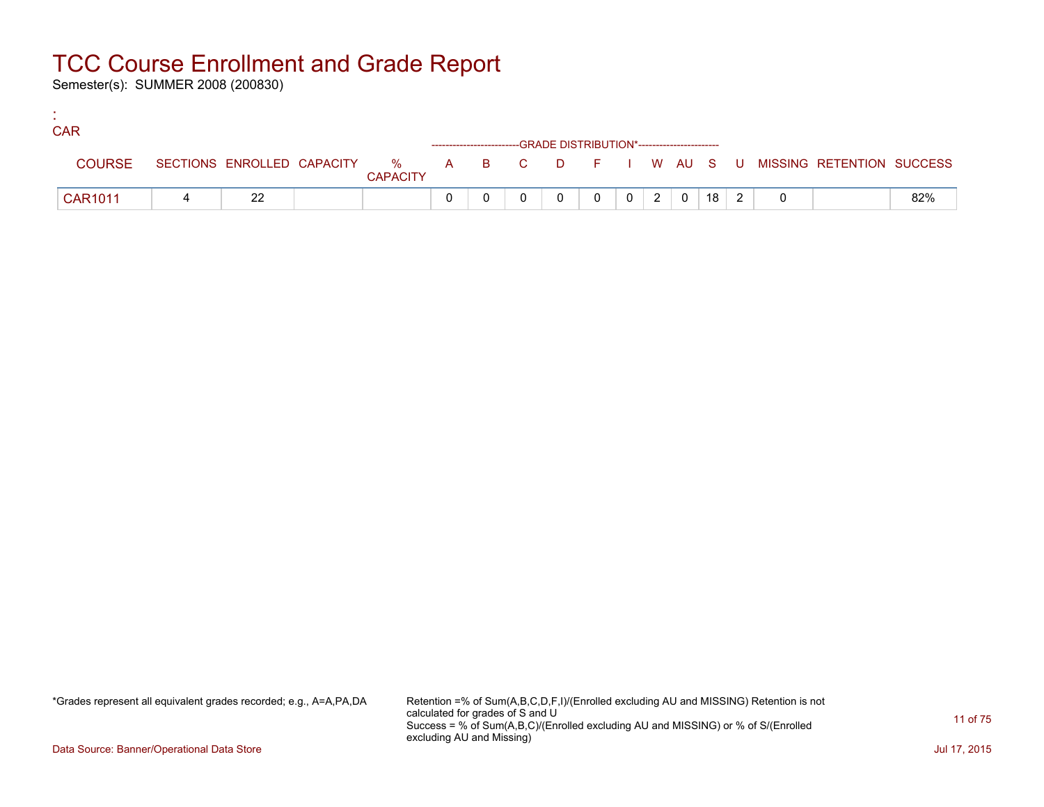# TCC Course Enrollment and Grade Report

Semester(s): SUMMER 2008 (200830)

:
CAR

| COURSE | SECTIONS | ENROLLED | CAPACITY | % CAPACITY | A | B | C | D | F | I | W | AU | S | U | MISSING | RETENTION | SUCCESS |
|---|---|---|---|---|---|---|---|---|---|---|---|---|---|---|---|---|---|
| | | | | | GRADE DISTRIBUTION* | | | | | | | | | | | | |
| CAR1011 | 4 | 22 | | | 0 | 0 | 0 | 0 | 0 | 0 | 2 | 0 | 18 | 2 | 0 | | 82% |

*Grades represent all equivalent grades recorded; e.g., A=A,PA,DA

Retention =% of Sum(A,B,C,D,F,I)/(Enrolled excluding AU and MISSING) Retention is not calculated for grades of S and U
Success = % of Sum(A,B,C)/(Enrolled excluding AU and MISSING) or % of S/(Enrolled excluding AU and Missing)

Data Source: Banner/Operational Data Store

Jul 17, 2015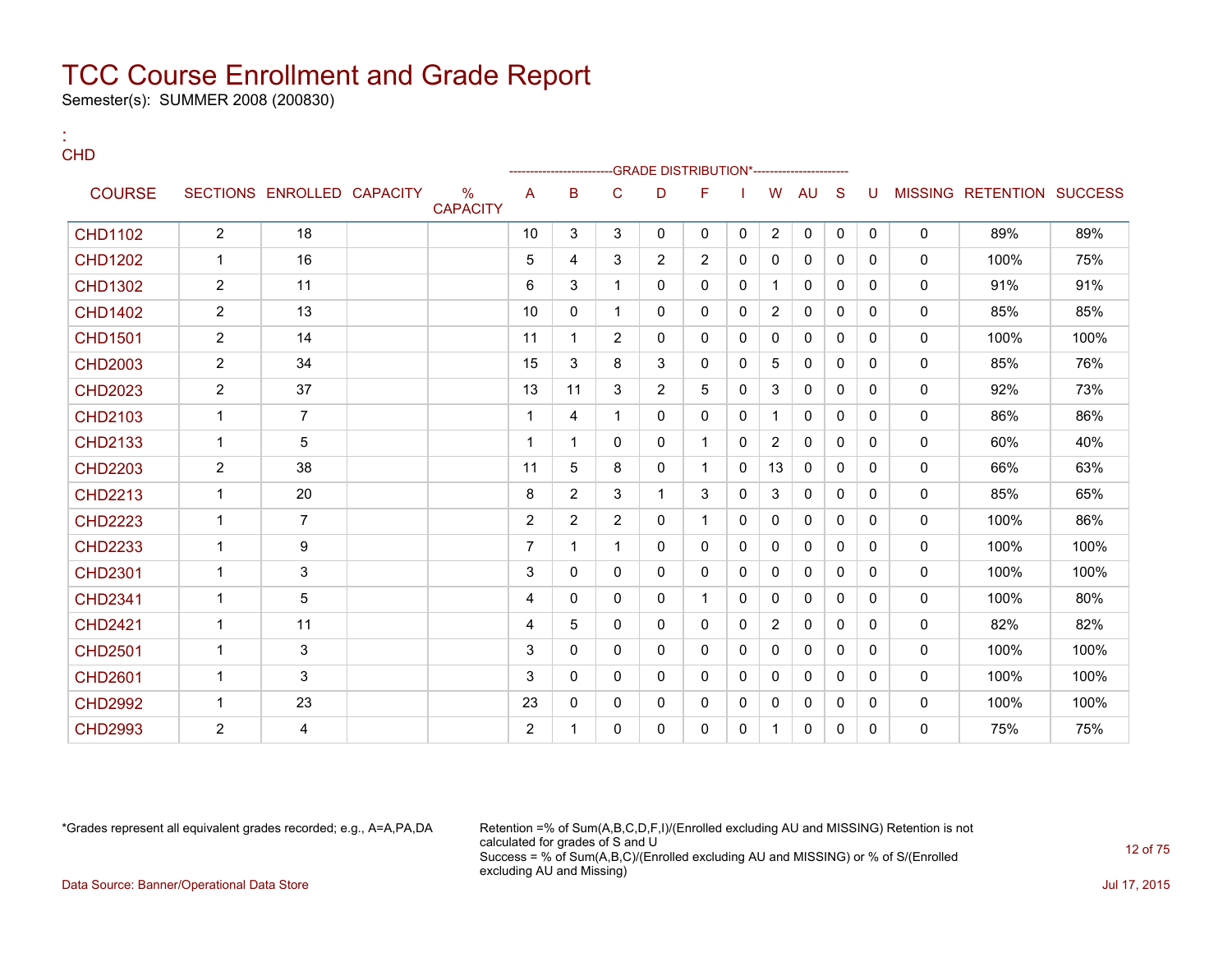# TCC Course Enrollment and Grade Report

Semester(s): SUMMER 2008 (200830)

:
CHD

| COURSE | SECTIONS | ENROLLED | CAPACITY | % CAPACITY | A | B | C | D | F | I | W | AU | S | U | MISSING | RETENTION | SUCCESS |
|---|---|---|---|---|---|---|---|---|---|---|---|---|---|---|---|---|---|
| | | | | | --------------------------GRADE DISTRIBUTION* | | | | | | | | | ----------------------- | | | |
| CHD1102 | 2 | 18 | | | 10 | 3 | 3 | 0 | 0 | 0 | 2 | 0 | 0 | 0 | 0 | 89% | 89% |
| CHD1202 | 1 | 16 | | | 5 | 4 | 3 | 2 | 2 | 0 | 0 | 0 | 0 | 0 | 0 | 100% | 75% |
| CHD1302 | 2 | 11 | | | 6 | 3 | 1 | 0 | 0 | 0 | 1 | 0 | 0 | 0 | 0 | 91% | 91% |
| CHD1402 | 2 | 13 | | | 10 | 0 | 1 | 0 | 0 | 0 | 2 | 0 | 0 | 0 | 0 | 85% | 85% |
| CHD1501 | 2 | 14 | | | 11 | 1 | 2 | 0 | 0 | 0 | 0 | 0 | 0 | 0 | 0 | 100% | 100% |
| CHD2003 | 2 | 34 | | | 15 | 3 | 8 | 3 | 0 | 0 | 5 | 0 | 0 | 0 | 0 | 85% | 76% |
| CHD2023 | 2 | 37 | | | 13 | 11 | 3 | 2 | 5 | 0 | 3 | 0 | 0 | 0 | 0 | 92% | 73% |
| CHD2103 | 1 | 7 | | | 1 | 4 | 1 | 0 | 0 | 0 | 1 | 0 | 0 | 0 | 0 | 86% | 86% |
| CHD2133 | 1 | 5 | | | 1 | 1 | 0 | 0 | 1 | 0 | 2 | 0 | 0 | 0 | 0 | 60% | 40% |
| CHD2203 | 2 | 38 | | | 11 | 5 | 8 | 0 | 1 | 0 | 13 | 0 | 0 | 0 | 0 | 66% | 63% |
| CHD2213 | 1 | 20 | | | 8 | 2 | 3 | 1 | 3 | 0 | 3 | 0 | 0 | 0 | 0 | 85% | 65% |
| CHD2223 | 1 | 7 | | | 2 | 2 | 2 | 0 | 1 | 0 | 0 | 0 | 0 | 0 | 0 | 100% | 86% |
| CHD2233 | 1 | 9 | | | 7 | 1 | 1 | 0 | 0 | 0 | 0 | 0 | 0 | 0 | 0 | 100% | 100% |
| CHD2301 | 1 | 3 | | | 3 | 0 | 0 | 0 | 0 | 0 | 0 | 0 | 0 | 0 | 0 | 100% | 100% |
| CHD2341 | 1 | 5 | | | 4 | 0 | 0 | 0 | 1 | 0 | 0 | 0 | 0 | 0 | 0 | 100% | 80% |
| CHD2421 | 1 | 11 | | | 4 | 5 | 0 | 0 | 0 | 0 | 2 | 0 | 0 | 0 | 0 | 82% | 82% |
| CHD2501 | 1 | 3 | | | 3 | 0 | 0 | 0 | 0 | 0 | 0 | 0 | 0 | 0 | 0 | 100% | 100% |
| CHD2601 | 1 | 3 | | | 3 | 0 | 0 | 0 | 0 | 0 | 0 | 0 | 0 | 0 | 0 | 100% | 100% |
| CHD2992 | 1 | 23 | | | 23 | 0 | 0 | 0 | 0 | 0 | 0 | 0 | 0 | 0 | 0 | 100% | 100% |
| CHD2993 | 2 | 4 | | | 2 | 1 | 0 | 0 | 0 | 0 | 1 | 0 | 0 | 0 | 0 | 75% | 75% |

*Grades represent all equivalent grades recorded; e.g., A=A,PA,DA

Retention =% of Sum(A,B,C,D,F,I)/(Enrolled excluding AU and MISSING) Retention is not calculated for grades of S and U
Success = % of Sum(A,B,C)/(Enrolled excluding AU and MISSING) or % of S/(Enrolled excluding AU and Missing)

Data Source: Banner/Operational Data Store

Jul 17, 2015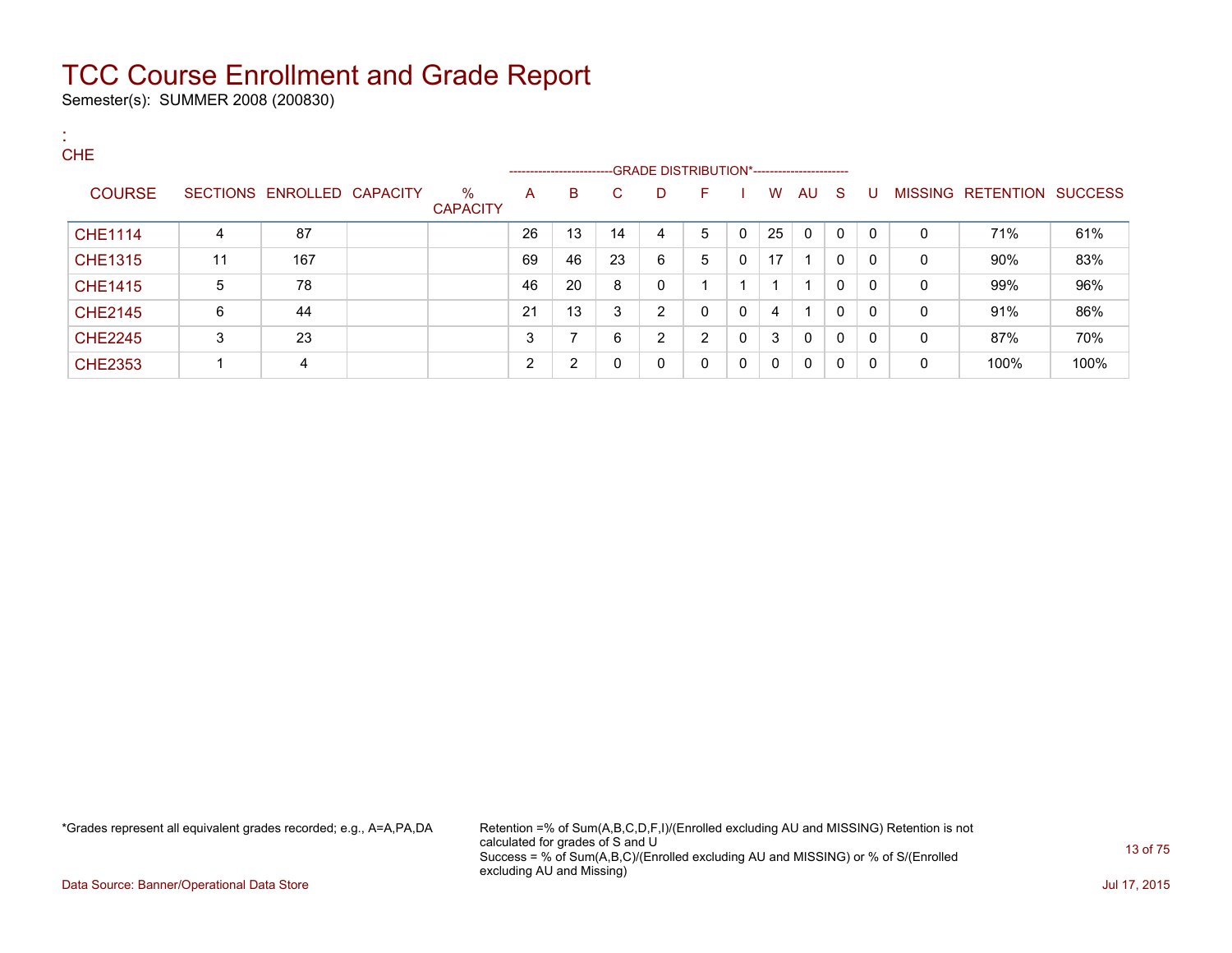# TCC Course Enrollment and Grade Report

Semester(s): SUMMER 2008 (200830)

:
CHE

| COURSE | SECTIONS | ENROLLED | CAPACITY | % CAPACITY | A | B | C | D | F | I | W | AU | S | U | MISSING | RETENTION | SUCCESS |
|---|---|---|---|---|---|---|---|---|---|---|---|---|---|---|---|---|---|
| | | | | | GRADE DISTRIBUTION* | | | | | | | | | | | | |
| CHE1114 | 4 | 87 | | | 26 | 13 | 14 | 4 | 5 | 0 | 25 | 0 | 0 | 0 | 0 | 71% | 61% |
| CHE1315 | 11 | 167 | | | 69 | 46 | 23 | 6 | 5 | 0 | 17 | 1 | 0 | 0 | 0 | 90% | 83% |
| CHE1415 | 5 | 78 | | | 46 | 20 | 8 | 0 | 1 | 1 | 1 | 1 | 0 | 0 | 0 | 99% | 96% |
| CHE2145 | 6 | 44 | | | 21 | 13 | 3 | 2 | 0 | 0 | 4 | 1 | 0 | 0 | 0 | 91% | 86% |
| CHE2245 | 3 | 23 | | | 3 | 7 | 6 | 2 | 2 | 0 | 3 | 0 | 0 | 0 | 0 | 87% | 70% |
| CHE2353 | 1 | 4 | | | 2 | 2 | 0 | 0 | 0 | 0 | 0 | 0 | 0 | 0 | 0 | 100% | 100% |

*Grades represent all equivalent grades recorded; e.g., A=A,PA,DA

Retention =% of Sum(A,B,C,D,F,I)/(Enrolled excluding AU and MISSING) Retention is not calculated for grades of S and U
Success = % of Sum(A,B,C)/(Enrolled excluding AU and MISSING) or % of S/(Enrolled excluding AU and Missing)

Data Source: Banner/Operational Data Store

Jul 17, 2015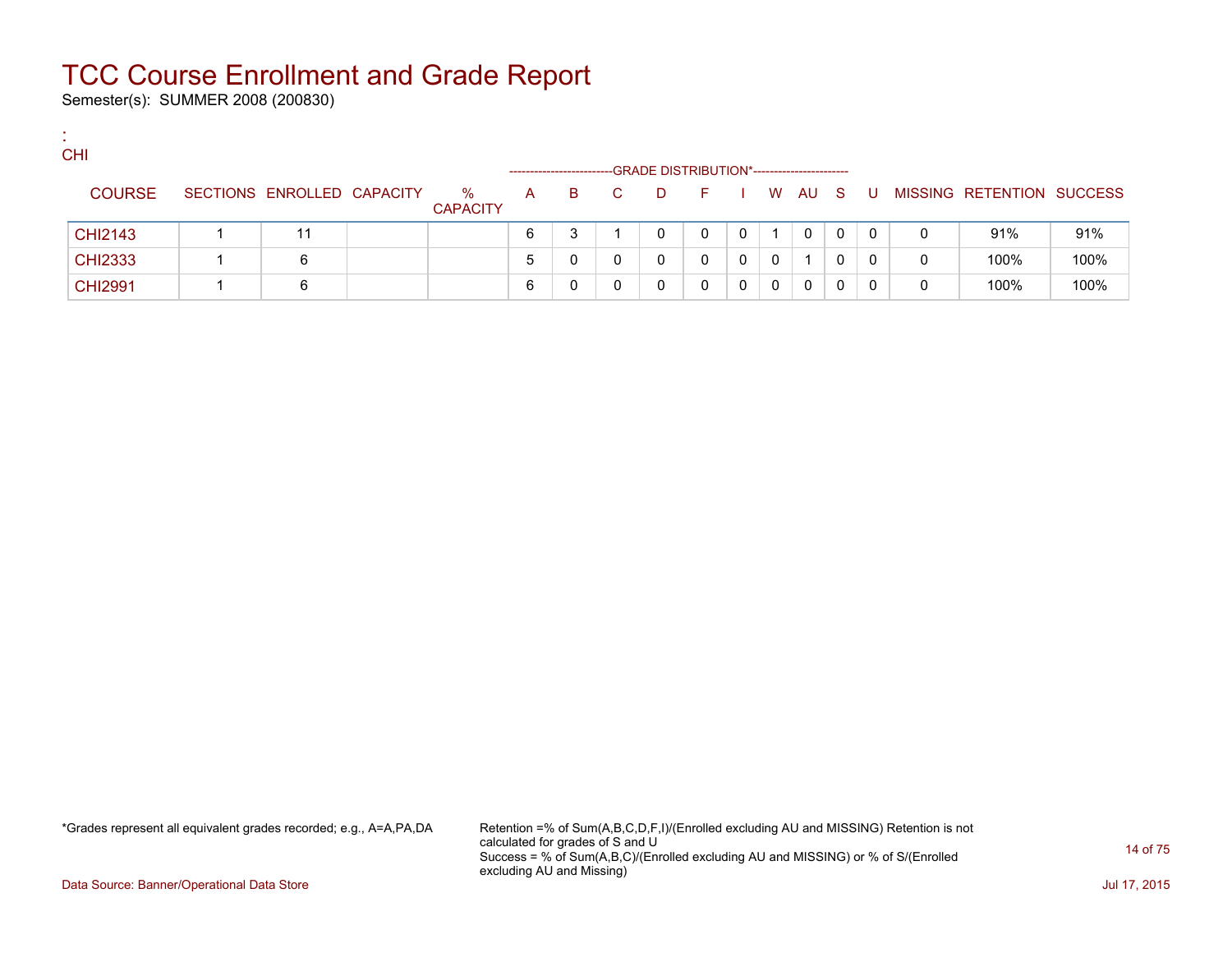# TCC Course Enrollment and Grade Report

Semester(s): SUMMER 2008 (200830)

:
CHI

| COURSE | SECTIONS | ENROLLED | CAPACITY | % CAPACITY | A | B | C | D | F | I | W | AU | S | U | MISSING | RETENTION | SUCCESS |
|---|---|---|---|---|---|---|---|---|---|---|---|---|---|---|---|---|---|
| | | | | | GRADE DISTRIBUTION* | | | | | | | | | | | | |
| CHI2143 | 1 | 11 | | | 6 | 3 | 1 | 0 | 0 | 0 | 1 | 0 | 0 | 0 | 0 | 91% | 91% |
| CHI2333 | 1 | 6 | | | 5 | 0 | 0 | 0 | 0 | 0 | 0 | 1 | 0 | 0 | 0 | 100% | 100% |
| CHI2991 | 1 | 6 | | | 6 | 0 | 0 | 0 | 0 | 0 | 0 | 0 | 0 | 0 | 0 | 100% | 100% |

*Grades represent all equivalent grades recorded; e.g., A=A,PA,DA

Retention =% of Sum(A,B,C,D,F,I)/(Enrolled excluding AU and MISSING) Retention is not calculated for grades of S and U
Success = % of Sum(A,B,C)/(Enrolled excluding AU and MISSING) or % of S/(Enrolled excluding AU and Missing)

Data Source: Banner/Operational Data Store

Jul 17, 2015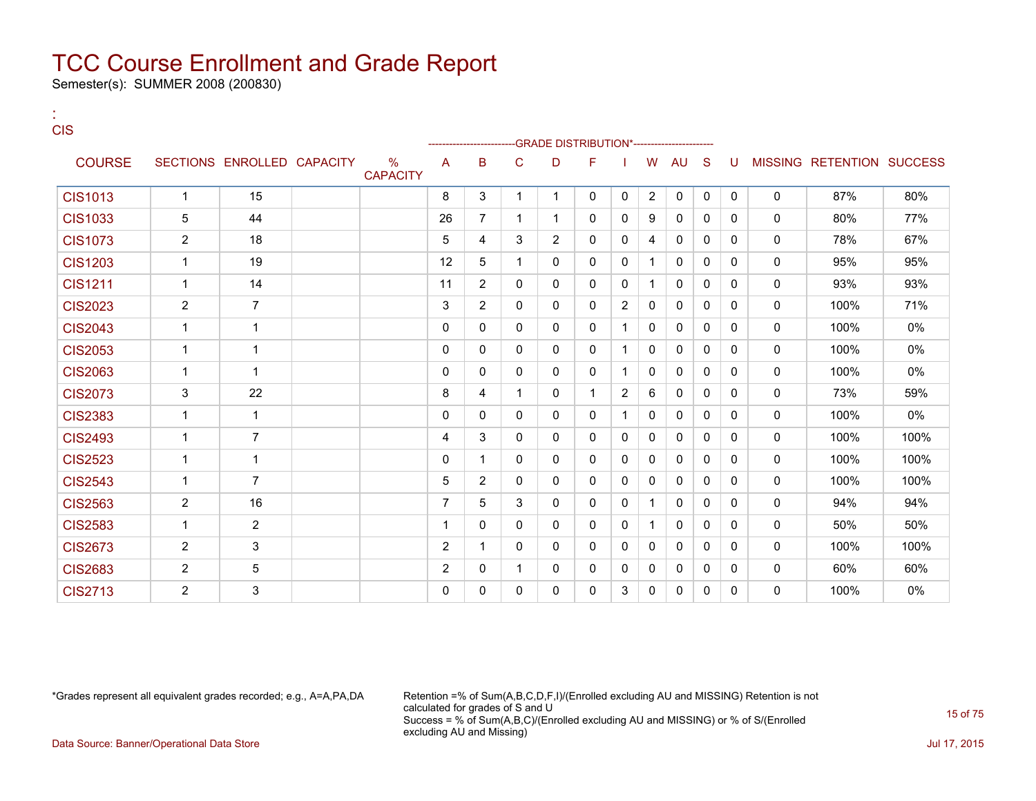# TCC Course Enrollment and Grade Report

Semester(s): SUMMER 2008 (200830)

:
CIS

| COURSE | SECTIONS | ENROLLED | CAPACITY | % CAPACITY | A | B | C | D | F | I | W | AU | S | U | MISSING | RETENTION | SUCCESS |
|---|---|---|---|---|---|---|---|---|---|---|---|---|---|---|---|---|---|
| | | | | | GRADE DISTRIBUTION* | | | | | | | | | | | | |
| CIS1013 | 1 | 15 | | | 8 | 3 | 1 | 1 | 0 | 0 | 2 | 0 | 0 | 0 | 0 | 87% | 80% |
| CIS1033 | 5 | 44 | | | 26 | 7 | 1 | 1 | 0 | 0 | 9 | 0 | 0 | 0 | 0 | 80% | 77% |
| CIS1073 | 2 | 18 | | | 5 | 4 | 3 | 2 | 0 | 0 | 4 | 0 | 0 | 0 | 0 | 78% | 67% |
| CIS1203 | 1 | 19 | | | 12 | 5 | 1 | 0 | 0 | 0 | 1 | 0 | 0 | 0 | 0 | 95% | 95% |
| CIS1211 | 1 | 14 | | | 11 | 2 | 0 | 0 | 0 | 0 | 1 | 0 | 0 | 0 | 0 | 93% | 93% |
| CIS2023 | 2 | 7 | | | 3 | 2 | 0 | 0 | 0 | 2 | 0 | 0 | 0 | 0 | 0 | 100% | 71% |
| CIS2043 | 1 | 1 | | | 0 | 0 | 0 | 0 | 0 | 1 | 0 | 0 | 0 | 0 | 0 | 100% | 0% |
| CIS2053 | 1 | 1 | | | 0 | 0 | 0 | 0 | 0 | 1 | 0 | 0 | 0 | 0 | 0 | 100% | 0% |
| CIS2063 | 1 | 1 | | | 0 | 0 | 0 | 0 | 0 | 1 | 0 | 0 | 0 | 0 | 0 | 100% | 0% |
| CIS2073 | 3 | 22 | | | 8 | 4 | 1 | 0 | 1 | 2 | 6 | 0 | 0 | 0 | 0 | 73% | 59% |
| CIS2383 | 1 | 1 | | | 0 | 0 | 0 | 0 | 0 | 1 | 0 | 0 | 0 | 0 | 0 | 100% | 0% |
| CIS2493 | 1 | 7 | | | 4 | 3 | 0 | 0 | 0 | 0 | 0 | 0 | 0 | 0 | 0 | 100% | 100% |
| CIS2523 | 1 | 1 | | | 0 | 1 | 0 | 0 | 0 | 0 | 0 | 0 | 0 | 0 | 0 | 100% | 100% |
| CIS2543 | 1 | 7 | | | 5 | 2 | 0 | 0 | 0 | 0 | 0 | 0 | 0 | 0 | 0 | 100% | 100% |
| CIS2563 | 2 | 16 | | | 7 | 5 | 3 | 0 | 0 | 0 | 1 | 0 | 0 | 0 | 0 | 94% | 94% |
| CIS2583 | 1 | 2 | | | 1 | 0 | 0 | 0 | 0 | 0 | 1 | 0 | 0 | 0 | 0 | 50% | 50% |
| CIS2673 | 2 | 3 | | | 2 | 1 | 0 | 0 | 0 | 0 | 0 | 0 | 0 | 0 | 0 | 100% | 100% |
| CIS2683 | 2 | 5 | | | 2 | 0 | 1 | 0 | 0 | 0 | 0 | 0 | 0 | 0 | 0 | 60% | 60% |
| CIS2713 | 2 | 3 | | | 0 | 0 | 0 | 0 | 0 | 3 | 0 | 0 | 0 | 0 | 0 | 100% | 0% |

*Grades represent all equivalent grades recorded; e.g., A=A,PA,DA

Retention =% of Sum(A,B,C,D,F,I)/(Enrolled excluding AU and MISSING) Retention is not calculated for grades of S and U
Success = % of Sum(A,B,C)/(Enrolled excluding AU and MISSING) or % of S/(Enrolled excluding AU and Missing)

Data Source: Banner/Operational Data Store

Jul 17, 2015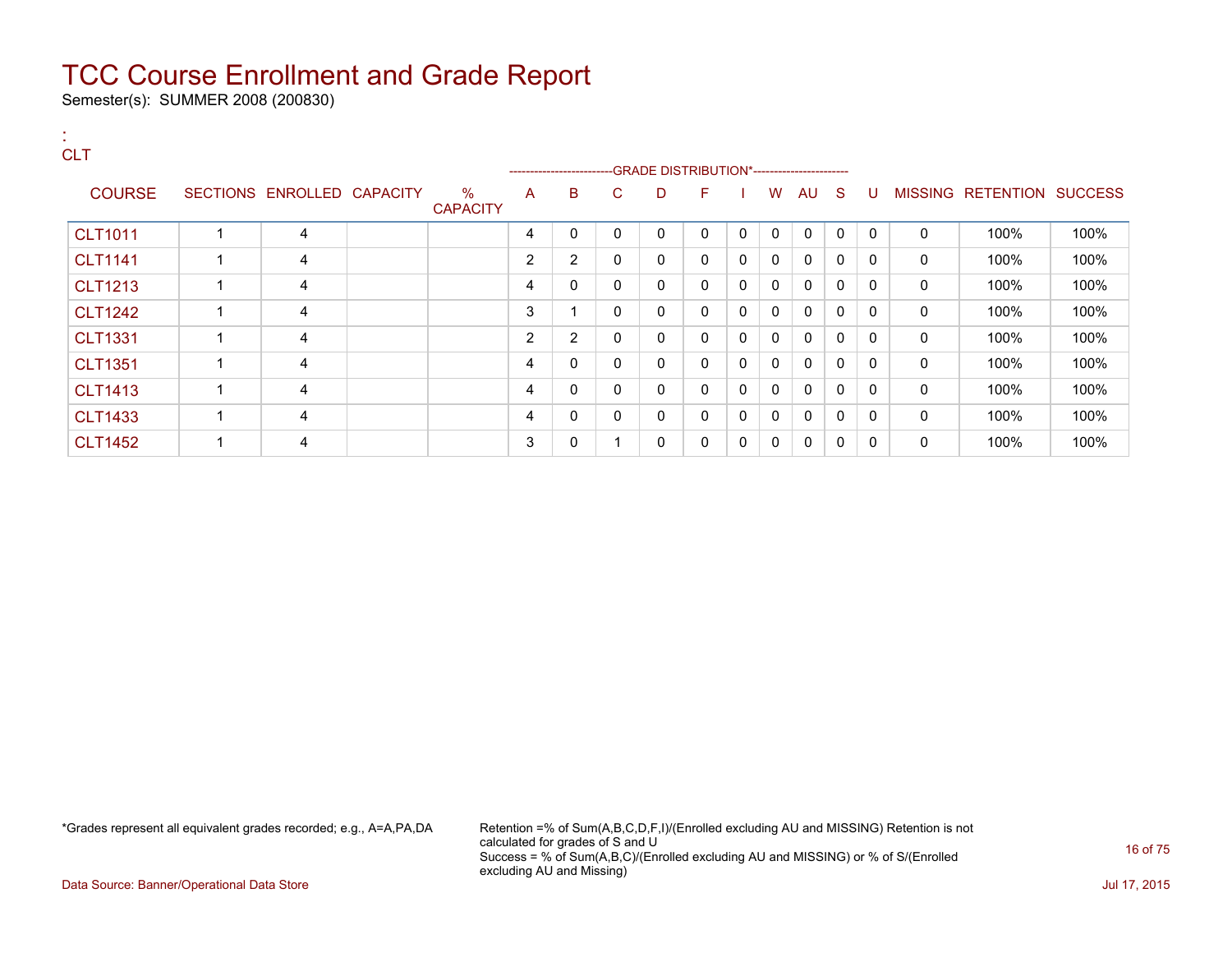# TCC Course Enrollment and Grade Report

Semester(s): SUMMER 2008 (200830)

:
CLT

| COURSE | SECTIONS | ENROLLED | CAPACITY | % CAPACITY | A | B | C | D | F | I | W | AU | S | U | MISSING | RETENTION | SUCCESS |
|---|---|---|---|---|---|---|---|---|---|---|---|---|---|---|---|---|---|
| | | | | | GRADE DISTRIBUTION* | | | | | | | | | | | | |
| CLT1011 | 1 | 4 | | | 4 | 0 | 0 | 0 | 0 | 0 | 0 | 0 | 0 | 0 | 0 | 100% | 100% |
| CLT1141 | 1 | 4 | | | 2 | 2 | 0 | 0 | 0 | 0 | 0 | 0 | 0 | 0 | 0 | 100% | 100% |
| CLT1213 | 1 | 4 | | | 4 | 0 | 0 | 0 | 0 | 0 | 0 | 0 | 0 | 0 | 0 | 100% | 100% |
| CLT1242 | 1 | 4 | | | 3 | 1 | 0 | 0 | 0 | 0 | 0 | 0 | 0 | 0 | 0 | 100% | 100% |
| CLT1331 | 1 | 4 | | | 2 | 2 | 0 | 0 | 0 | 0 | 0 | 0 | 0 | 0 | 0 | 100% | 100% |
| CLT1351 | 1 | 4 | | | 4 | 0 | 0 | 0 | 0 | 0 | 0 | 0 | 0 | 0 | 0 | 100% | 100% |
| CLT1413 | 1 | 4 | | | 4 | 0 | 0 | 0 | 0 | 0 | 0 | 0 | 0 | 0 | 0 | 100% | 100% |
| CLT1433 | 1 | 4 | | | 4 | 0 | 0 | 0 | 0 | 0 | 0 | 0 | 0 | 0 | 0 | 100% | 100% |
| CLT1452 | 1 | 4 | | | 3 | 0 | 1 | 0 | 0 | 0 | 0 | 0 | 0 | 0 | 0 | 100% | 100% |

*Grades represent all equivalent grades recorded; e.g., A=A,PA,DA

Retention =% of Sum(A,B,C,D,F,I)/(Enrolled excluding AU and MISSING) Retention is not calculated for grades of S and U
Success = % of Sum(A,B,C)/(Enrolled excluding AU and MISSING) or % of S/(Enrolled excluding AU and Missing)

Data Source: Banner/Operational Data Store

Jul 17, 2015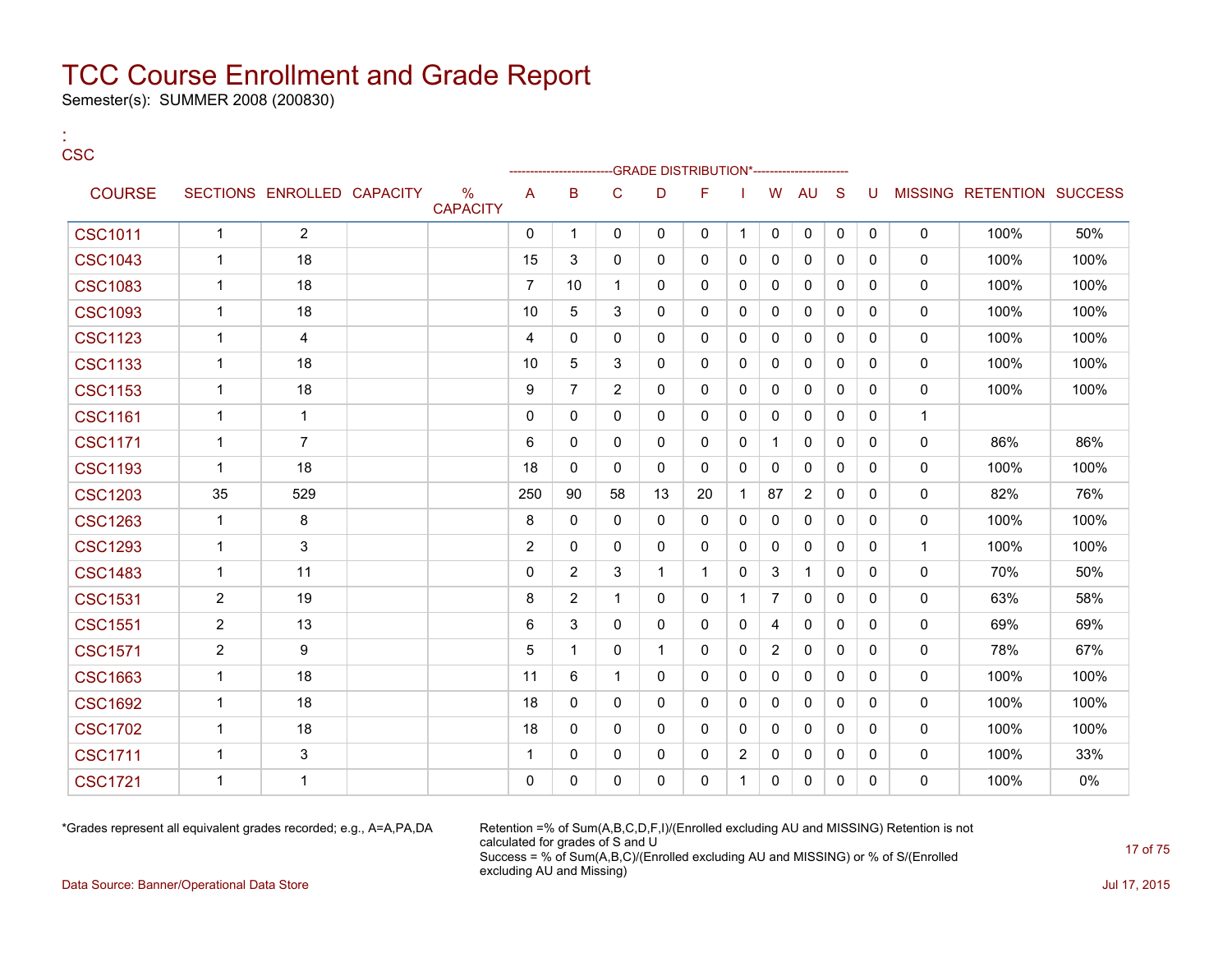# TCC Course Enrollment and Grade Report

Semester(s): SUMMER 2008 (200830)

:
CSC

| COURSE | SECTIONS | ENROLLED | CAPACITY | % CAPACITY | A | B | C | D | F | I | W | AU | S | U | MISSING | RETENTION | SUCCESS |
|---|---|---|---|---|---|---|---|---|---|---|---|---|---|---|---|---|---|
| | | | | | GRADE DISTRIBUTION* | | | | | | | | | | | | |
| CSC1011 | 1 | 2 | | | 0 | 1 | 0 | 0 | 0 | 1 | 0 | 0 | 0 | 0 | 0 | 100% | 50% |
| CSC1043 | 1 | 18 | | | 15 | 3 | 0 | 0 | 0 | 0 | 0 | 0 | 0 | 0 | 0 | 100% | 100% |
| CSC1083 | 1 | 18 | | | 7 | 10 | 1 | 0 | 0 | 0 | 0 | 0 | 0 | 0 | 0 | 100% | 100% |
| CSC1093 | 1 | 18 | | | 10 | 5 | 3 | 0 | 0 | 0 | 0 | 0 | 0 | 0 | 0 | 100% | 100% |
| CSC1123 | 1 | 4 | | | 4 | 0 | 0 | 0 | 0 | 0 | 0 | 0 | 0 | 0 | 0 | 100% | 100% |
| CSC1133 | 1 | 18 | | | 10 | 5 | 3 | 0 | 0 | 0 | 0 | 0 | 0 | 0 | 0 | 100% | 100% |
| CSC1153 | 1 | 18 | | | 9 | 7 | 2 | 0 | 0 | 0 | 0 | 0 | 0 | 0 | 0 | 100% | 100% |
| CSC1161 | 1 | 1 | | | 0 | 0 | 0 | 0 | 0 | 0 | 0 | 0 | 0 | 0 | 1 | | |
| CSC1171 | 1 | 7 | | | 6 | 0 | 0 | 0 | 0 | 0 | 1 | 0 | 0 | 0 | 0 | 86% | 86% |
| CSC1193 | 1 | 18 | | | 18 | 0 | 0 | 0 | 0 | 0 | 0 | 0 | 0 | 0 | 0 | 100% | 100% |
| CSC1203 | 35 | 529 | | | 250 | 90 | 58 | 13 | 20 | 1 | 87 | 2 | 0 | 0 | 0 | 82% | 76% |
| CSC1263 | 1 | 8 | | | 8 | 0 | 0 | 0 | 0 | 0 | 0 | 0 | 0 | 0 | 0 | 100% | 100% |
| CSC1293 | 1 | 3 | | | 2 | 0 | 0 | 0 | 0 | 0 | 0 | 0 | 0 | 0 | 1 | 100% | 100% |
| CSC1483 | 1 | 11 | | | 0 | 2 | 3 | 1 | 1 | 0 | 3 | 1 | 0 | 0 | 0 | 70% | 50% |
| CSC1531 | 2 | 19 | | | 8 | 2 | 1 | 0 | 0 | 1 | 7 | 0 | 0 | 0 | 0 | 63% | 58% |
| CSC1551 | 2 | 13 | | | 6 | 3 | 0 | 0 | 0 | 0 | 4 | 0 | 0 | 0 | 0 | 69% | 69% |
| CSC1571 | 2 | 9 | | | 5 | 1 | 0 | 1 | 0 | 0 | 2 | 0 | 0 | 0 | 0 | 78% | 67% |
| CSC1663 | 1 | 18 | | | 11 | 6 | 1 | 0 | 0 | 0 | 0 | 0 | 0 | 0 | 0 | 100% | 100% |
| CSC1692 | 1 | 18 | | | 18 | 0 | 0 | 0 | 0 | 0 | 0 | 0 | 0 | 0 | 0 | 100% | 100% |
| CSC1702 | 1 | 18 | | | 18 | 0 | 0 | 0 | 0 | 0 | 0 | 0 | 0 | 0 | 0 | 100% | 100% |
| CSC1711 | 1 | 3 | | | 1 | 0 | 0 | 0 | 0 | 2 | 0 | 0 | 0 | 0 | 0 | 100% | 33% |
| CSC1721 | 1 | 1 | | | 0 | 0 | 0 | 0 | 0 | 1 | 0 | 0 | 0 | 0 | 0 | 100% | 0% |

*Grades represent all equivalent grades recorded; e.g., A=A,PA,DA

Retention =% of Sum(A,B,C,D,F,I)/(Enrolled excluding AU and MISSING) Retention is not calculated for grades of S and U
Success = % of Sum(A,B,C)/(Enrolled excluding AU and MISSING) or % of S/(Enrolled excluding AU and Missing)

Data Source: Banner/Operational Data Store

Jul 17, 2015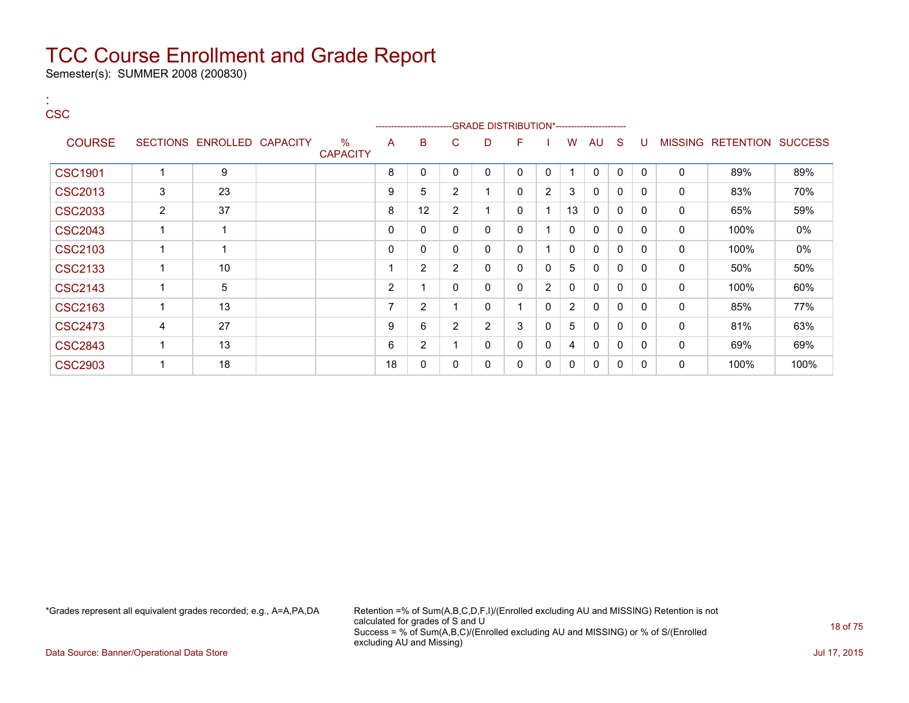# TCC Course Enrollment and Grade Report

Semester(s): SUMMER 2008 (200830)

:
CSC

| COURSE | SECTIONS | ENROLLED | CAPACITY | % CAPACITY | A | B | C | D | F | I | W | AU | S | U | MISSING | RETENTION | SUCCESS |
|---|---|---|---|---|---|---|---|---|---|---|---|---|---|---|---|---|---|
| | | | | | -------------------------GRADE DISTRIBUTION*---------------------- | | | | | | | | | | | | |
| CSC1901 | 1 | 9 | | | 8 | 0 | 0 | 0 | 0 | 0 | 1 | 0 | 0 | 0 | 0 | 89% | 89% |
| CSC2013 | 3 | 23 | | | 9 | 5 | 2 | 1 | 0 | 2 | 3 | 0 | 0 | 0 | 0 | 83% | 70% |
| CSC2033 | 2 | 37 | | | 8 | 12 | 2 | 1 | 0 | 1 | 13 | 0 | 0 | 0 | 0 | 65% | 59% |
| CSC2043 | 1 | 1 | | | 0 | 0 | 0 | 0 | 0 | 1 | 0 | 0 | 0 | 0 | 0 | 100% | 0% |
| CSC2103 | 1 | 1 | | | 0 | 0 | 0 | 0 | 0 | 1 | 0 | 0 | 0 | 0 | 0 | 100% | 0% |
| CSC2133 | 1 | 10 | | | 1 | 2 | 2 | 0 | 0 | 0 | 5 | 0 | 0 | 0 | 0 | 50% | 50% |
| CSC2143 | 1 | 5 | | | 2 | 1 | 0 | 0 | 0 | 2 | 0 | 0 | 0 | 0 | 0 | 100% | 60% |
| CSC2163 | 1 | 13 | | | 7 | 2 | 1 | 0 | 1 | 0 | 2 | 0 | 0 | 0 | 0 | 85% | 77% |
| CSC2473 | 4 | 27 | | | 9 | 6 | 2 | 2 | 3 | 0 | 5 | 0 | 0 | 0 | 0 | 81% | 63% |
| CSC2843 | 1 | 13 | | | 6 | 2 | 1 | 0 | 0 | 0 | 4 | 0 | 0 | 0 | 0 | 69% | 69% |
| CSC2903 | 1 | 18 | | | 18 | 0 | 0 | 0 | 0 | 0 | 0 | 0 | 0 | 0 | 0 | 100% | 100% |

*Grades represent all equivalent grades recorded; e.g., A=A,PA,DA

Retention =% of Sum(A,B,C,D,F,I)/(Enrolled excluding AU and MISSING) Retention is not calculated for grades of S and U
Success = % of Sum(A,B,C)/(Enrolled excluding AU and MISSING) or % of S/(Enrolled excluding AU and Missing)

Data Source: Banner/Operational Data Store

Jul 17, 2015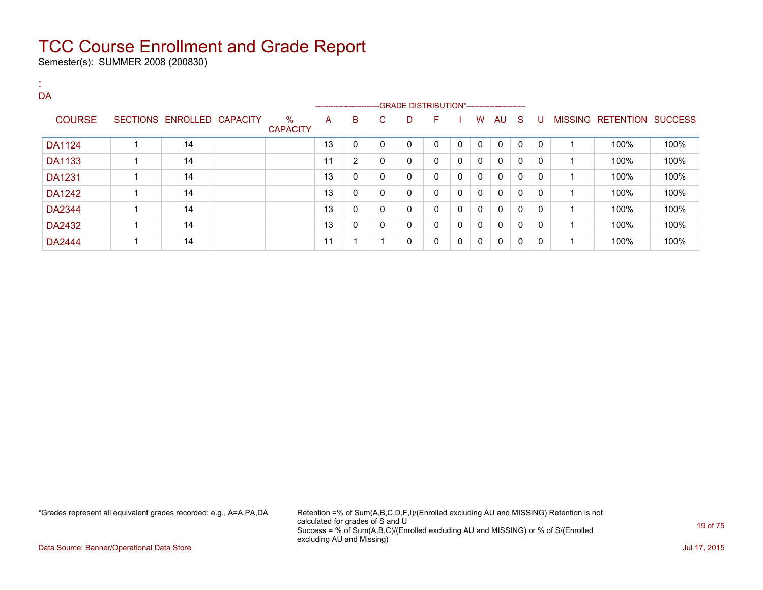# TCC Course Enrollment and Grade Report

Semester(s): SUMMER 2008 (200830)

:
DA

| COURSE | SECTIONS | ENROLLED | CAPACITY | % CAPACITY | A | B | C | D | F | I | W | AU | S | U | MISSING | RETENTION | SUCCESS |
|---|---|---|---|---|---|---|---|---|---|---|---|---|---|---|---|---|---|
| | | | | | GRADE DISTRIBUTION* | | | | | | | | | | | | |
| DA1124 | 1 | 14 | | | 13 | 0 | 0 | 0 | 0 | 0 | 0 | 0 | 0 | 0 | 1 | 100% | 100% |
| DA1133 | 1 | 14 | | | 11 | 2 | 0 | 0 | 0 | 0 | 0 | 0 | 0 | 0 | 1 | 100% | 100% |
| DA1231 | 1 | 14 | | | 13 | 0 | 0 | 0 | 0 | 0 | 0 | 0 | 0 | 0 | 1 | 100% | 100% |
| DA1242 | 1 | 14 | | | 13 | 0 | 0 | 0 | 0 | 0 | 0 | 0 | 0 | 0 | 1 | 100% | 100% |
| DA2344 | 1 | 14 | | | 13 | 0 | 0 | 0 | 0 | 0 | 0 | 0 | 0 | 0 | 1 | 100% | 100% |
| DA2432 | 1 | 14 | | | 13 | 0 | 0 | 0 | 0 | 0 | 0 | 0 | 0 | 0 | 1 | 100% | 100% |
| DA2444 | 1 | 14 | | | 11 | 1 | 1 | 0 | 0 | 0 | 0 | 0 | 0 | 0 | 1 | 100% | 100% |

*Grades represent all equivalent grades recorded; e.g., A=A,PA,DA

Retention =% of Sum(A,B,C,D,F,I)/(Enrolled excluding AU and MISSING) Retention is not calculated for grades of S and U
Success = % of Sum(A,B,C)/(Enrolled excluding AU and MISSING) or % of S/(Enrolled excluding AU and Missing)

Data Source: Banner/Operational Data Store

Jul 17, 2015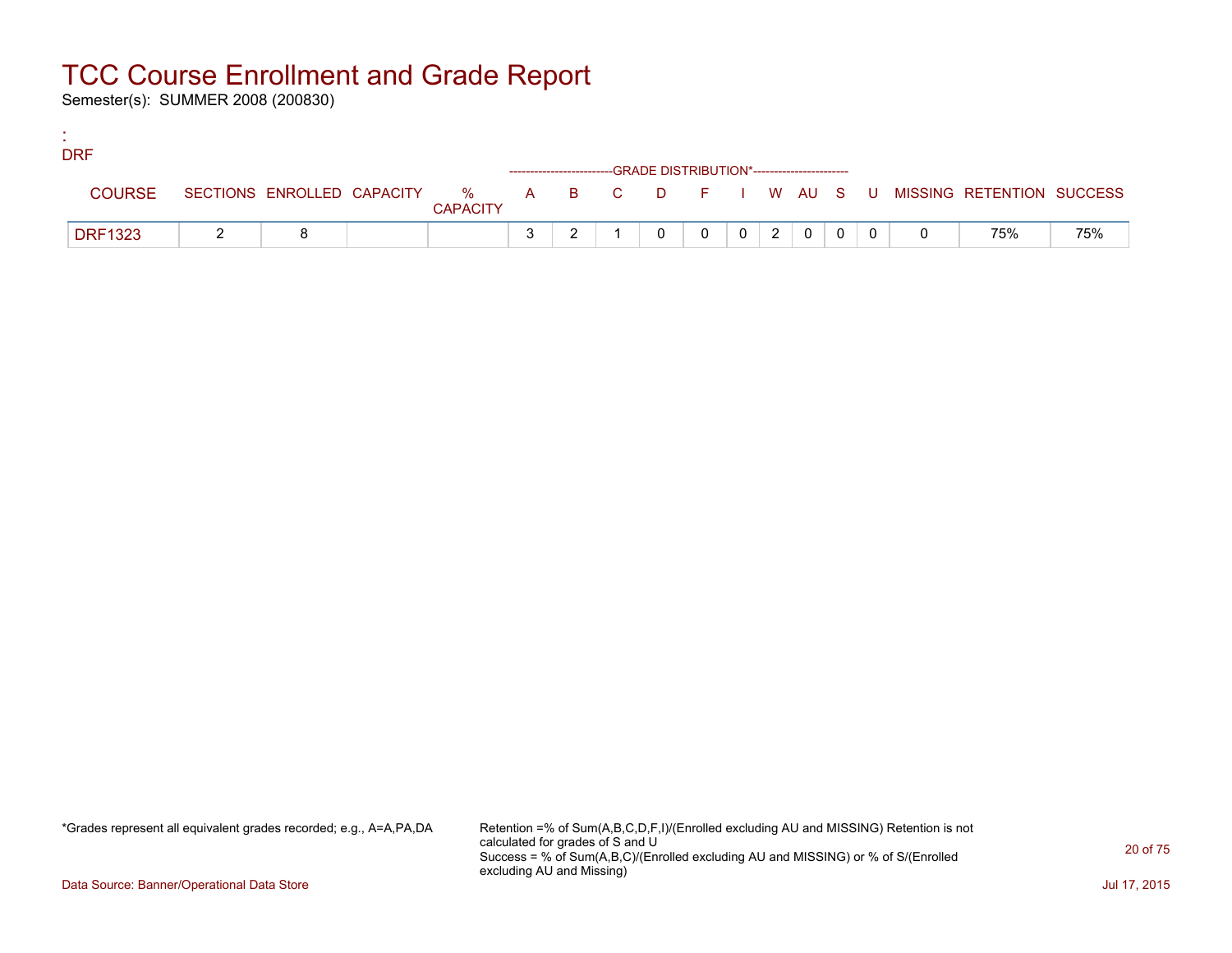# TCC Course Enrollment and Grade Report

Semester(s): SUMMER 2008 (200830)

:
DRF

| COURSE | SECTIONS | ENROLLED | CAPACITY | % CAPACITY | A | B | C | D | F | I | W | AU | S | U | MISSING | RETENTION | SUCCESS |
|---|---|---|---|---|---|---|---|---|---|---|---|---|---|---|---|---|---|
| | | | | | GRADE DISTRIBUTION* | | | | | | | | | | | | |
| DRF1323 | 2 | 8 | | | 3 | 2 | 1 | 0 | 0 | 0 | 2 | 0 | 0 | 0 | 0 | 75% | 75% |

*Grades represent all equivalent grades recorded; e.g., A=A,PA,DA

Retention =% of Sum(A,B,C,D,F,I)/(Enrolled excluding AU and MISSING) Retention is not calculated for grades of S and U
Success = % of Sum(A,B,C)/(Enrolled excluding AU and MISSING) or % of S/(Enrolled excluding AU and Missing)

Data Source: Banner/Operational Data Store

Jul 17, 2015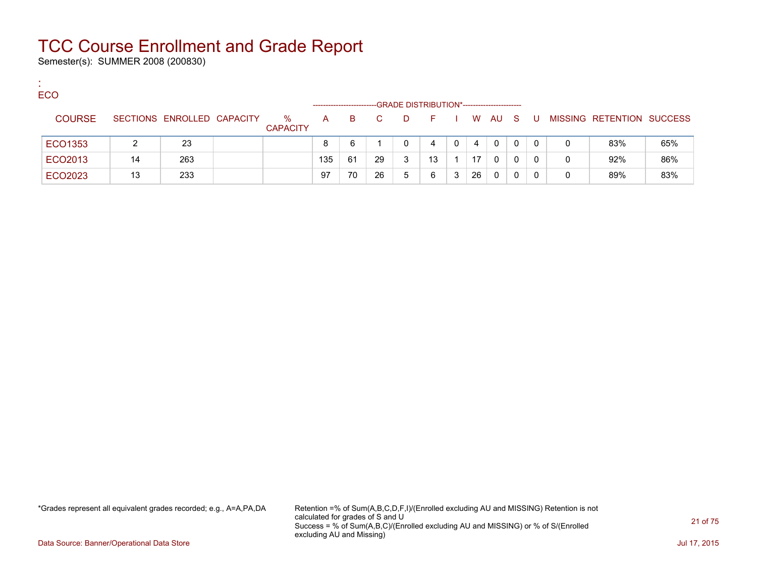# TCC Course Enrollment and Grade Report

Semester(s): SUMMER 2008 (200830)

:
ECO

| COURSE | SECTIONS | ENROLLED | CAPACITY | % CAPACITY | A | B | C | D | F | I | W | AU | S | U | MISSING | RETENTION | SUCCESS |
|---|---|---|---|---|---|---|---|---|---|---|---|---|---|---|---|---|---|
| | | | | | GRADE DISTRIBUTION* | | | | | | | | | | | | |
| ECO1353 | 2 | 23 | | | 8 | 6 | 1 | 0 | 4 | 0 | 4 | 0 | 0 | 0 | 0 | 83% | 65% |
| ECO2013 | 14 | 263 | | | 135 | 61 | 29 | 3 | 13 | 1 | 17 | 0 | 0 | 0 | 0 | 92% | 86% |
| ECO2023 | 13 | 233 | | | 97 | 70 | 26 | 5 | 6 | 3 | 26 | 0 | 0 | 0 | 0 | 89% | 83% |

*Grades represent all equivalent grades recorded; e.g., A=A,PA,DA

Retention =% of Sum(A,B,C,D,F,I)/(Enrolled excluding AU and MISSING) Retention is not calculated for grades of S and U
Success = % of Sum(A,B,C)/(Enrolled excluding AU and MISSING) or % of S/(Enrolled excluding AU and Missing)

Data Source: Banner/Operational Data Store

Jul 17, 2015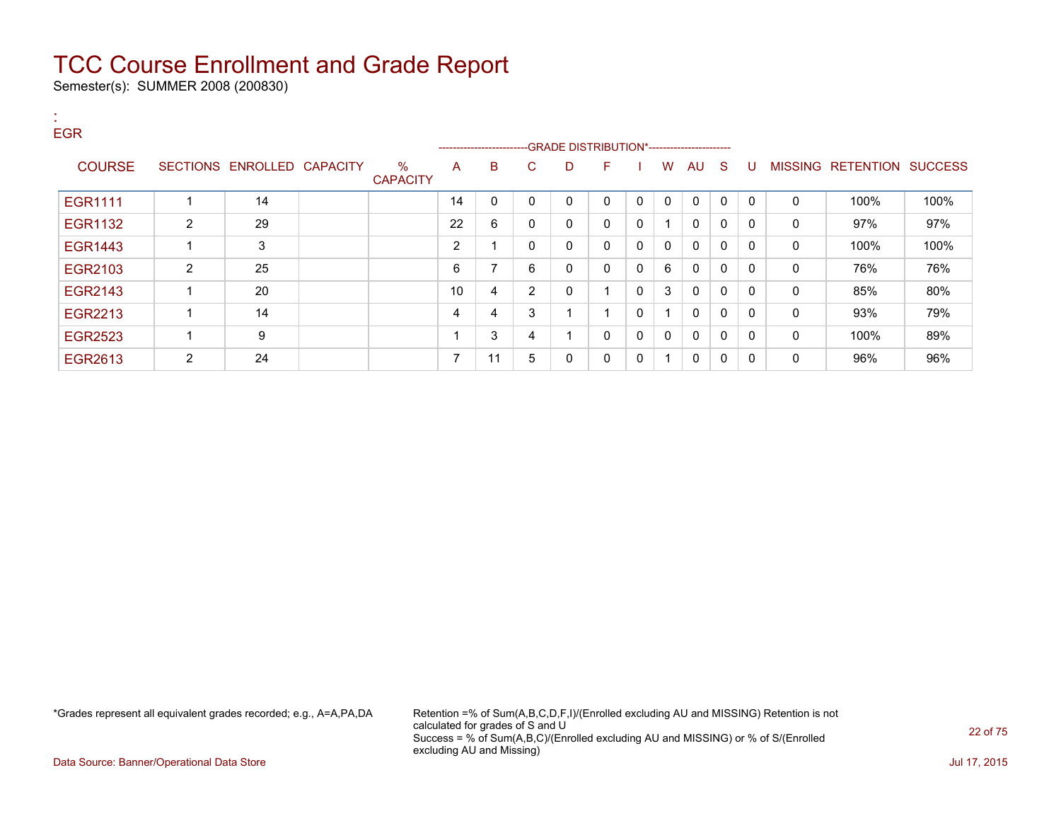# TCC Course Enrollment and Grade Report

Semester(s): SUMMER 2008 (200830)

:
EGR

| COURSE | SECTIONS | ENROLLED | CAPACITY | % CAPACITY | A | B | C | D | F | I | W | AU | S | U | MISSING | RETENTION | SUCCESS |
|---|---|---|---|---|---|---|---|---|---|---|---|---|---|---|---|---|---|
| | | | | | GRADE DISTRIBUTION* | | | | | | | | | | | | |
| EGR1111 | 1 | 14 | | | 14 | 0 | 0 | 0 | 0 | 0 | 0 | 0 | 0 | 0 | 0 | 100% | 100% |
| EGR1132 | 2 | 29 | | | 22 | 6 | 0 | 0 | 0 | 0 | 1 | 0 | 0 | 0 | 0 | 97% | 97% |
| EGR1443 | 1 | 3 | | | 2 | 1 | 0 | 0 | 0 | 0 | 0 | 0 | 0 | 0 | 0 | 100% | 100% |
| EGR2103 | 2 | 25 | | | 6 | 7 | 6 | 0 | 0 | 0 | 6 | 0 | 0 | 0 | 0 | 76% | 76% |
| EGR2143 | 1 | 20 | | | 10 | 4 | 2 | 0 | 1 | 0 | 3 | 0 | 0 | 0 | 0 | 85% | 80% |
| EGR2213 | 1 | 14 | | | 4 | 4 | 3 | 1 | 1 | 0 | 1 | 0 | 0 | 0 | 0 | 93% | 79% |
| EGR2523 | 1 | 9 | | | 1 | 3 | 4 | 1 | 0 | 0 | 0 | 0 | 0 | 0 | 0 | 100% | 89% |
| EGR2613 | 2 | 24 | | | 7 | 11 | 5 | 0 | 0 | 0 | 1 | 0 | 0 | 0 | 0 | 96% | 96% |

*Grades represent all equivalent grades recorded; e.g., A=A,PA,DA

Retention =% of Sum(A,B,C,D,F,I)/(Enrolled excluding AU and MISSING) Retention is not calculated for grades of S and U
Success = % of Sum(A,B,C)/(Enrolled excluding AU and MISSING) or % of S/(Enrolled excluding AU and Missing)

Data Source: Banner/Operational Data Store

Jul 17, 2015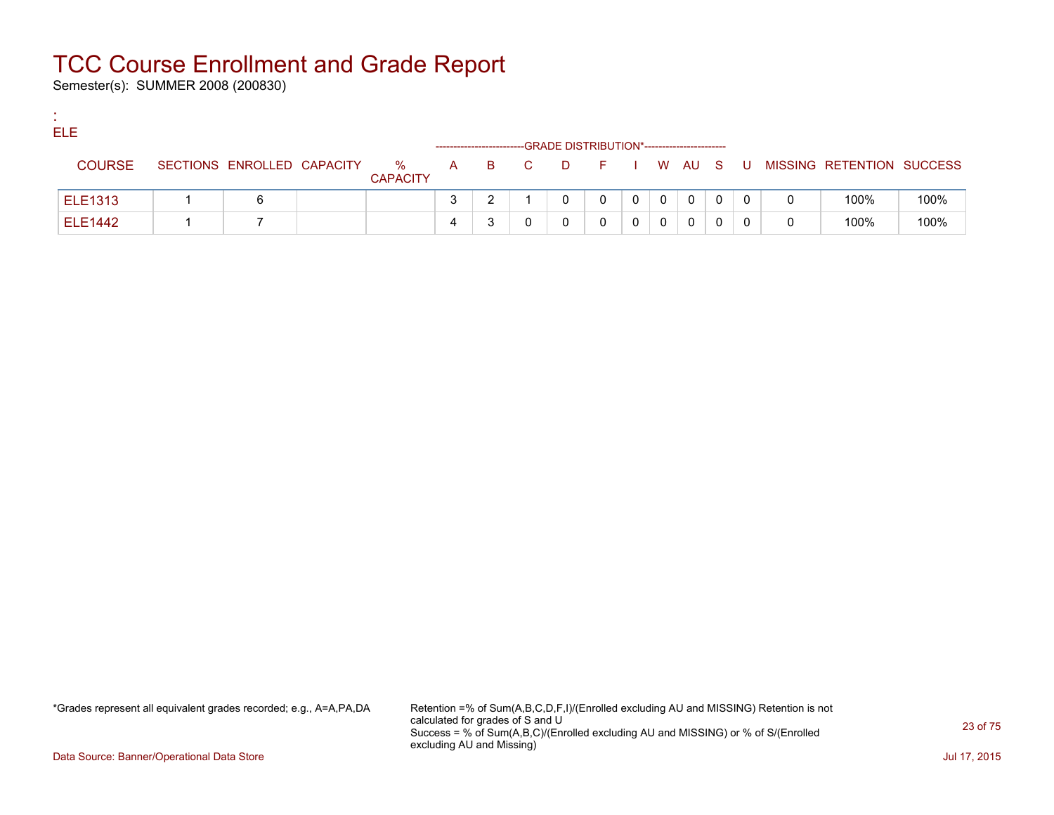# TCC Course Enrollment and Grade Report

Semester(s): SUMMER 2008 (200830)

:
ELE

| COURSE | SECTIONS | ENROLLED | CAPACITY | % CAPACITY | A | B | C | D | F | I | W | AU | S | U | MISSING | RETENTION | SUCCESS |
|---|---|---|---|---|---|---|---|---|---|---|---|---|---|---|---|---|---|
| | | | | | GRADE DISTRIBUTION* | | | | | | | | | | | | |
| ELE1313 | 1 | 6 | | | 3 | 2 | 1 | 0 | 0 | 0 | 0 | 0 | 0 | 0 | 0 | 100% | 100% |
| ELE1442 | 1 | 7 | | | 4 | 3 | 0 | 0 | 0 | 0 | 0 | 0 | 0 | 0 | 0 | 100% | 100% |

*Grades represent all equivalent grades recorded; e.g., A=A,PA,DA

Retention =% of Sum(A,B,C,D,F,I)/(Enrolled excluding AU and MISSING) Retention is not calculated for grades of S and U
Success = % of Sum(A,B,C)/(Enrolled excluding AU and MISSING) or % of S/(Enrolled excluding AU and Missing)

Data Source: Banner/Operational Data Store

Jul 17, 2015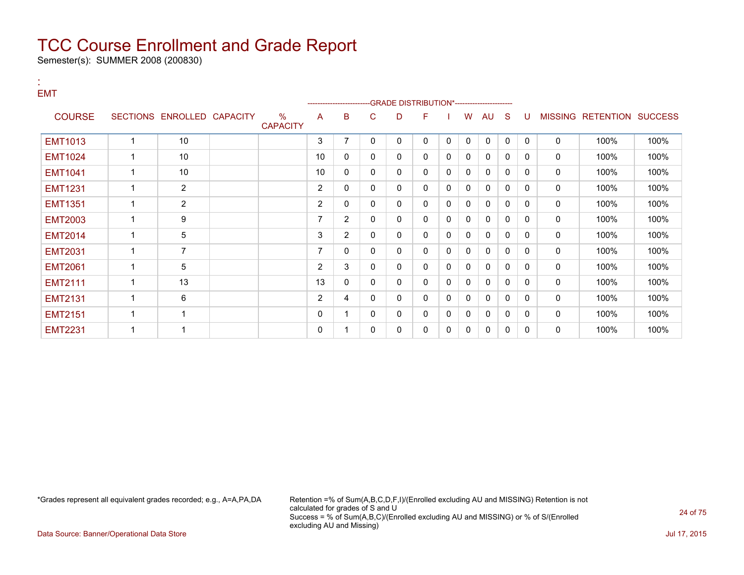# TCC Course Enrollment and Grade Report

Semester(s): SUMMER 2008 (200830)

:
EMT

| COURSE | SECTIONS | ENROLLED | CAPACITY | % CAPACITY | A | B | C | D | F | I | W | AU | S | U | MISSING | RETENTION | SUCCESS |
|---|---|---|---|---|---|---|---|---|---|---|---|---|---|---|---|---|---|
| | | | | | GRADE DISTRIBUTION* | | | | | | | | | | | | |
| EMT1013 | 1 | 10 | | | 3 | 7 | 0 | 0 | 0 | 0 | 0 | 0 | 0 | 0 | 0 | 100% | 100% |
| EMT1024 | 1 | 10 | | | 10 | 0 | 0 | 0 | 0 | 0 | 0 | 0 | 0 | 0 | 0 | 100% | 100% |
| EMT1041 | 1 | 10 | | | 10 | 0 | 0 | 0 | 0 | 0 | 0 | 0 | 0 | 0 | 0 | 100% | 100% |
| EMT1231 | 1 | 2 | | | 2 | 0 | 0 | 0 | 0 | 0 | 0 | 0 | 0 | 0 | 0 | 100% | 100% |
| EMT1351 | 1 | 2 | | | 2 | 0 | 0 | 0 | 0 | 0 | 0 | 0 | 0 | 0 | 0 | 100% | 100% |
| EMT2003 | 1 | 9 | | | 7 | 2 | 0 | 0 | 0 | 0 | 0 | 0 | 0 | 0 | 0 | 100% | 100% |
| EMT2014 | 1 | 5 | | | 3 | 2 | 0 | 0 | 0 | 0 | 0 | 0 | 0 | 0 | 0 | 100% | 100% |
| EMT2031 | 1 | 7 | | | 7 | 0 | 0 | 0 | 0 | 0 | 0 | 0 | 0 | 0 | 0 | 100% | 100% |
| EMT2061 | 1 | 5 | | | 2 | 3 | 0 | 0 | 0 | 0 | 0 | 0 | 0 | 0 | 0 | 100% | 100% |
| EMT2111 | 1 | 13 | | | 13 | 0 | 0 | 0 | 0 | 0 | 0 | 0 | 0 | 0 | 0 | 100% | 100% |
| EMT2131 | 1 | 6 | | | 2 | 4 | 0 | 0 | 0 | 0 | 0 | 0 | 0 | 0 | 0 | 100% | 100% |
| EMT2151 | 1 | 1 | | | 0 | 1 | 0 | 0 | 0 | 0 | 0 | 0 | 0 | 0 | 0 | 100% | 100% |
| EMT2231 | 1 | 1 | | | 0 | 1 | 0 | 0 | 0 | 0 | 0 | 0 | 0 | 0 | 0 | 100% | 100% |

*Grades represent all equivalent grades recorded; e.g., A=A,PA,DA

Retention =% of Sum(A,B,C,D,F,I)/(Enrolled excluding AU and MISSING) Retention is not calculated for grades of S and U
Success = % of Sum(A,B,C)/(Enrolled excluding AU and MISSING) or % of S/(Enrolled excluding AU and Missing)

Data Source: Banner/Operational Data Store

Jul 17, 2015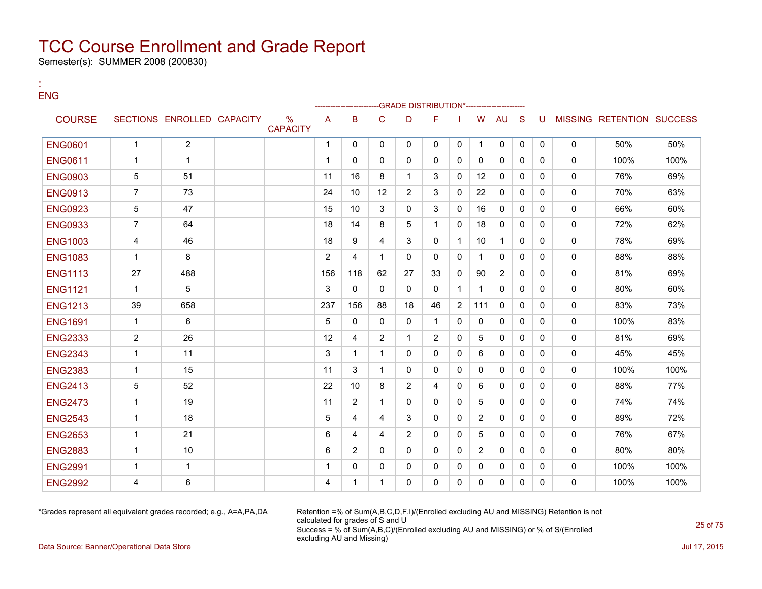# TCC Course Enrollment and Grade Report

Semester(s): SUMMER 2008 (200830)

:
ENG

| COURSE | SECTIONS | ENROLLED | CAPACITY | % CAPACITY | A | B | C | D | F | I | W | AU | S | U | MISSING | RETENTION | SUCCESS |
|---|---|---|---|---|---|---|---|---|---|---|---|---|---|---|---|---|---|
| | | | | | -------------------------GRADE DISTRIBUTION*---------------------- | | | | | | | | | | | | |
| ENG0601 | 1 | 2 | | | 1 | 0 | 0 | 0 | 0 | 0 | 1 | 0 | 0 | 0 | 0 | 50% | 50% |
| ENG0611 | 1 | 1 | | | 1 | 0 | 0 | 0 | 0 | 0 | 0 | 0 | 0 | 0 | 0 | 100% | 100% |
| ENG0903 | 5 | 51 | | | 11 | 16 | 8 | 1 | 3 | 0 | 12 | 0 | 0 | 0 | 0 | 76% | 69% |
| ENG0913 | 7 | 73 | | | 24 | 10 | 12 | 2 | 3 | 0 | 22 | 0 | 0 | 0 | 0 | 70% | 63% |
| ENG0923 | 5 | 47 | | | 15 | 10 | 3 | 0 | 3 | 0 | 16 | 0 | 0 | 0 | 0 | 66% | 60% |
| ENG0933 | 7 | 64 | | | 18 | 14 | 8 | 5 | 1 | 0 | 18 | 0 | 0 | 0 | 0 | 72% | 62% |
| ENG1003 | 4 | 46 | | | 18 | 9 | 4 | 3 | 0 | 1 | 10 | 1 | 0 | 0 | 0 | 78% | 69% |
| ENG1083 | 1 | 8 | | | 2 | 4 | 1 | 0 | 0 | 0 | 1 | 0 | 0 | 0 | 0 | 88% | 88% |
| ENG1113 | 27 | 488 | | | 156 | 118 | 62 | 27 | 33 | 0 | 90 | 2 | 0 | 0 | 0 | 81% | 69% |
| ENG1121 | 1 | 5 | | | 3 | 0 | 0 | 0 | 0 | 1 | 1 | 0 | 0 | 0 | 0 | 80% | 60% |
| ENG1213 | 39 | 658 | | | 237 | 156 | 88 | 18 | 46 | 2 | 111 | 0 | 0 | 0 | 0 | 83% | 73% |
| ENG1691 | 1 | 6 | | | 5 | 0 | 0 | 0 | 1 | 0 | 0 | 0 | 0 | 0 | 0 | 100% | 83% |
| ENG2333 | 2 | 26 | | | 12 | 4 | 2 | 1 | 2 | 0 | 5 | 0 | 0 | 0 | 0 | 81% | 69% |
| ENG2343 | 1 | 11 | | | 3 | 1 | 1 | 0 | 0 | 0 | 6 | 0 | 0 | 0 | 0 | 45% | 45% |
| ENG2383 | 1 | 15 | | | 11 | 3 | 1 | 0 | 0 | 0 | 0 | 0 | 0 | 0 | 0 | 100% | 100% |
| ENG2413 | 5 | 52 | | | 22 | 10 | 8 | 2 | 4 | 0 | 6 | 0 | 0 | 0 | 0 | 88% | 77% |
| ENG2473 | 1 | 19 | | | 11 | 2 | 1 | 0 | 0 | 0 | 5 | 0 | 0 | 0 | 0 | 74% | 74% |
| ENG2543 | 1 | 18 | | | 5 | 4 | 4 | 3 | 0 | 0 | 2 | 0 | 0 | 0 | 0 | 89% | 72% |
| ENG2653 | 1 | 21 | | | 6 | 4 | 4 | 2 | 0 | 0 | 5 | 0 | 0 | 0 | 0 | 76% | 67% |
| ENG2883 | 1 | 10 | | | 6 | 2 | 0 | 0 | 0 | 0 | 2 | 0 | 0 | 0 | 0 | 80% | 80% |
| ENG2991 | 1 | 1 | | | 1 | 0 | 0 | 0 | 0 | 0 | 0 | 0 | 0 | 0 | 0 | 100% | 100% |
| ENG2992 | 4 | 6 | | | 4 | 1 | 1 | 0 | 0 | 0 | 0 | 0 | 0 | 0 | 0 | 100% | 100% |

*Grades represent all equivalent grades recorded; e.g., A=A,PA,DA

Retention =% of Sum(A,B,C,D,F,I)/(Enrolled excluding AU and MISSING) Retention is not calculated for grades of S and U
Success = % of Sum(A,B,C)/(Enrolled excluding AU and MISSING) or % of S/(Enrolled excluding AU and Missing)

Data Source: Banner/Operational Data Store

Jul 17, 2015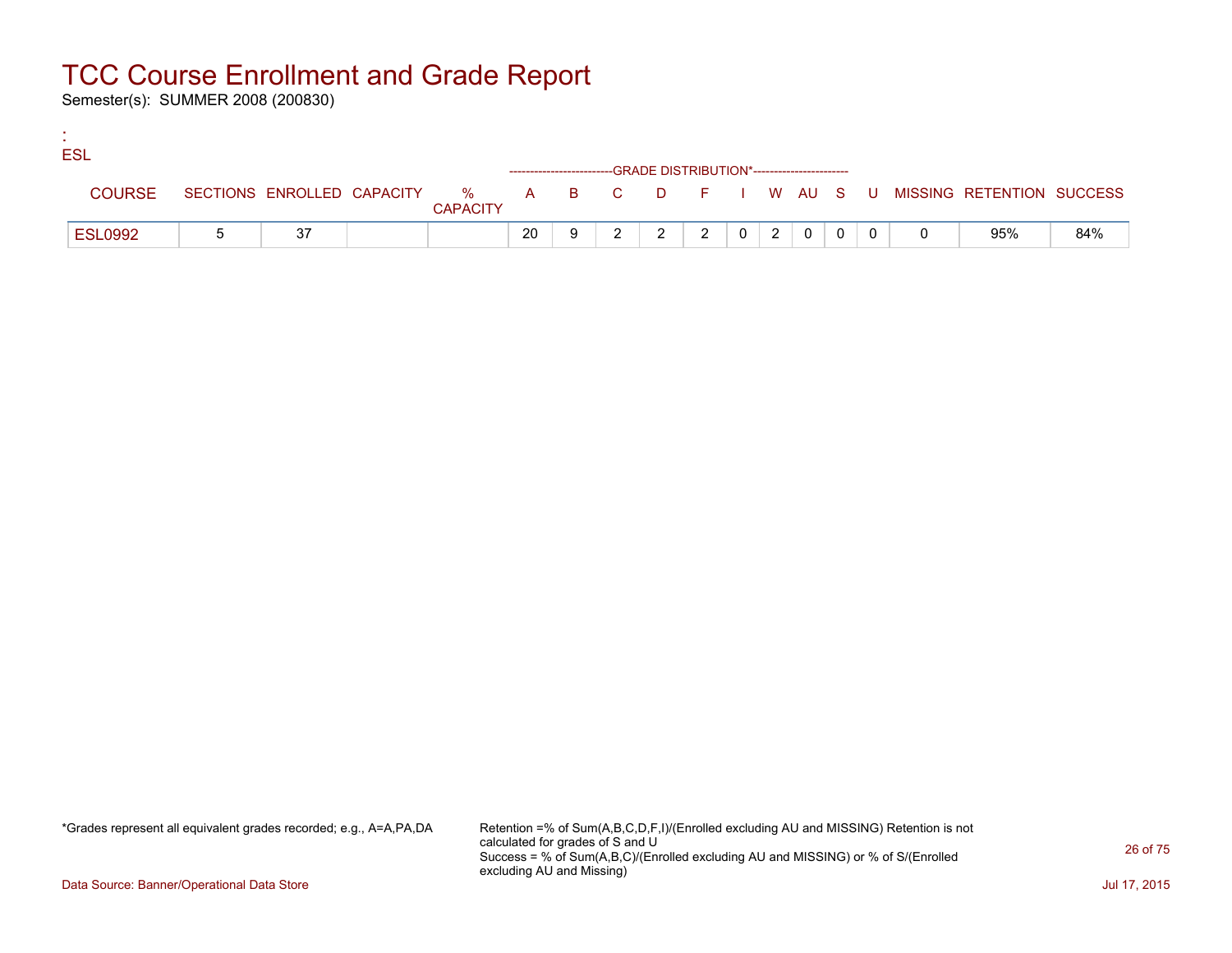# TCC Course Enrollment and Grade Report

Semester(s): SUMMER 2008 (200830)

:
ESL

| COURSE | SECTIONS | ENROLLED | CAPACITY | % CAPACITY | A | B | C | D | F | I | W | AU | S | U | MISSING | RETENTION | SUCCESS |
|---|---|---|---|---|---|---|---|---|---|---|---|---|---|---|---|---|---|
| | | | | | GRADE DISTRIBUTION* | | | | | | | | | | | | |
| ESL0992 | 5 | 37 | | | 20 | 9 | 2 | 2 | 2 | 0 | 2 | 0 | 0 | 0 | 0 | 95% | 84% |

*Grades represent all equivalent grades recorded; e.g., A=A,PA,DA

Retention =% of Sum(A,B,C,D,F,I)/(Enrolled excluding AU and MISSING) Retention is not calculated for grades of S and U
Success = % of Sum(A,B,C)/(Enrolled excluding AU and MISSING) or % of S/(Enrolled excluding AU and Missing)

Data Source: Banner/Operational Data Store

Jul 17, 2015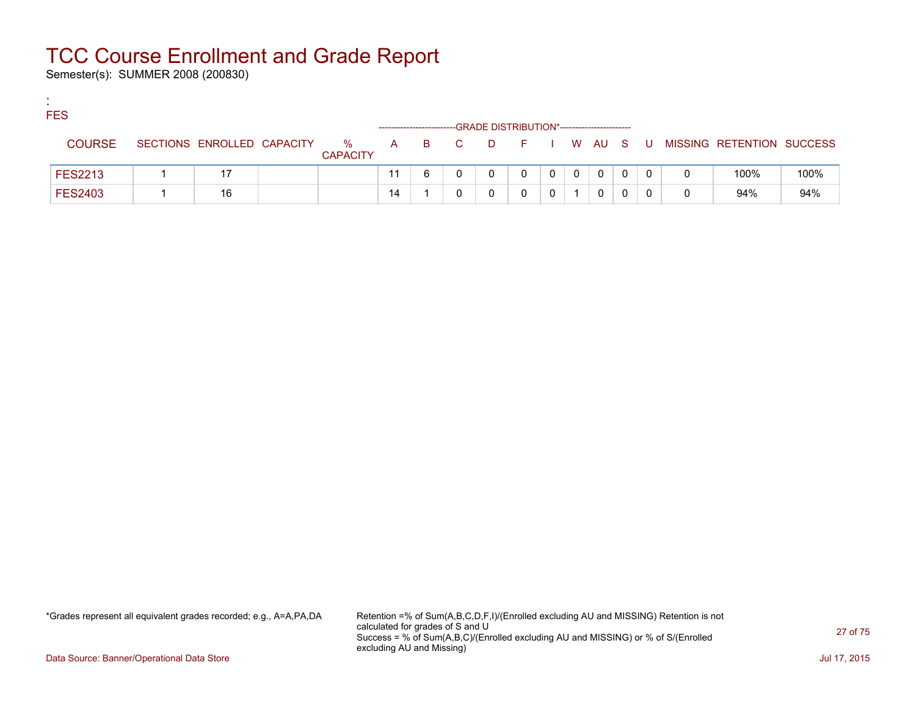# TCC Course Enrollment and Grade Report

Semester(s): SUMMER 2008 (200830)

:
FES

| COURSE | SECTIONS | ENROLLED | CAPACITY | % CAPACITY | A | B | C | D | F | I | W | AU | S | U | MISSING | RETENTION | SUCCESS |
|---|---|---|---|---|---|---|---|---|---|---|---|---|---|---|---|---|---|
| | | | | | GRADE DISTRIBUTION* | | | | | | | | | | | | |
| FES2213 | 1 | 17 | | | 11 | 6 | 0 | 0 | 0 | 0 | 0 | 0 | 0 | 0 | 0 | 100% | 100% |
| FES2403 | 1 | 16 | | | 14 | 1 | 0 | 0 | 0 | 0 | 1 | 0 | 0 | 0 | 0 | 94% | 94% |

*Grades represent all equivalent grades recorded; e.g., A=A,PA,DA

Retention =% of Sum(A,B,C,D,F,I)/(Enrolled excluding AU and MISSING) Retention is not calculated for grades of S and U
Success = % of Sum(A,B,C)/(Enrolled excluding AU and MISSING) or % of S/(Enrolled excluding AU and Missing)

Data Source: Banner/Operational Data Store

Jul 17, 2015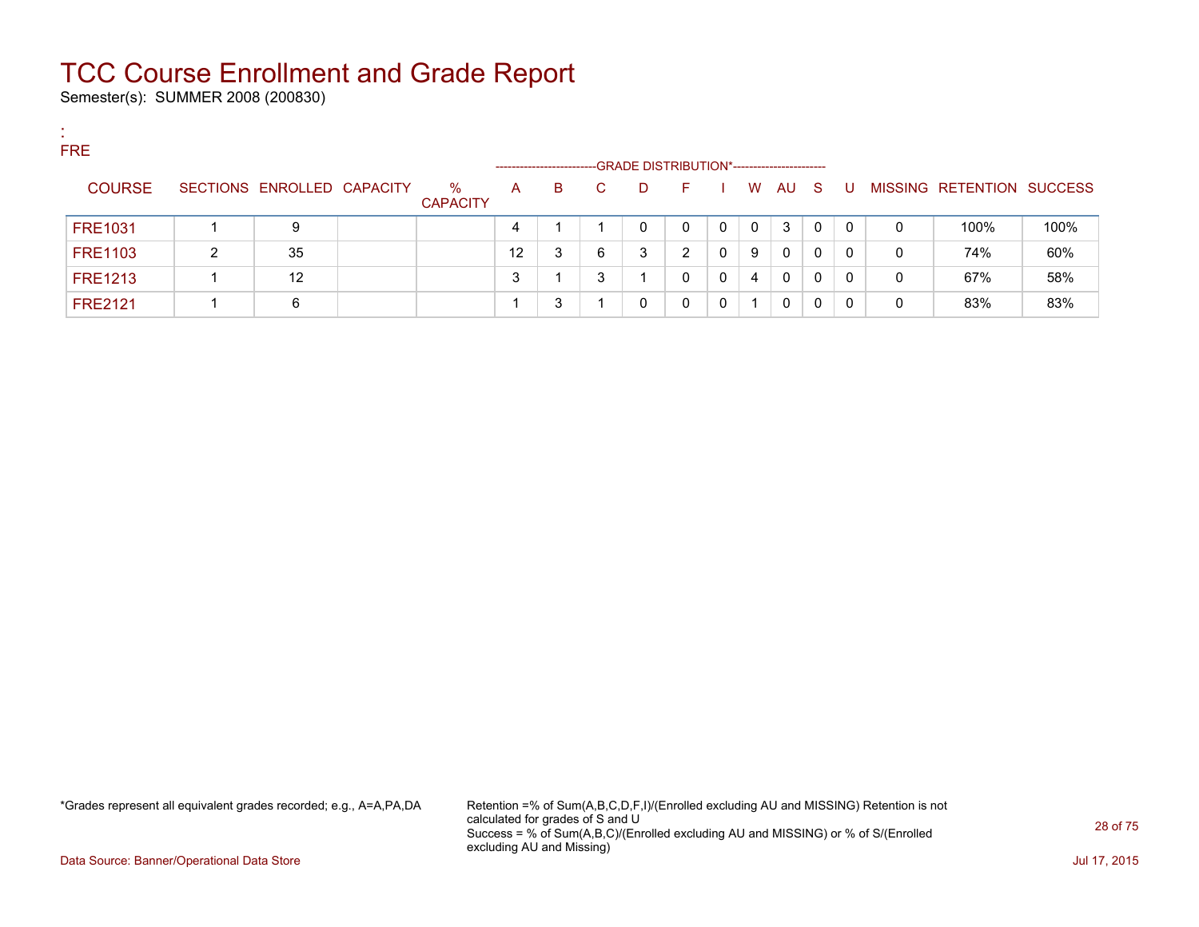# TCC Course Enrollment and Grade Report

Semester(s): SUMMER 2008 (200830)

:
FRE

| COURSE | SECTIONS | ENROLLED | CAPACITY | % CAPACITY | A | B | C | D | F | I | W | AU | S | U | MISSING | RETENTION | SUCCESS |
|---|---|---|---|---|---|---|---|---|---|---|---|---|---|---|---|---|---|
| | | | | | GRADE DISTRIBUTION* | | | | | | | | | | | | |
| FRE1031 | 1 | 9 | | | 4 | 1 | 1 | 0 | 0 | 0 | 0 | 3 | 0 | 0 | 0 | 100% | 100% |
| FRE1103 | 2 | 35 | | | 12 | 3 | 6 | 3 | 2 | 0 | 9 | 0 | 0 | 0 | 0 | 74% | 60% |
| FRE1213 | 1 | 12 | | | 3 | 1 | 3 | 1 | 0 | 0 | 4 | 0 | 0 | 0 | 0 | 67% | 58% |
| FRE2121 | 1 | 6 | | | 1 | 3 | 1 | 0 | 0 | 0 | 1 | 0 | 0 | 0 | 0 | 83% | 83% |

*Grades represent all equivalent grades recorded; e.g., A=A,PA,DA

Retention =% of Sum(A,B,C,D,F,I)/(Enrolled excluding AU and MISSING) Retention is not calculated for grades of S and U
Success = % of Sum(A,B,C)/(Enrolled excluding AU and MISSING) or % of S/(Enrolled excluding AU and Missing)

Data Source: Banner/Operational Data Store

Jul 17, 2015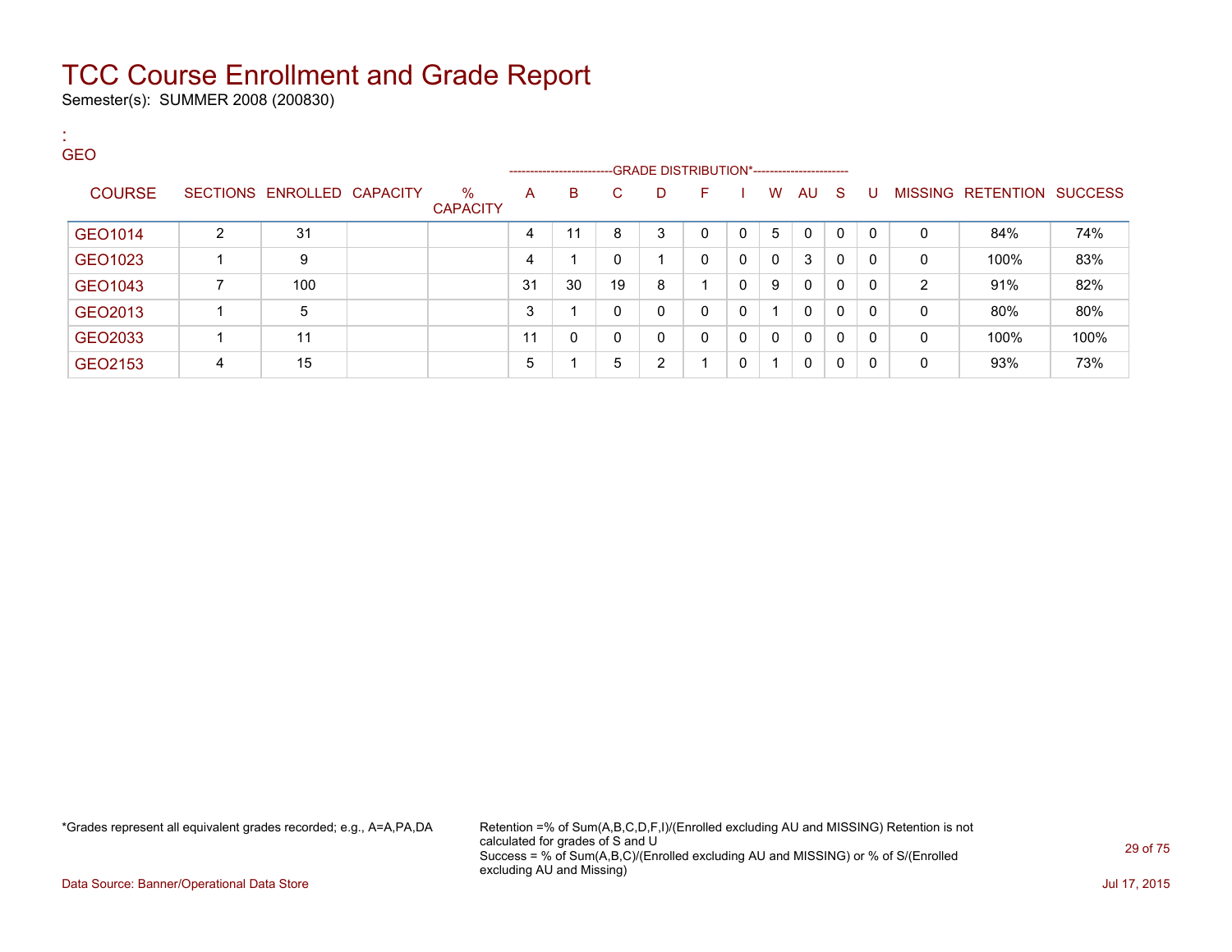# TCC Course Enrollment and Grade Report

Semester(s): SUMMER 2008 (200830)

:
GEO

| COURSE | SECTIONS | ENROLLED | CAPACITY | % CAPACITY | A | B | C | D | F | I | W | AU | S | U | MISSING | RETENTION | SUCCESS |
|---|---|---|---|---|---|---|---|---|---|---|---|---|---|---|---|---|---|
| | | | | | GRADE DISTRIBUTION* | | | | | | | | | | | | |
| GEO1014 | 2 | 31 | | | 4 | 11 | 8 | 3 | 0 | 0 | 5 | 0 | 0 | 0 | 0 | 84% | 74% |
| GEO1023 | 1 | 9 | | | 4 | 1 | 0 | 1 | 0 | 0 | 0 | 3 | 0 | 0 | 0 | 100% | 83% |
| GEO1043 | 7 | 100 | | | 31 | 30 | 19 | 8 | 1 | 0 | 9 | 0 | 0 | 0 | 2 | 91% | 82% |
| GEO2013 | 1 | 5 | | | 3 | 1 | 0 | 0 | 0 | 0 | 1 | 0 | 0 | 0 | 0 | 80% | 80% |
| GEO2033 | 1 | 11 | | | 11 | 0 | 0 | 0 | 0 | 0 | 0 | 0 | 0 | 0 | 0 | 100% | 100% |
| GEO2153 | 4 | 15 | | | 5 | 1 | 5 | 2 | 1 | 0 | 1 | 0 | 0 | 0 | 0 | 93% | 73% |

*Grades represent all equivalent grades recorded; e.g., A=A,PA,DA

Retention =% of Sum(A,B,C,D,F,I)/(Enrolled excluding AU and MISSING) Retention is not calculated for grades of S and U
Success = % of Sum(A,B,C)/(Enrolled excluding AU and MISSING) or % of S/(Enrolled excluding AU and Missing)

Data Source: Banner/Operational Data Store

Jul 17, 2015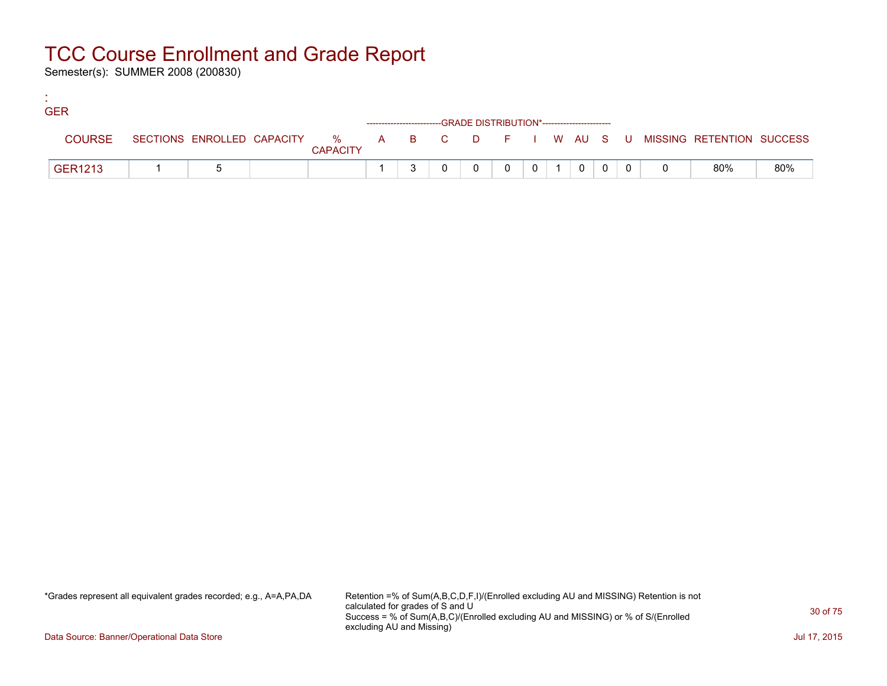# TCC Course Enrollment and Grade Report

Semester(s): SUMMER 2008 (200830)

:
GER

| COURSE | SECTIONS | ENROLLED | CAPACITY | % CAPACITY | A | B | C | D | F | I | W | AU | S | U | MISSING | RETENTION | SUCCESS |
|---|---|---|---|---|---|---|---|---|---|---|---|---|---|---|---|---|---|
| | | | | | GRADE DISTRIBUTION* | | | | | | | | | | | | |
| GER1213 | 1 | 5 | | | 1 | 3 | 0 | 0 | 0 | 0 | 1 | 0 | 0 | 0 | 0 | 80% | 80% |

*Grades represent all equivalent grades recorded; e.g., A=A,PA,DA

Retention =% of Sum(A,B,C,D,F,I)/(Enrolled excluding AU and MISSING) Retention is not calculated for grades of S and U
Success = % of Sum(A,B,C)/(Enrolled excluding AU and MISSING) or % of S/(Enrolled excluding AU and Missing)

Data Source: Banner/Operational Data Store

Jul 17, 2015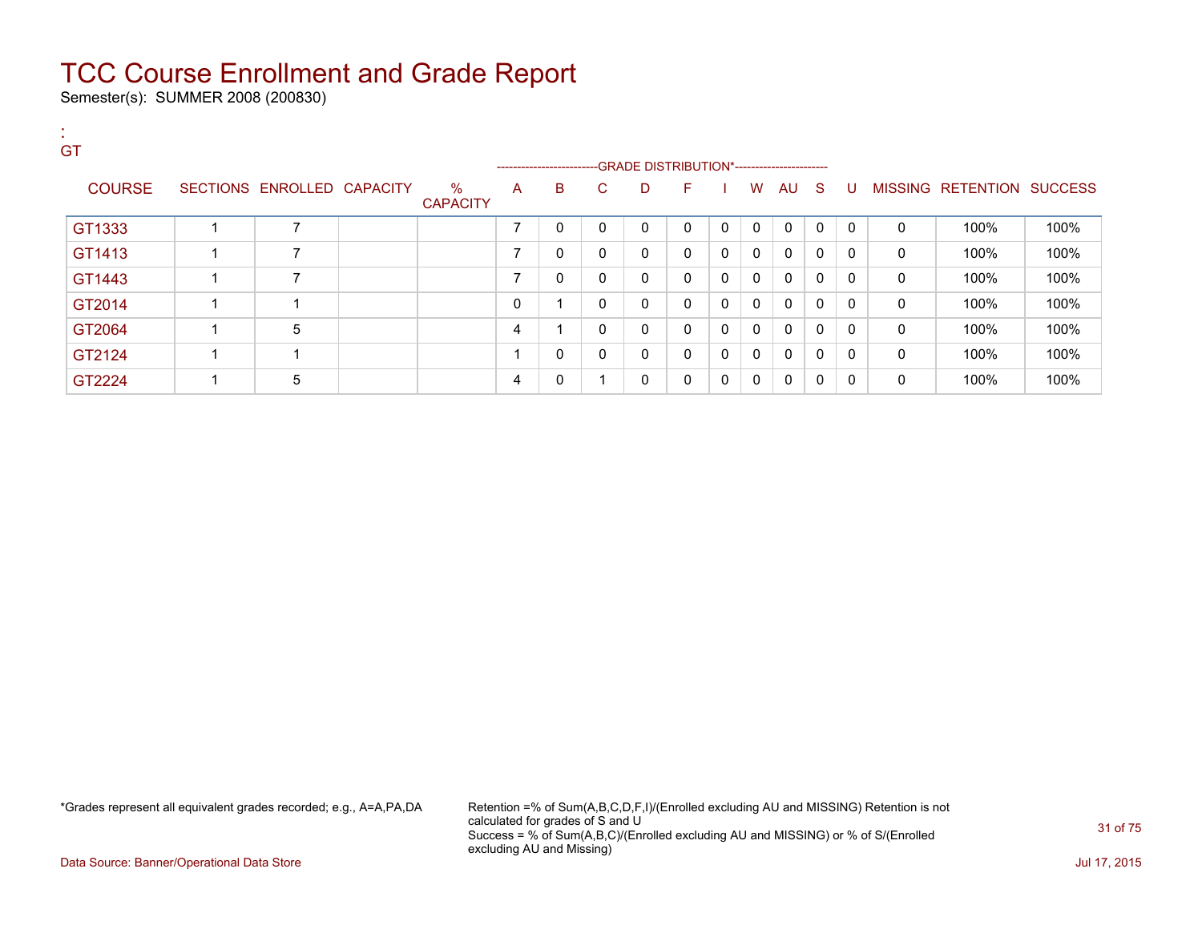# TCC Course Enrollment and Grade Report

Semester(s): SUMMER 2008 (200830)

:
GT

| COURSE | SECTIONS | ENROLLED | CAPACITY | % CAPACITY | A | B | C | D | F | I | W | AU | S | U | MISSING | RETENTION | SUCCESS |
|---|---|---|---|---|---|---|---|---|---|---|---|---|---|---|---|---|---|
| | | | | | GRADE DISTRIBUTION* | | | | | | | | | | | | |
| GT1333 | 1 | 7 | | | 7 | 0 | 0 | 0 | 0 | 0 | 0 | 0 | 0 | 0 | 0 | 100% | 100% |
| GT1413 | 1 | 7 | | | 7 | 0 | 0 | 0 | 0 | 0 | 0 | 0 | 0 | 0 | 0 | 100% | 100% |
| GT1443 | 1 | 7 | | | 7 | 0 | 0 | 0 | 0 | 0 | 0 | 0 | 0 | 0 | 0 | 100% | 100% |
| GT2014 | 1 | 1 | | | 0 | 1 | 0 | 0 | 0 | 0 | 0 | 0 | 0 | 0 | 0 | 100% | 100% |
| GT2064 | 1 | 5 | | | 4 | 1 | 0 | 0 | 0 | 0 | 0 | 0 | 0 | 0 | 0 | 100% | 100% |
| GT2124 | 1 | 1 | | | 1 | 0 | 0 | 0 | 0 | 0 | 0 | 0 | 0 | 0 | 0 | 100% | 100% |
| GT2224 | 1 | 5 | | | 4 | 0 | 1 | 0 | 0 | 0 | 0 | 0 | 0 | 0 | 0 | 100% | 100% |

*Grades represent all equivalent grades recorded; e.g., A=A,PA,DA

Retention =% of Sum(A,B,C,D,F,I)/(Enrolled excluding AU and MISSING) Retention is not calculated for grades of S and U
Success = % of Sum(A,B,C)/(Enrolled excluding AU and MISSING) or % of S/(Enrolled excluding AU and Missing)

Data Source: Banner/Operational Data Store

Jul 17, 2015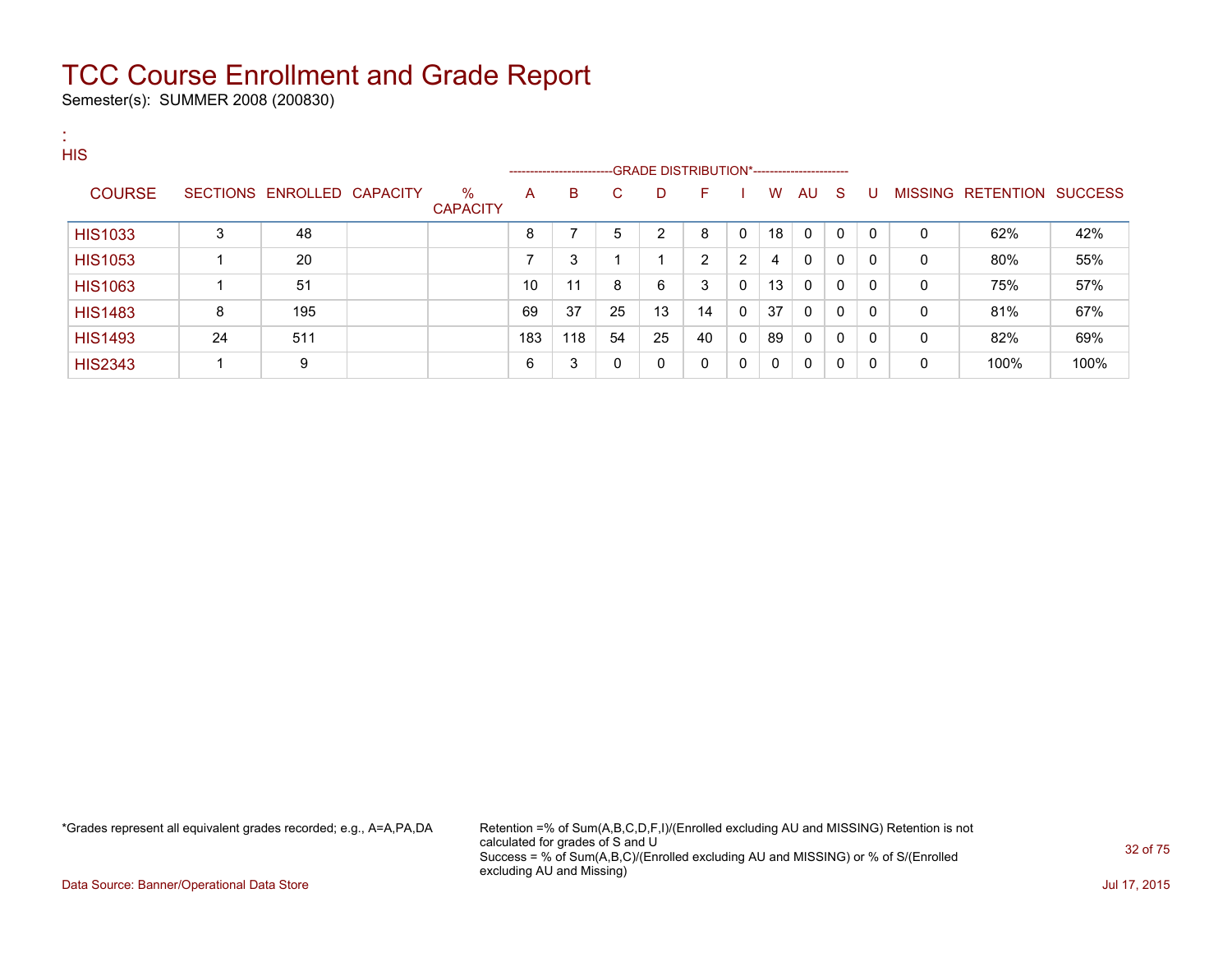# TCC Course Enrollment and Grade Report

Semester(s): SUMMER 2008 (200830)

:
HIS

| COURSE | SECTIONS | ENROLLED | CAPACITY | % CAPACITY | A | B | C | D | F | I | W | AU | S | U | MISSING | RETENTION | SUCCESS |
|---|---|---|---|---|---|---|---|---|---|---|---|---|---|---|---|---|---|
| | | | | | GRADE DISTRIBUTION* | | | | | | | | | | | | |
| HIS1033 | 3 | 48 | | | 8 | 7 | 5 | 2 | 8 | 0 | 18 | 0 | 0 | 0 | 0 | 62% | 42% |
| HIS1053 | 1 | 20 | | | 7 | 3 | 1 | 1 | 2 | 2 | 4 | 0 | 0 | 0 | 0 | 80% | 55% |
| HIS1063 | 1 | 51 | | | 10 | 11 | 8 | 6 | 3 | 0 | 13 | 0 | 0 | 0 | 0 | 75% | 57% |
| HIS1483 | 8 | 195 | | | 69 | 37 | 25 | 13 | 14 | 0 | 37 | 0 | 0 | 0 | 0 | 81% | 67% |
| HIS1493 | 24 | 511 | | | 183 | 118 | 54 | 25 | 40 | 0 | 89 | 0 | 0 | 0 | 0 | 82% | 69% |
| HIS2343 | 1 | 9 | | | 6 | 3 | 0 | 0 | 0 | 0 | 0 | 0 | 0 | 0 | 0 | 100% | 100% |

*Grades represent all equivalent grades recorded; e.g., A=A,PA,DA

Retention =% of Sum(A,B,C,D,F,I)/(Enrolled excluding AU and MISSING) Retention is not calculated for grades of S and U
Success = % of Sum(A,B,C)/(Enrolled excluding AU and MISSING) or % of S/(Enrolled excluding AU and Missing)

Data Source: Banner/Operational Data Store

Jul 17, 2015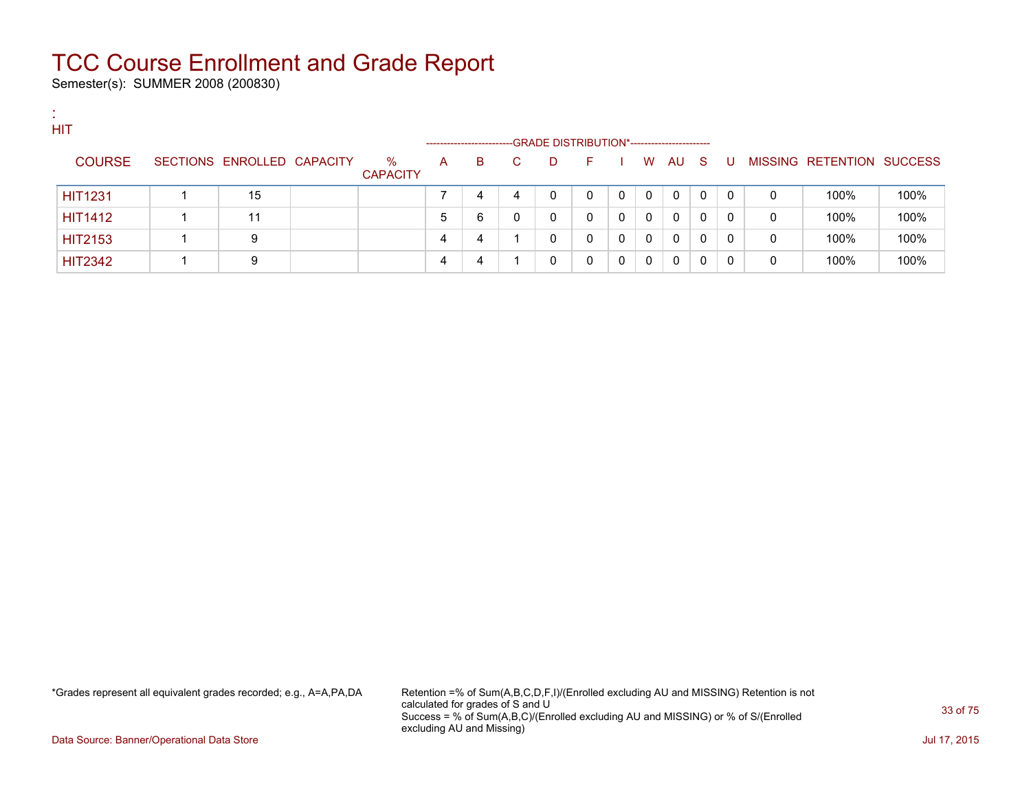# TCC Course Enrollment and Grade Report

Semester(s): SUMMER 2008 (200830)

:
HIT

| COURSE | SECTIONS | ENROLLED | CAPACITY | % CAPACITY | A | B | C | D | F | I | W | AU | S | U | MISSING | RETENTION | SUCCESS |
|---|---|---|---|---|---|---|---|---|---|---|---|---|---|---|---|---|---|
| | | | | | GRADE DISTRIBUTION* | | | | | | | | | | | | |
| HIT1231 | 1 | 15 | | | 7 | 4 | 4 | 0 | 0 | 0 | 0 | 0 | 0 | 0 | 0 | 100% | 100% |
| HIT1412 | 1 | 11 | | | 5 | 6 | 0 | 0 | 0 | 0 | 0 | 0 | 0 | 0 | 0 | 100% | 100% |
| HIT2153 | 1 | 9 | | | 4 | 4 | 1 | 0 | 0 | 0 | 0 | 0 | 0 | 0 | 0 | 100% | 100% |
| HIT2342 | 1 | 9 | | | 4 | 4 | 1 | 0 | 0 | 0 | 0 | 0 | 0 | 0 | 0 | 100% | 100% |

*Grades represent all equivalent grades recorded; e.g., A=A,PA,DA

Retention =% of Sum(A,B,C,D,F,I)/(Enrolled excluding AU and MISSING) Retention is not calculated for grades of S and U
Success = % of Sum(A,B,C)/(Enrolled excluding AU and MISSING) or % of S/(Enrolled excluding AU and Missing)

Data Source: Banner/Operational Data Store

Jul 17, 2015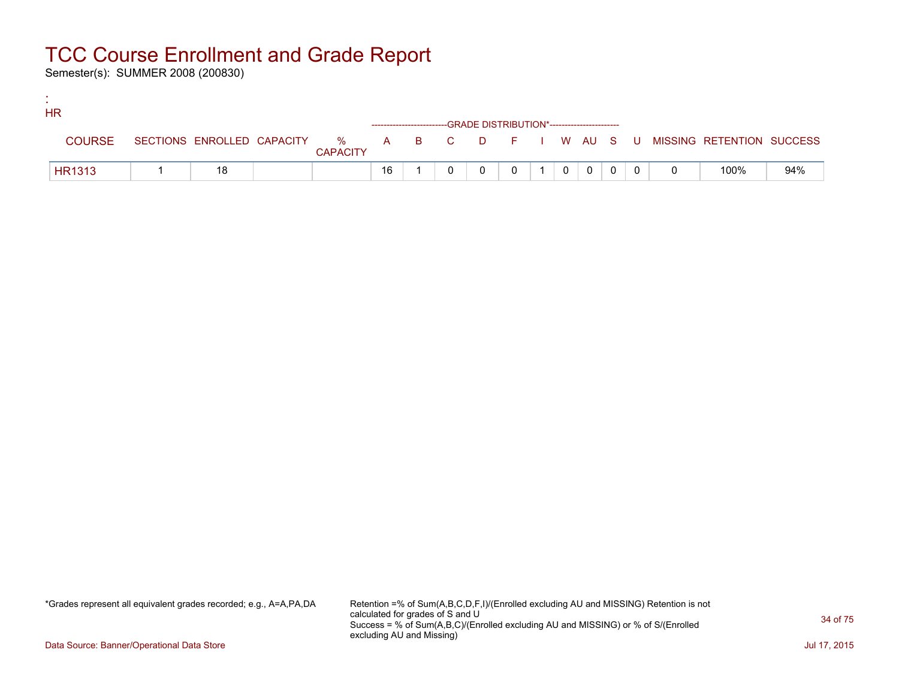# TCC Course Enrollment and Grade Report

Semester(s): SUMMER 2008 (200830)

:
HR

| COURSE | SECTIONS | ENROLLED | CAPACITY | % CAPACITY | A | B | C | D | F | I | W | AU | S | U | MISSING | RETENTION | SUCCESS |
|---|---|---|---|---|---|---|---|---|---|---|---|---|---|---|---|---|---|
| | | | | | GRADE DISTRIBUTION* | | | | | | | | | | | | |
| HR1313 | 1 | 18 | | | 16 | 1 | 0 | 0 | 0 | 1 | 0 | 0 | 0 | 0 | 0 | 100% | 94% |

*Grades represent all equivalent grades recorded; e.g., A=A,PA,DA

Retention =% of Sum(A,B,C,D,F,I)/(Enrolled excluding AU and MISSING) Retention is not calculated for grades of S and U
Success = % of Sum(A,B,C)/(Enrolled excluding AU and MISSING) or % of S/(Enrolled excluding AU and Missing)

Data Source: Banner/Operational Data Store

Jul 17, 2015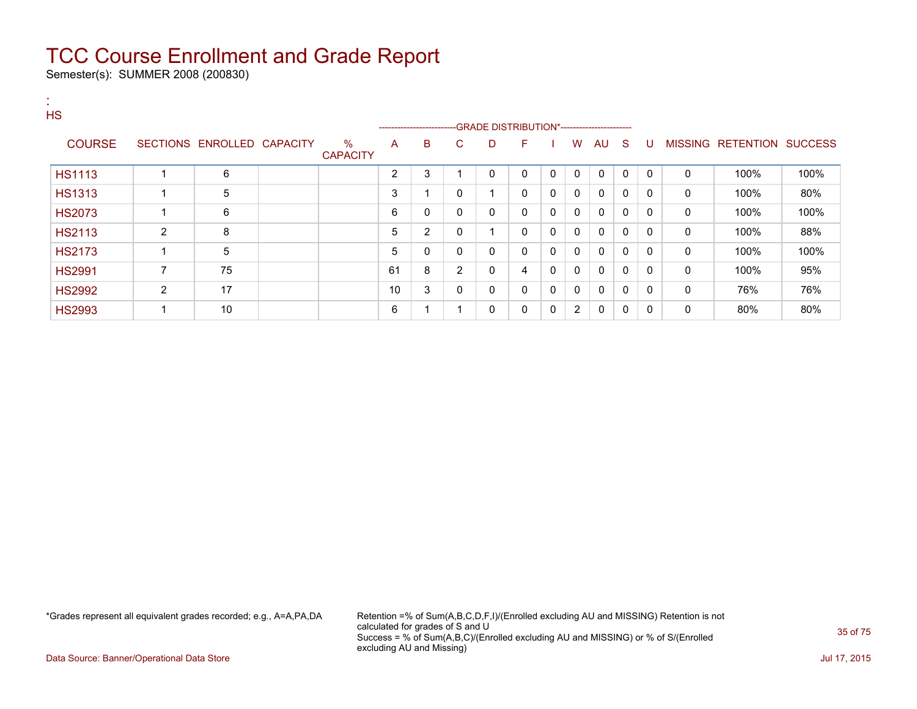# TCC Course Enrollment and Grade Report

Semester(s): SUMMER 2008 (200830)

:
HS

| COURSE | SECTIONS | ENROLLED | CAPACITY | % CAPACITY | A | B | C | D | F | I | W | AU | S | U | MISSING | RETENTION | SUCCESS |
|---|---|---|---|---|---|---|---|---|---|---|---|---|---|---|---|---|---|
| | | | | | GRADE DISTRIBUTION* | | | | | | | | | | | | |
| HS1113 | 1 | 6 | | | 2 | 3 | 1 | 0 | 0 | 0 | 0 | 0 | 0 | 0 | 0 | 100% | 100% |
| HS1313 | 1 | 5 | | | 3 | 1 | 0 | 1 | 0 | 0 | 0 | 0 | 0 | 0 | 0 | 100% | 80% |
| HS2073 | 1 | 6 | | | 6 | 0 | 0 | 0 | 0 | 0 | 0 | 0 | 0 | 0 | 0 | 100% | 100% |
| HS2113 | 2 | 8 | | | 5 | 2 | 0 | 1 | 0 | 0 | 0 | 0 | 0 | 0 | 0 | 100% | 88% |
| HS2173 | 1 | 5 | | | 5 | 0 | 0 | 0 | 0 | 0 | 0 | 0 | 0 | 0 | 0 | 100% | 100% |
| HS2991 | 7 | 75 | | | 61 | 8 | 2 | 0 | 4 | 0 | 0 | 0 | 0 | 0 | 0 | 100% | 95% |
| HS2992 | 2 | 17 | | | 10 | 3 | 0 | 0 | 0 | 0 | 0 | 0 | 0 | 0 | 0 | 76% | 76% |
| HS2993 | 1 | 10 | | | 6 | 1 | 1 | 0 | 0 | 0 | 2 | 0 | 0 | 0 | 0 | 80% | 80% |

*Grades represent all equivalent grades recorded; e.g., A=A,PA,DA

Retention =% of Sum(A,B,C,D,F,I)/(Enrolled excluding AU and MISSING) Retention is not calculated for grades of S and U
Success = % of Sum(A,B,C)/(Enrolled excluding AU and MISSING) or % of S/(Enrolled excluding AU and Missing)

Data Source: Banner/Operational Data Store

Jul 17, 2015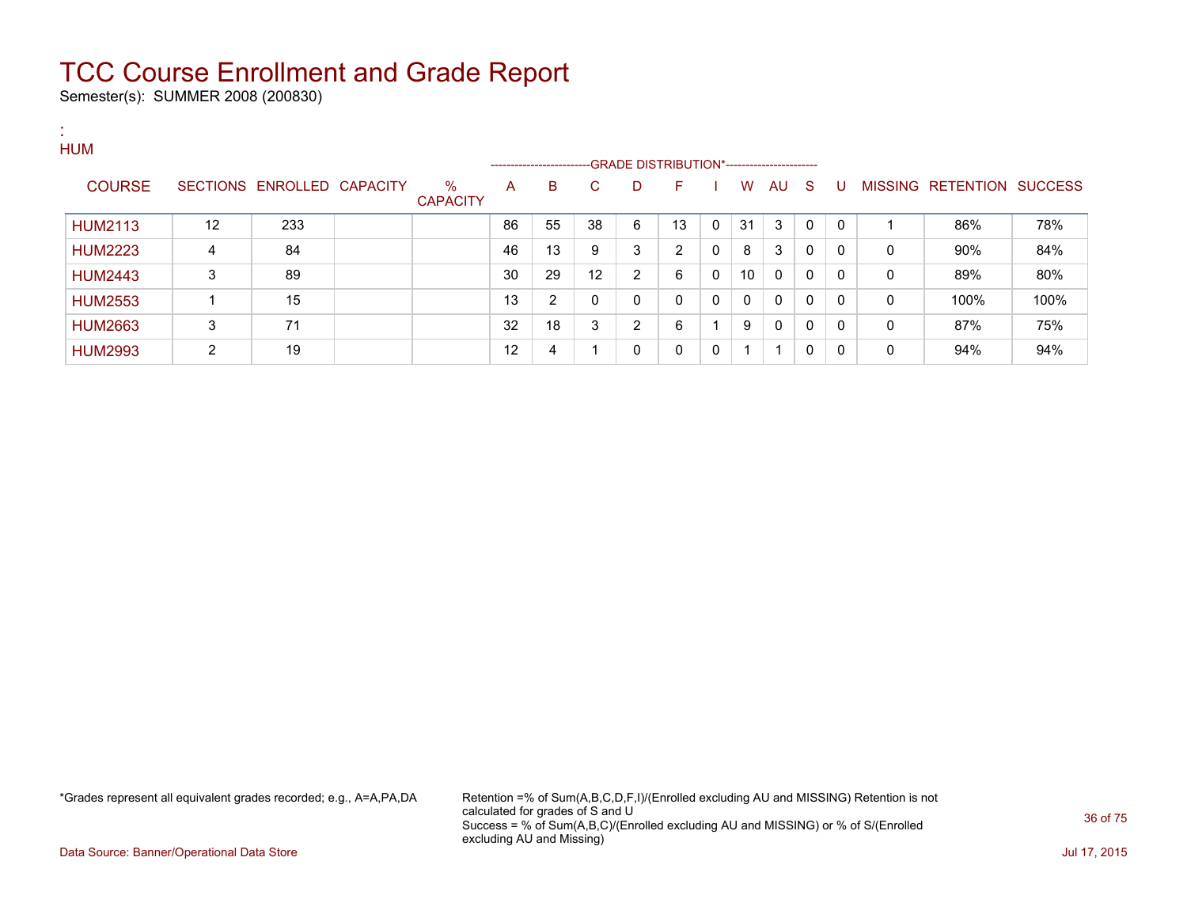# TCC Course Enrollment and Grade Report

Semester(s): SUMMER 2008 (200830)

:
HUM

| COURSE | SECTIONS | ENROLLED | CAPACITY | % CAPACITY | A | B | C | D | F | I | W | AU | S | U | MISSING | RETENTION | SUCCESS |
|---|---|---|---|---|---|---|---|---|---|---|---|---|---|---|---|---|---|
| | | | | | GRADE DISTRIBUTION* | | | | | | | | | | | | |
| HUM2113 | 12 | 233 | | | 86 | 55 | 38 | 6 | 13 | 0 | 31 | 3 | 0 | 0 | 1 | 86% | 78% |
| HUM2223 | 4 | 84 | | | 46 | 13 | 9 | 3 | 2 | 0 | 8 | 3 | 0 | 0 | 0 | 90% | 84% |
| HUM2443 | 3 | 89 | | | 30 | 29 | 12 | 2 | 6 | 0 | 10 | 0 | 0 | 0 | 0 | 89% | 80% |
| HUM2553 | 1 | 15 | | | 13 | 2 | 0 | 0 | 0 | 0 | 0 | 0 | 0 | 0 | 0 | 100% | 100% |
| HUM2663 | 3 | 71 | | | 32 | 18 | 3 | 2 | 6 | 1 | 9 | 0 | 0 | 0 | 0 | 87% | 75% |
| HUM2993 | 2 | 19 | | | 12 | 4 | 1 | 0 | 0 | 0 | 1 | 1 | 0 | 0 | 0 | 94% | 94% |

*Grades represent all equivalent grades recorded; e.g., A=A,PA,DA

Retention =% of Sum(A,B,C,D,F,I)/(Enrolled excluding AU and MISSING) Retention is not calculated for grades of S and U
Success = % of Sum(A,B,C)/(Enrolled excluding AU and MISSING) or % of S/(Enrolled excluding AU and Missing)

Data Source: Banner/Operational Data Store

Jul 17, 2015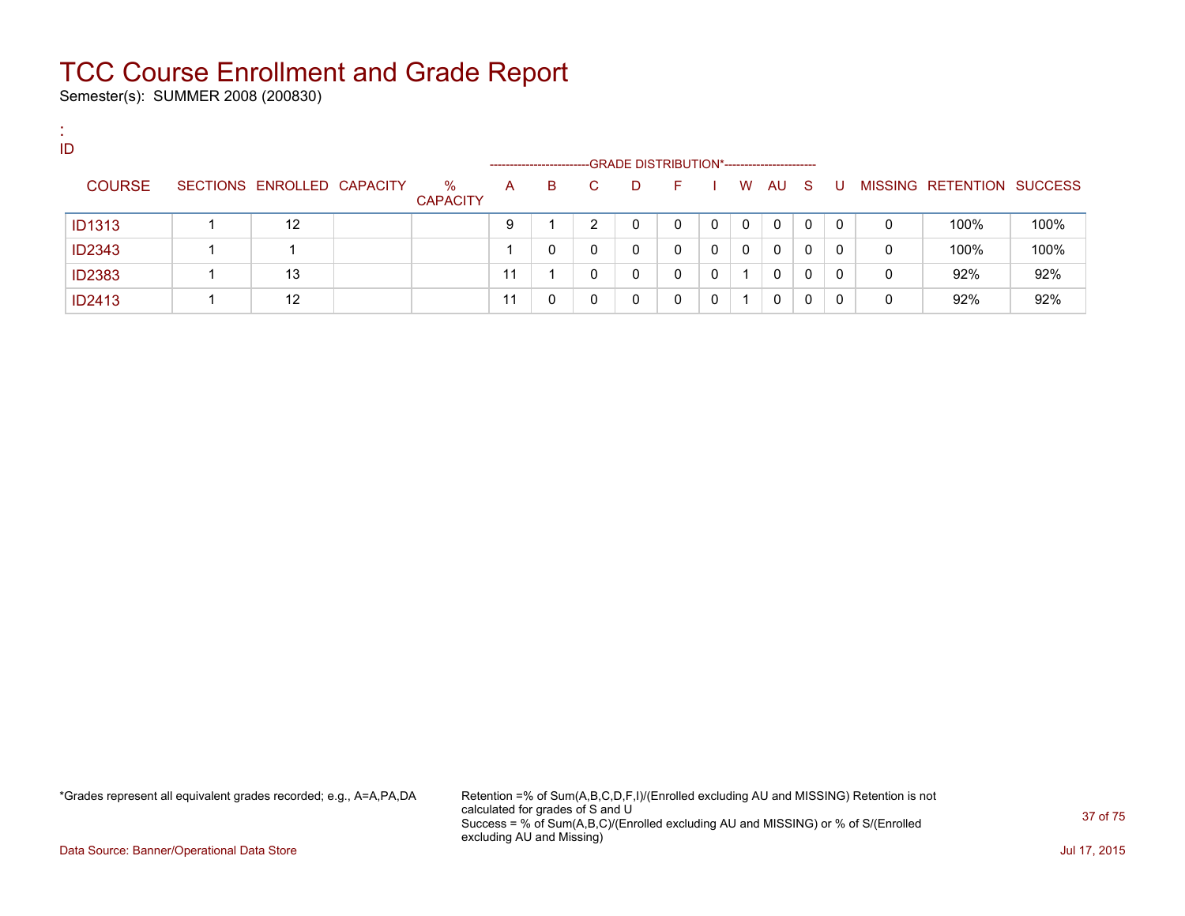# TCC Course Enrollment and Grade Report

Semester(s): SUMMER 2008 (200830)

:
ID

| COURSE | SECTIONS | ENROLLED | CAPACITY | % CAPACITY | A | B | C | D | F | I | W | AU | S | U | MISSING | RETENTION | SUCCESS |
|---|---|---|---|---|---|---|---|---|---|---|---|---|---|---|---|---|---|
| | | | | | GRADE DISTRIBUTION* | | | | | | | | | | | | |
| ID1313 | 1 | 12 | | | 9 | 1 | 2 | 0 | 0 | 0 | 0 | 0 | 0 | 0 | 0 | 100% | 100% |
| ID2343 | 1 | 1 | | | 1 | 0 | 0 | 0 | 0 | 0 | 0 | 0 | 0 | 0 | 0 | 100% | 100% |
| ID2383 | 1 | 13 | | | 11 | 1 | 0 | 0 | 0 | 0 | 1 | 0 | 0 | 0 | 0 | 92% | 92% |
| ID2413 | 1 | 12 | | | 11 | 0 | 0 | 0 | 0 | 0 | 1 | 0 | 0 | 0 | 0 | 92% | 92% |

*Grades represent all equivalent grades recorded; e.g., A=A,PA,DA

Retention =% of Sum(A,B,C,D,F,I)/(Enrolled excluding AU and MISSING) Retention is not calculated for grades of S and U
Success = % of Sum(A,B,C)/(Enrolled excluding AU and MISSING) or % of S/(Enrolled excluding AU and Missing)

Data Source: Banner/Operational Data Store

Jul 17, 2015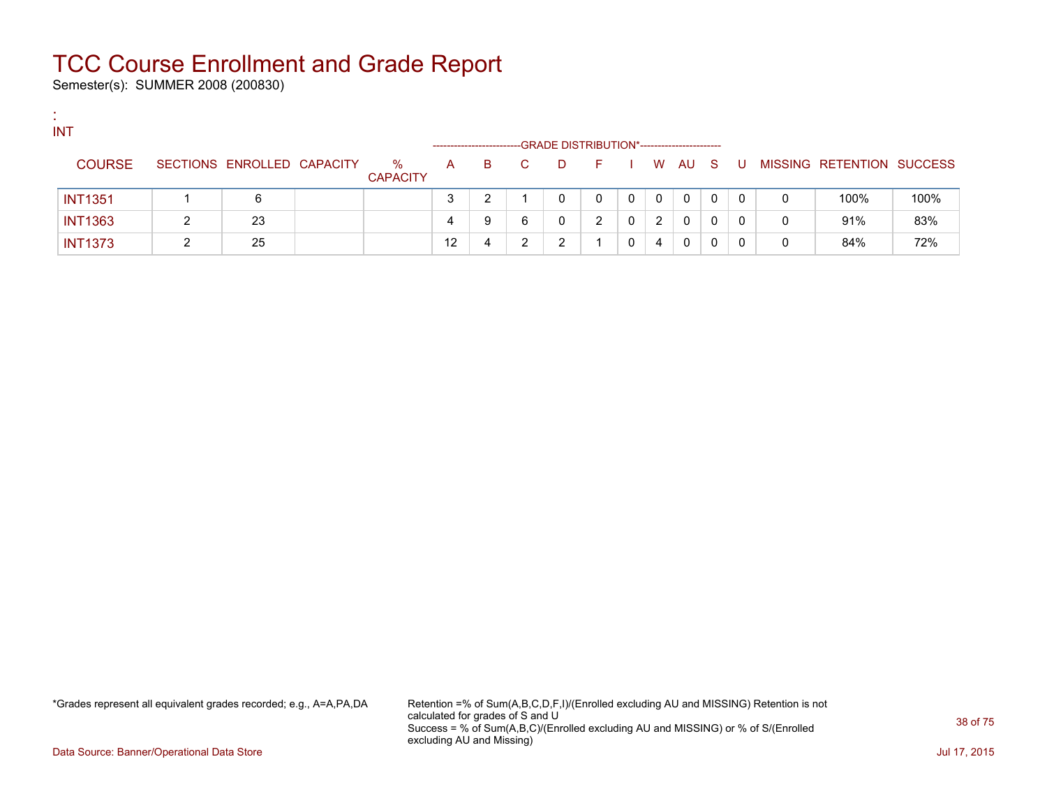# TCC Course Enrollment and Grade Report

Semester(s): SUMMER 2008 (200830)

:
INT

| COURSE | SECTIONS | ENROLLED | CAPACITY | % CAPACITY | A | B | C | D | F | I | W | AU | S | U | MISSING | RETENTION | SUCCESS |
|---|---|---|---|---|---|---|---|---|---|---|---|---|---|---|---|---|---|
| | | | | | GRADE DISTRIBUTION* | | | | | | | | | | | | |
| INT1351 | 1 | 6 | | | 3 | 2 | 1 | 0 | 0 | 0 | 0 | 0 | 0 | 0 | 0 | 100% | 100% |
| INT1363 | 2 | 23 | | | 4 | 9 | 6 | 0 | 2 | 0 | 2 | 0 | 0 | 0 | 0 | 91% | 83% |
| INT1373 | 2 | 25 | | | 12 | 4 | 2 | 2 | 1 | 0 | 4 | 0 | 0 | 0 | 0 | 84% | 72% |

*Grades represent all equivalent grades recorded; e.g., A=A,PA,DA

Retention =% of Sum(A,B,C,D,F,I)/(Enrolled excluding AU and MISSING) Retention is not calculated for grades of S and U
Success = % of Sum(A,B,C)/(Enrolled excluding AU and MISSING) or % of S/(Enrolled excluding AU and Missing)

Data Source: Banner/Operational Data Store

Jul 17, 2015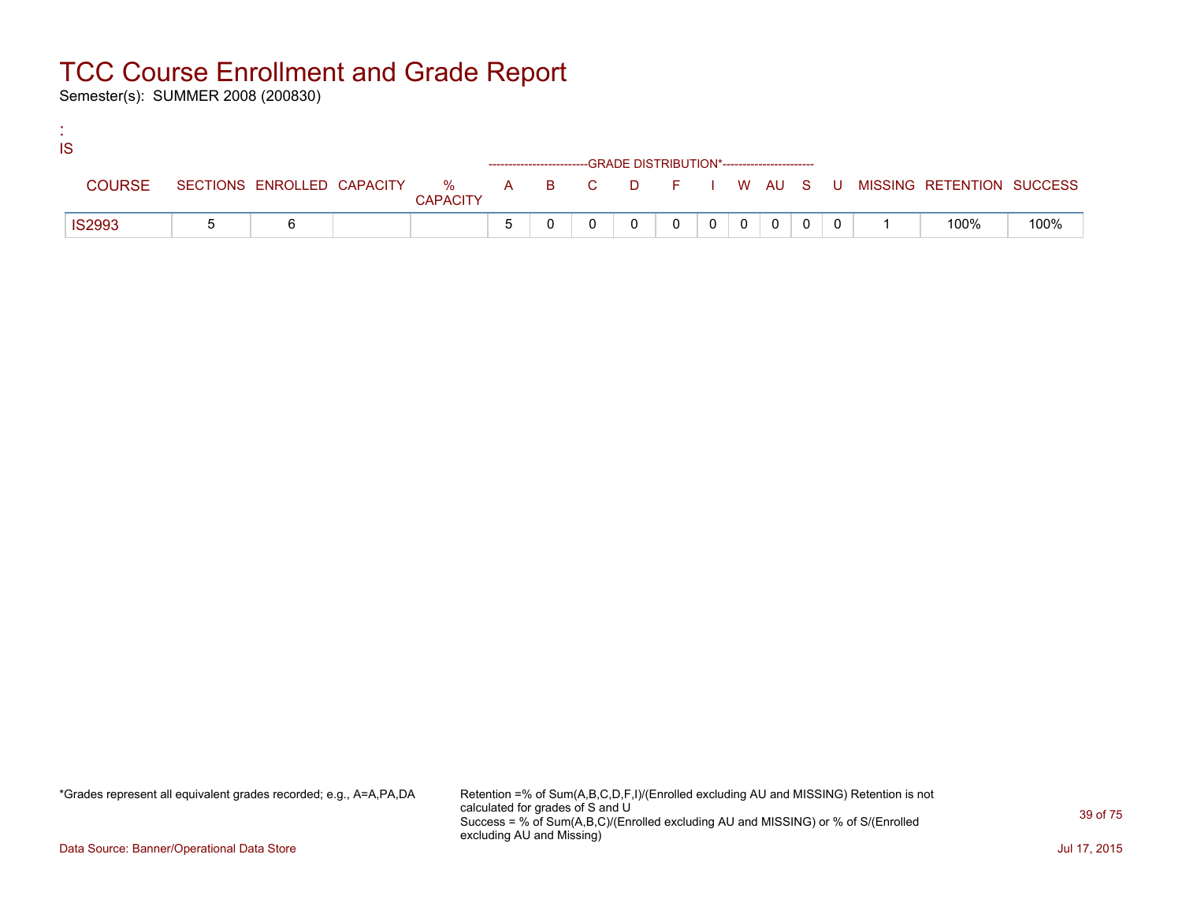# TCC Course Enrollment and Grade Report

Semester(s): SUMMER 2008 (200830)

:
IS

| COURSE | SECTIONS | ENROLLED | CAPACITY | % CAPACITY | A | B | C | D | F | I | W | AU | S | U | MISSING | RETENTION | SUCCESS |
|---|---|---|---|---|---|---|---|---|---|---|---|---|---|---|---|---|---|
| | | | | | GRADE DISTRIBUTION* | | | | | | | | | | | | |
| IS2993 | 5 | 6 | | | 5 | 0 | 0 | 0 | 0 | 0 | 0 | 0 | 0 | 0 | 1 | 100% | 100% |

*Grades represent all equivalent grades recorded; e.g., A=A,PA,DA

Retention =% of Sum(A,B,C,D,F,I)/(Enrolled excluding AU and MISSING) Retention is not calculated for grades of S and U
Success = % of Sum(A,B,C)/(Enrolled excluding AU and MISSING) or % of S/(Enrolled excluding AU and Missing)

Data Source: Banner/Operational Data Store

Jul 17, 2015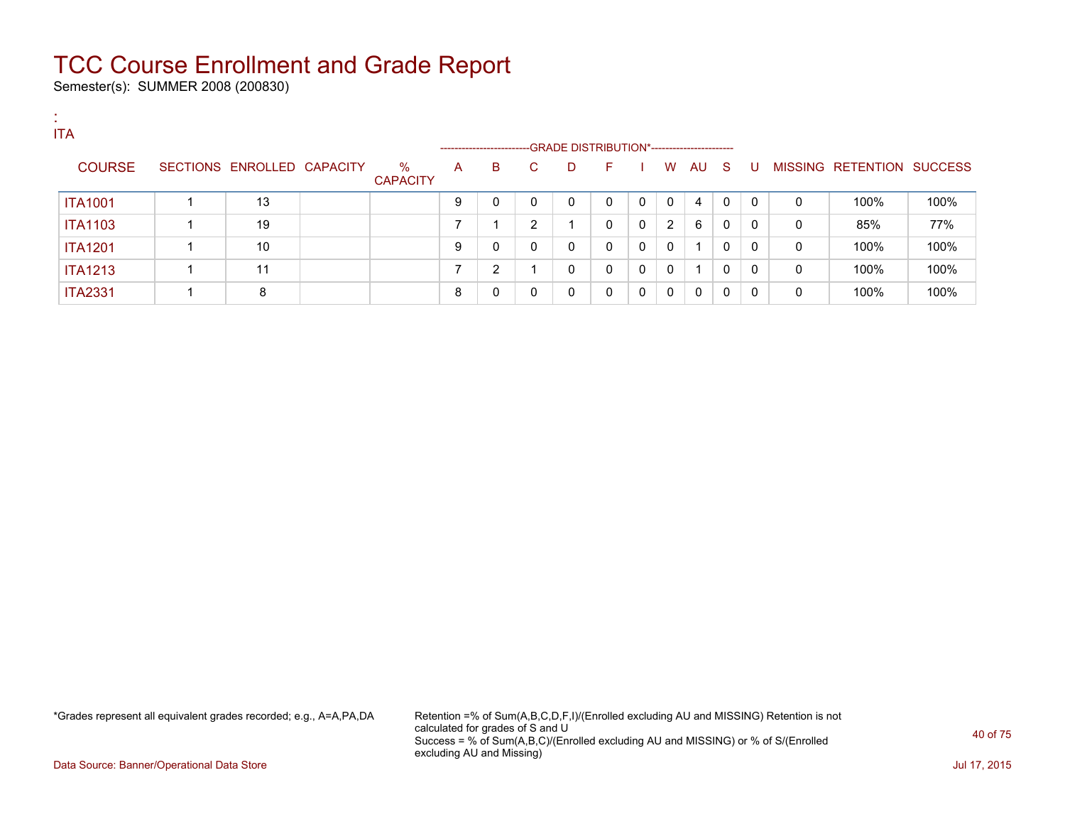# TCC Course Enrollment and Grade Report

Semester(s): SUMMER 2008 (200830)

:
ITA

| COURSE | SECTIONS | ENROLLED | CAPACITY | % CAPACITY | A | B | C | D | F | I | W | AU | S | U | MISSING | RETENTION | SUCCESS |
|---|---|---|---|---|---|---|---|---|---|---|---|---|---|---|---|---|---|
| | | | | | GRADE DISTRIBUTION* | | | | | | | | | | | | |
| ITA1001 | 1 | 13 | | | 9 | 0 | 0 | 0 | 0 | 0 | 0 | 4 | 0 | 0 | 0 | 100% | 100% |
| ITA1103 | 1 | 19 | | | 7 | 1 | 2 | 1 | 0 | 0 | 2 | 6 | 0 | 0 | 0 | 85% | 77% |
| ITA1201 | 1 | 10 | | | 9 | 0 | 0 | 0 | 0 | 0 | 0 | 1 | 0 | 0 | 0 | 100% | 100% |
| ITA1213 | 1 | 11 | | | 7 | 2 | 1 | 0 | 0 | 0 | 0 | 1 | 0 | 0 | 0 | 100% | 100% |
| ITA2331 | 1 | 8 | | | 8 | 0 | 0 | 0 | 0 | 0 | 0 | 0 | 0 | 0 | 0 | 100% | 100% |

*Grades represent all equivalent grades recorded; e.g., A=A,PA,DA

Retention =% of Sum(A,B,C,D,F,I)/(Enrolled excluding AU and MISSING) Retention is not calculated for grades of S and U
Success = % of Sum(A,B,C)/(Enrolled excluding AU and MISSING) or % of S/(Enrolled excluding AU and Missing)

Data Source: Banner/Operational Data Store

Jul 17, 2015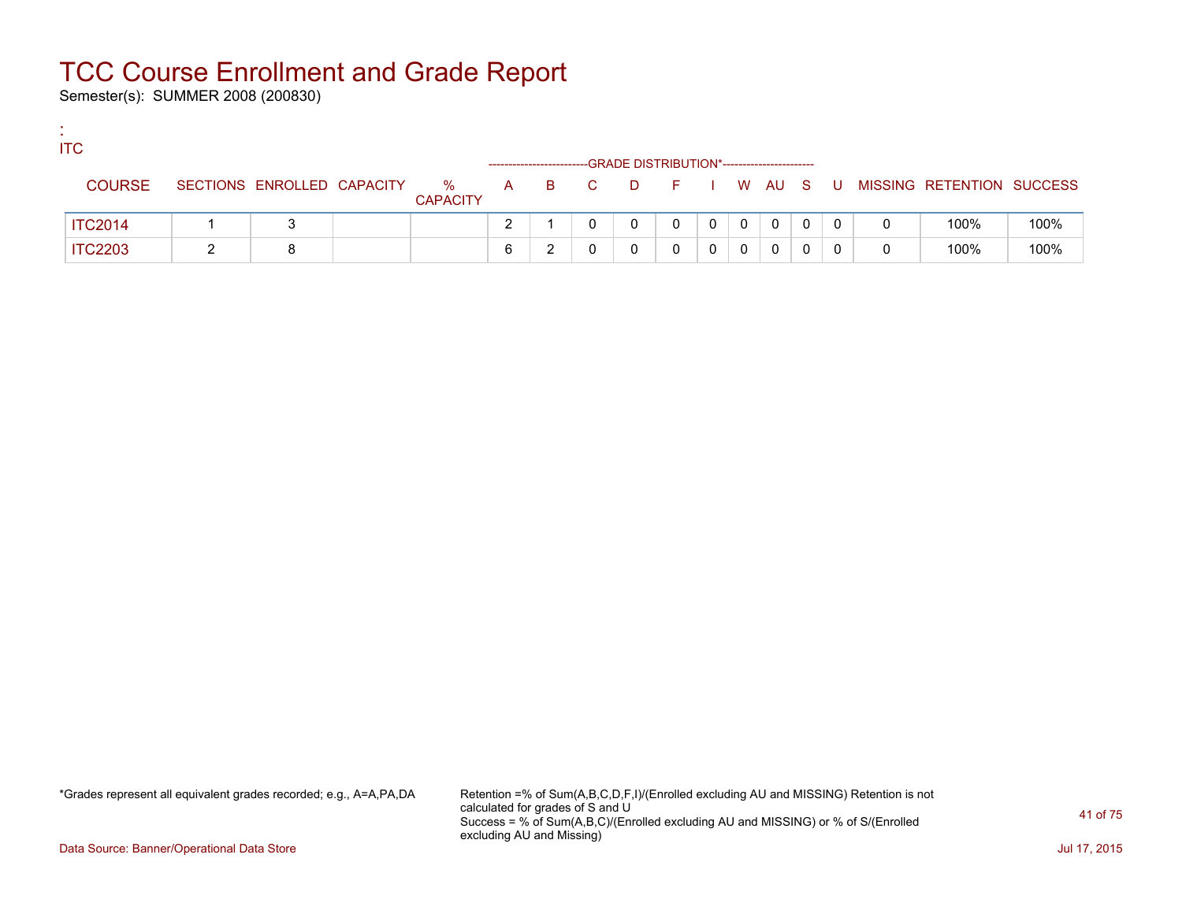# TCC Course Enrollment and Grade Report

Semester(s): SUMMER 2008 (200830)

:
ITC

| COURSE | SECTIONS | ENROLLED | CAPACITY | % CAPACITY | A | B | C | D | F | I | W | AU | S | U | MISSING | RETENTION | SUCCESS |
|---|---|---|---|---|---|---|---|---|---|---|---|---|---|---|---|---|---|
| | | | | | GRADE DISTRIBUTION* | | | | | | | | | | | | |
| ITC2014 | 1 | 3 | | | 2 | 1 | 0 | 0 | 0 | 0 | 0 | 0 | 0 | 0 | 0 | 100% | 100% |
| ITC2203 | 2 | 8 | | | 6 | 2 | 0 | 0 | 0 | 0 | 0 | 0 | 0 | 0 | 0 | 100% | 100% |

*Grades represent all equivalent grades recorded; e.g., A=A,PA,DA

Retention =% of Sum(A,B,C,D,F,I)/(Enrolled excluding AU and MISSING) Retention is not calculated for grades of S and U
Success = % of Sum(A,B,C)/(Enrolled excluding AU and MISSING) or % of S/(Enrolled excluding AU and Missing)

Data Source: Banner/Operational Data Store

Jul 17, 2015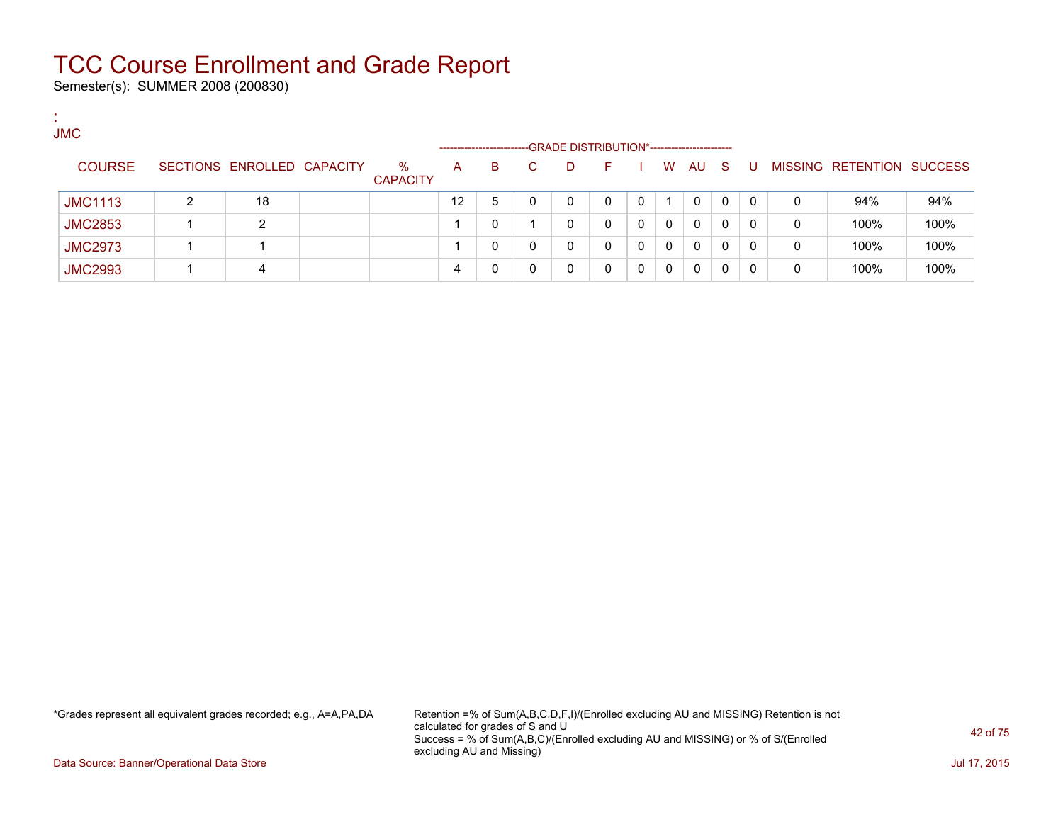# TCC Course Enrollment and Grade Report

Semester(s): SUMMER 2008 (200830)

:
JMC

| COURSE | SECTIONS | ENROLLED | CAPACITY | % CAPACITY | A | B | C | D | F | I | W | AU | S | U | MISSING | RETENTION | SUCCESS |
|---|---|---|---|---|---|---|---|---|---|---|---|---|---|---|---|---|---|
| | | | | | GRADE DISTRIBUTION* | | | | | | | | | | | | |
| JMC1113 | 2 | 18 | | | 12 | 5 | 0 | 0 | 0 | 0 | 1 | 0 | 0 | 0 | 0 | 94% | 94% |
| JMC2853 | 1 | 2 | | | 1 | 0 | 1 | 0 | 0 | 0 | 0 | 0 | 0 | 0 | 0 | 100% | 100% |
| JMC2973 | 1 | 1 | | | 1 | 0 | 0 | 0 | 0 | 0 | 0 | 0 | 0 | 0 | 0 | 100% | 100% |
| JMC2993 | 1 | 4 | | | 4 | 0 | 0 | 0 | 0 | 0 | 0 | 0 | 0 | 0 | 0 | 100% | 100% |

*Grades represent all equivalent grades recorded; e.g., A=A,PA,DA

Retention =% of Sum(A,B,C,D,F,I)/(Enrolled excluding AU and MISSING) Retention is not calculated for grades of S and U
Success = % of Sum(A,B,C)/(Enrolled excluding AU and MISSING) or % of S/(Enrolled excluding AU and Missing)

Data Source: Banner/Operational Data Store

Jul 17, 2015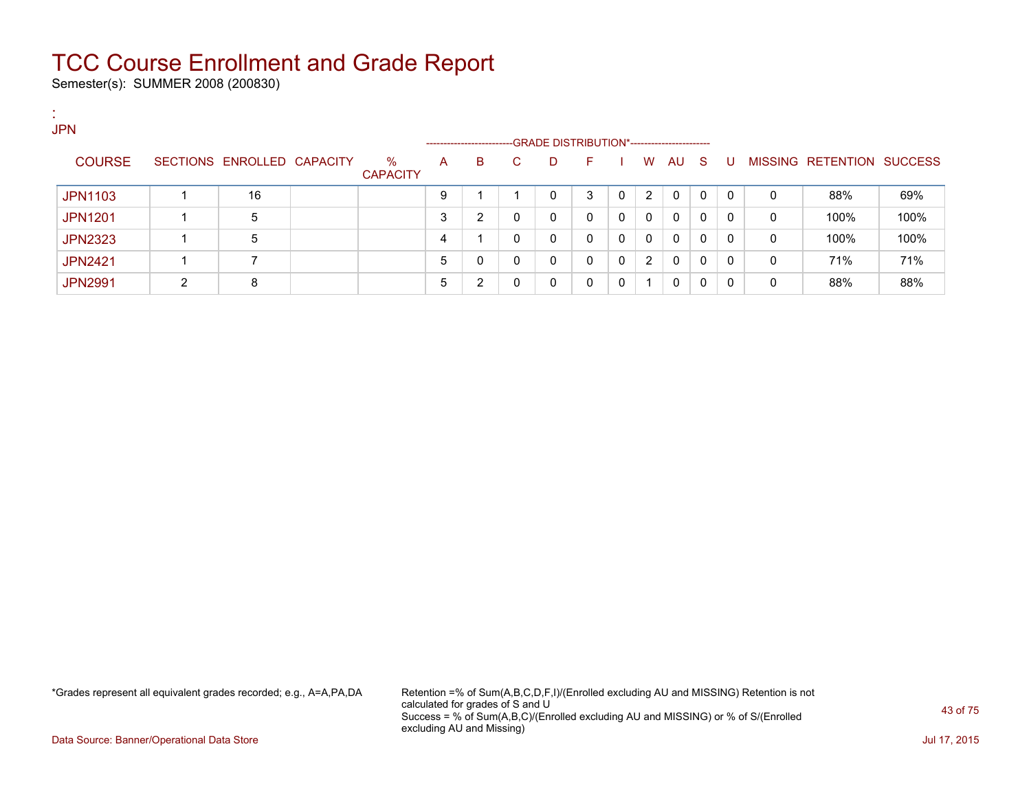# TCC Course Enrollment and Grade Report

Semester(s): SUMMER 2008 (200830)

:
JPN

| COURSE | SECTIONS | ENROLLED | CAPACITY | % CAPACITY | A | B | C | D | F | I | W | AU | S | U | MISSING | RETENTION | SUCCESS |
|---|---|---|---|---|---|---|---|---|---|---|---|---|---|---|---|---|---|
| | | | | | GRADE DISTRIBUTION* | | | | | | | | | | | | |
| JPN1103 | 1 | 16 | | | 9 | 1 | 1 | 0 | 3 | 0 | 2 | 0 | 0 | 0 | 0 | 88% | 69% |
| JPN1201 | 1 | 5 | | | 3 | 2 | 0 | 0 | 0 | 0 | 0 | 0 | 0 | 0 | 0 | 100% | 100% |
| JPN2323 | 1 | 5 | | | 4 | 1 | 0 | 0 | 0 | 0 | 0 | 0 | 0 | 0 | 0 | 100% | 100% |
| JPN2421 | 1 | 7 | | | 5 | 0 | 0 | 0 | 0 | 0 | 2 | 0 | 0 | 0 | 0 | 71% | 71% |
| JPN2991 | 2 | 8 | | | 5 | 2 | 0 | 0 | 0 | 0 | 1 | 0 | 0 | 0 | 0 | 88% | 88% |

*Grades represent all equivalent grades recorded; e.g., A=A,PA,DA

Retention =% of Sum(A,B,C,D,F,I)/(Enrolled excluding AU and MISSING) Retention is not calculated for grades of S and U
Success = % of Sum(A,B,C)/(Enrolled excluding AU and MISSING) or % of S/(Enrolled excluding AU and Missing)

Data Source: Banner/Operational Data Store

Jul 17, 2015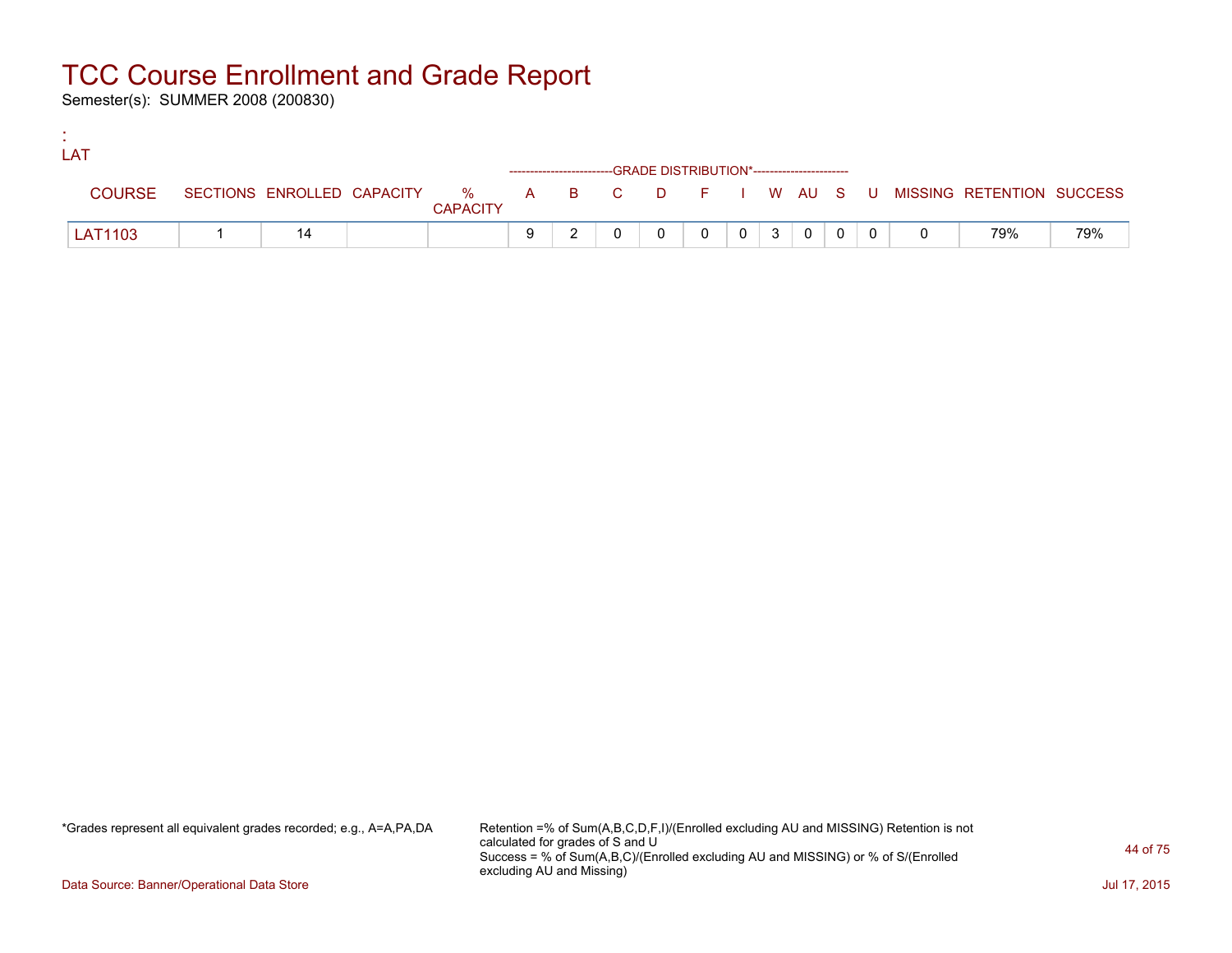# TCC Course Enrollment and Grade Report

Semester(s): SUMMER 2008 (200830)

:
LAT

| COURSE | SECTIONS | ENROLLED | CAPACITY | % CAPACITY | A | B | C | D | F | I | W | AU | S | U | MISSING | RETENTION | SUCCESS |
|---|---|---|---|---|---|---|---|---|---|---|---|---|---|---|---|---|---|
| | | | | | GRADE DISTRIBUTION* | | | | | | | | | | | | |
| LAT1103 | 1 | 14 | | | 9 | 2 | 0 | 0 | 0 | 0 | 3 | 0 | 0 | 0 | 0 | 79% | 79% |

*Grades represent all equivalent grades recorded; e.g., A=A,PA,DA

Retention =% of Sum(A,B,C,D,F,I)/(Enrolled excluding AU and MISSING) Retention is not calculated for grades of S and U
Success = % of Sum(A,B,C)/(Enrolled excluding AU and MISSING) or % of S/(Enrolled excluding AU and Missing)

Data Source: Banner/Operational Data Store

Jul 17, 2015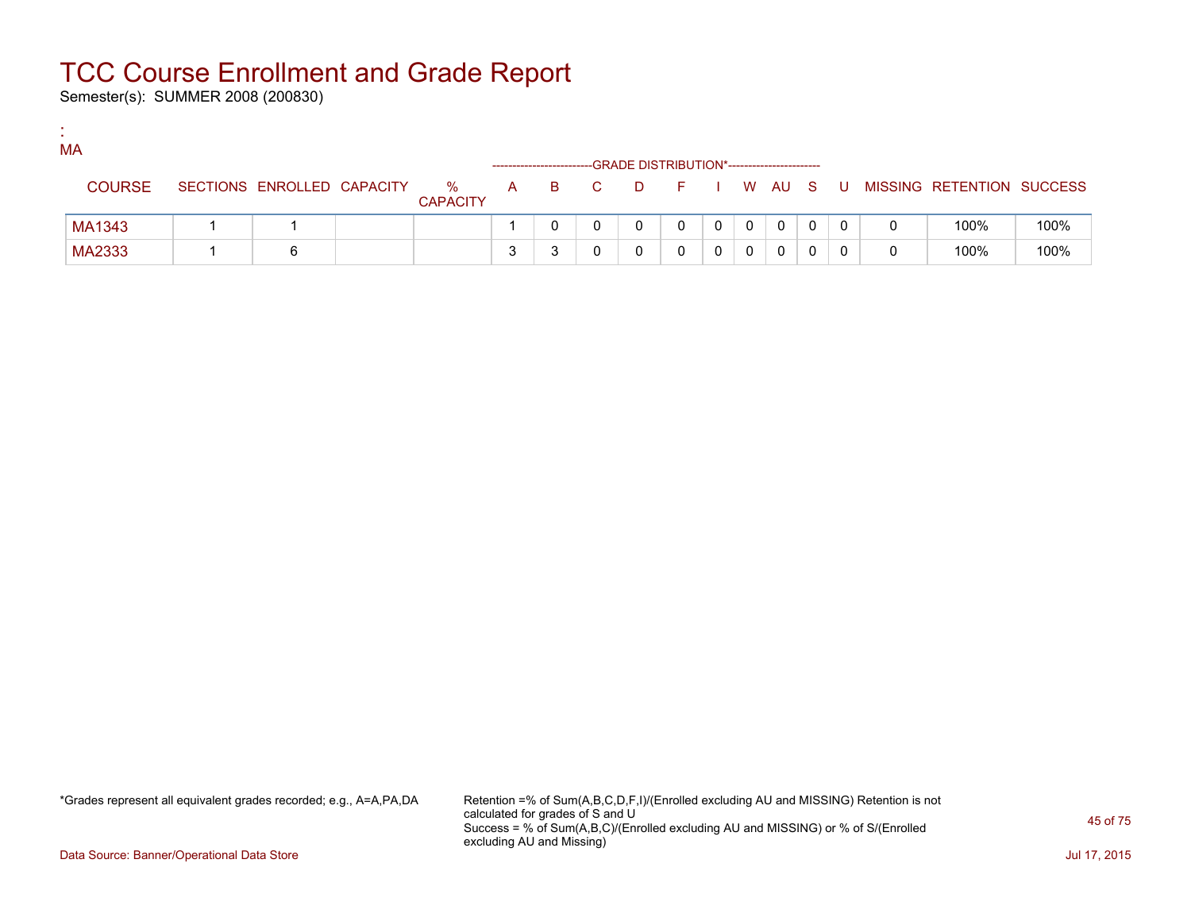# TCC Course Enrollment and Grade Report

Semester(s): SUMMER 2008 (200830)

:
MA

| COURSE | SECTIONS | ENROLLED | CAPACITY | % CAPACITY | A | B | C | D | F | I | W | AU | S | U | MISSING | RETENTION | SUCCESS |
|---|---|---|---|---|---|---|---|---|---|---|---|---|---|---|---|---|---|
| MA1343 | 1 | 1 | | | 1 | 0 | 0 | 0 | 0 | 0 | 0 | 0 | 0 | 0 | 0 | 100% | 100% |
| MA2333 | 1 | 6 | | | 3 | 3 | 0 | 0 | 0 | 0 | 0 | 0 | 0 | 0 | 0 | 100% | 100% |

*Grades represent all equivalent grades recorded; e.g., A=A,PA,DA

Retention =% of Sum(A,B,C,D,F,I)/(Enrolled excluding AU and MISSING) Retention is not calculated for grades of S and U
Success = % of Sum(A,B,C)/(Enrolled excluding AU and MISSING) or % of S/(Enrolled excluding AU and Missing)

Data Source: Banner/Operational Data Store

Jul 17, 2015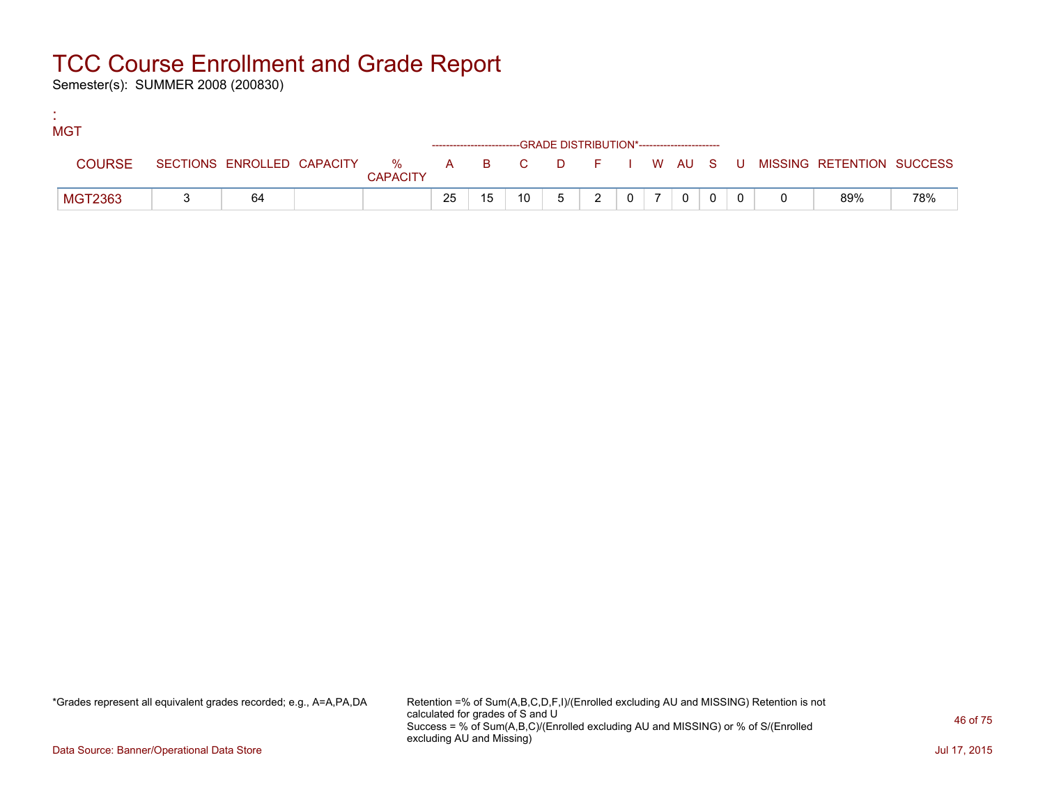# TCC Course Enrollment and Grade Report

Semester(s): SUMMER 2008 (200830)

:

MGT

| COURSE | SECTIONS | ENROLLED | CAPACITY | % CAPACITY | A | B | C | D | F | I | W | AU | S | U | MISSING | RETENTION | SUCCESS |
|---|---|---|---|---|---|---|---|---|---|---|---|---|---|---|---|---|---|
| | | | | | GRADE DISTRIBUTION* | | | | | | | | | | | | |
| MGT2363 | 3 | 64 | | | 25 | 15 | 10 | 5 | 2 | 0 | 7 | 0 | 0 | 0 | 0 | 89% | 78% |

*Grades represent all equivalent grades recorded; e.g., A=A,PA,DA

Retention =% of Sum(A,B,C,D,F,I)/(Enrolled excluding AU and MISSING) Retention is not calculated for grades of S and U
Success = % of Sum(A,B,C)/(Enrolled excluding AU and MISSING) or % of S/(Enrolled excluding AU and Missing)

Data Source: Banner/Operational Data Store

Jul 17, 2015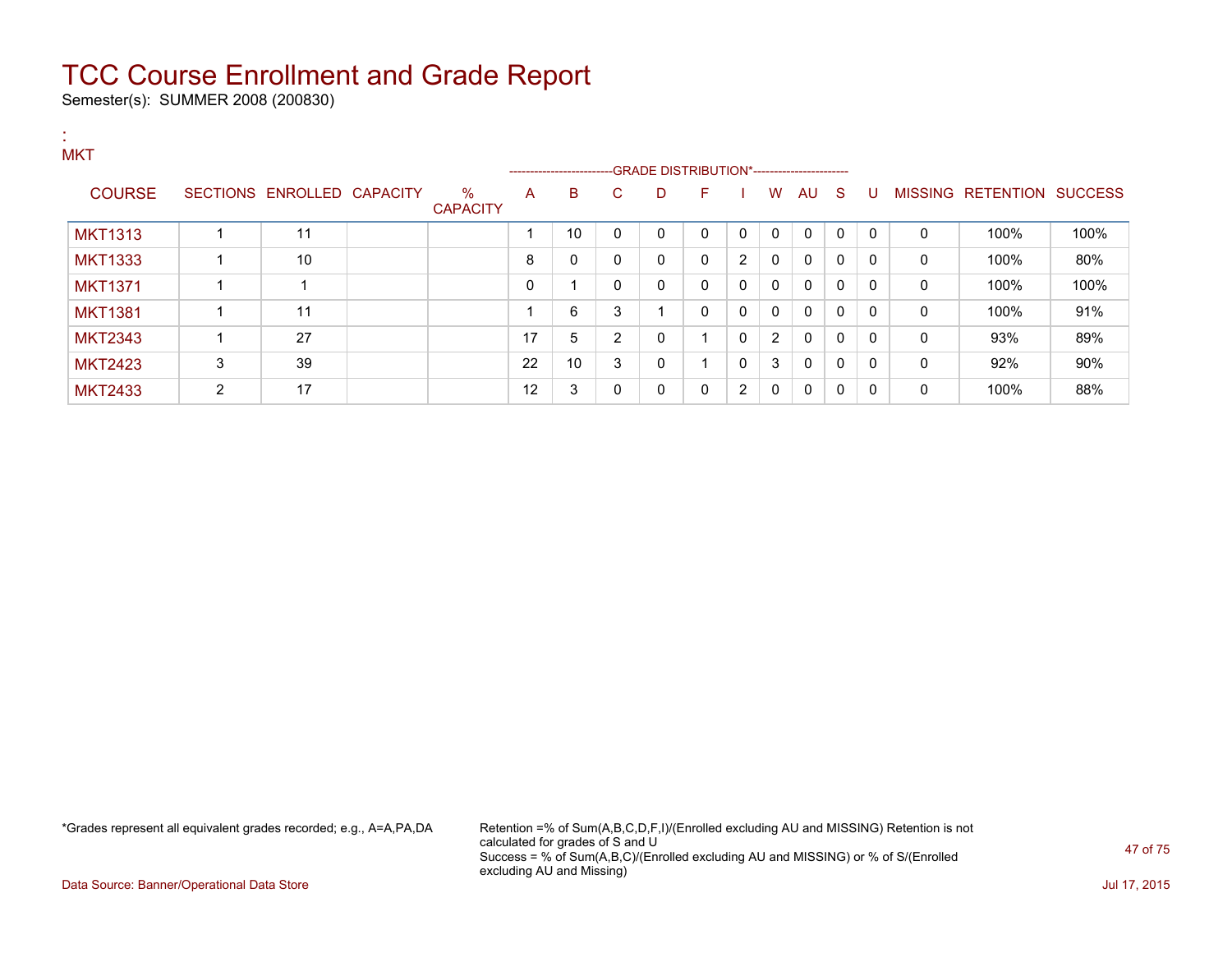# TCC Course Enrollment and Grade Report

Semester(s): SUMMER 2008 (200830)

:
MKT

| COURSE | SECTIONS | ENROLLED | CAPACITY | % CAPACITY | A | B | C | D | F | I | W | AU | S | U | MISSING | RETENTION | SUCCESS |
|---|---|---|---|---|---|---|---|---|---|---|---|---|---|---|---|---|---|
| | | | | | GRADE DISTRIBUTION* | | | | | | | | | | | | |
| MKT1313 | 1 | 11 | | | 1 | 10 | 0 | 0 | 0 | 0 | 0 | 0 | 0 | 0 | 0 | 100% | 100% |
| MKT1333 | 1 | 10 | | | 8 | 0 | 0 | 0 | 0 | 2 | 0 | 0 | 0 | 0 | 0 | 100% | 80% |
| MKT1371 | 1 | 1 | | | 0 | 1 | 0 | 0 | 0 | 0 | 0 | 0 | 0 | 0 | 0 | 100% | 100% |
| MKT1381 | 1 | 11 | | | 1 | 6 | 3 | 1 | 0 | 0 | 0 | 0 | 0 | 0 | 0 | 100% | 91% |
| MKT2343 | 1 | 27 | | | 17 | 5 | 2 | 0 | 1 | 0 | 2 | 0 | 0 | 0 | 0 | 93% | 89% |
| MKT2423 | 3 | 39 | | | 22 | 10 | 3 | 0 | 1 | 0 | 3 | 0 | 0 | 0 | 0 | 92% | 90% |
| MKT2433 | 2 | 17 | | | 12 | 3 | 0 | 0 | 0 | 2 | 0 | 0 | 0 | 0 | 0 | 100% | 88% |

*Grades represent all equivalent grades recorded; e.g., A=A,PA,DA

Retention =% of Sum(A,B,C,D,F,I)/(Enrolled excluding AU and MISSING) Retention is not calculated for grades of S and U
Success = % of Sum(A,B,C)/(Enrolled excluding AU and MISSING) or % of S/(Enrolled excluding AU and Missing)

Data Source: Banner/Operational Data Store

Jul 17, 2015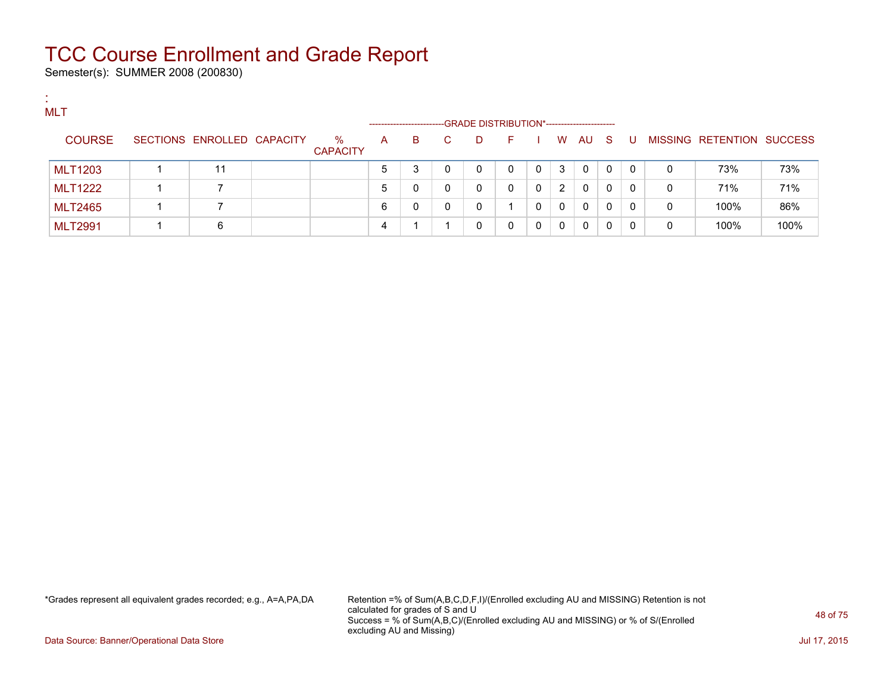# TCC Course Enrollment and Grade Report

Semester(s): SUMMER 2008 (200830)

:
MLT

| COURSE | SECTIONS | ENROLLED | CAPACITY | % CAPACITY | A | B | C | D | F | I | W | AU | S | U | MISSING | RETENTION | SUCCESS |
|---|---|---|---|---|---|---|---|---|---|---|---|---|---|---|---|---|---|
| | | | | | GRADE DISTRIBUTION* | | | | | | | | | | | | |
| MLT1203 | 1 | 11 | | | 5 | 3 | 0 | 0 | 0 | 0 | 3 | 0 | 0 | 0 | 0 | 73% | 73% |
| MLT1222 | 1 | 7 | | | 5 | 0 | 0 | 0 | 0 | 0 | 2 | 0 | 0 | 0 | 0 | 71% | 71% |
| MLT2465 | 1 | 7 | | | 6 | 0 | 0 | 0 | 1 | 0 | 0 | 0 | 0 | 0 | 0 | 100% | 86% |
| MLT2991 | 1 | 6 | | | 4 | 1 | 1 | 0 | 0 | 0 | 0 | 0 | 0 | 0 | 0 | 100% | 100% |

*Grades represent all equivalent grades recorded; e.g., A=A,PA,DA

Retention =% of Sum(A,B,C,D,F,I)/(Enrolled excluding AU and MISSING) Retention is not calculated for grades of S and U
Success = % of Sum(A,B,C)/(Enrolled excluding AU and MISSING) or % of S/(Enrolled excluding AU and Missing)

Data Source: Banner/Operational Data Store

Jul 17, 2015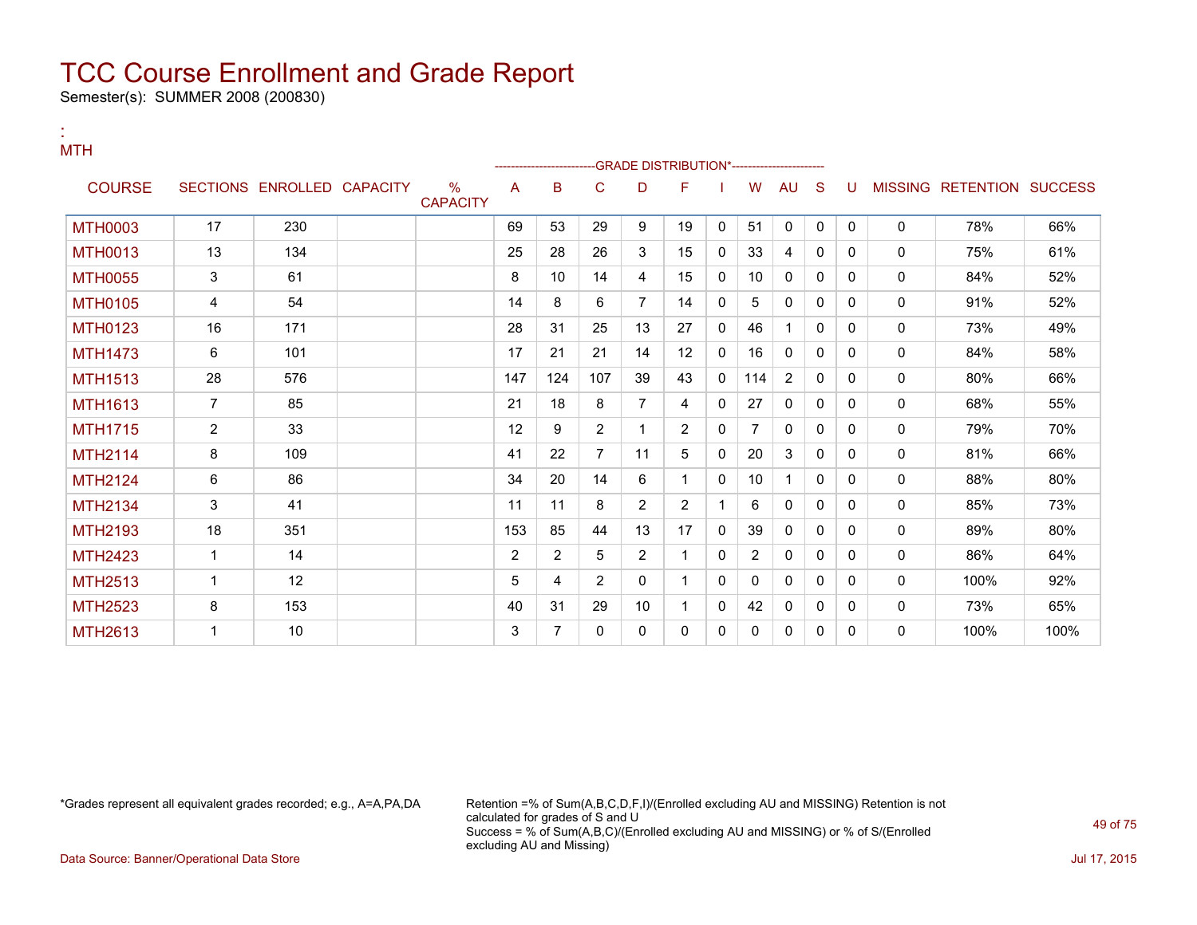# TCC Course Enrollment and Grade Report

Semester(s): SUMMER 2008 (200830)

:
MTH

| COURSE | SECTIONS | ENROLLED | CAPACITY | % CAPACITY | A | B | C | D | F | I | W | AU | S | U | MISSING | RETENTION | SUCCESS |
|---|---|---|---|---|---|---|---|---|---|---|---|---|---|---|---|---|---|
| | | | | | GRADE DISTRIBUTION* | | | | | | | | | | | | |
| MTH0003 | 17 | 230 | | | 69 | 53 | 29 | 9 | 19 | 0 | 51 | 0 | 0 | 0 | 0 | 78% | 66% |
| MTH0013 | 13 | 134 | | | 25 | 28 | 26 | 3 | 15 | 0 | 33 | 4 | 0 | 0 | 0 | 75% | 61% |
| MTH0055 | 3 | 61 | | | 8 | 10 | 14 | 4 | 15 | 0 | 10 | 0 | 0 | 0 | 0 | 84% | 52% |
| MTH0105 | 4 | 54 | | | 14 | 8 | 6 | 7 | 14 | 0 | 5 | 0 | 0 | 0 | 0 | 91% | 52% |
| MTH0123 | 16 | 171 | | | 28 | 31 | 25 | 13 | 27 | 0 | 46 | 1 | 0 | 0 | 0 | 73% | 49% |
| MTH1473 | 6 | 101 | | | 17 | 21 | 21 | 14 | 12 | 0 | 16 | 0 | 0 | 0 | 0 | 84% | 58% |
| MTH1513 | 28 | 576 | | | 147 | 124 | 107 | 39 | 43 | 0 | 114 | 2 | 0 | 0 | 0 | 80% | 66% |
| MTH1613 | 7 | 85 | | | 21 | 18 | 8 | 7 | 4 | 0 | 27 | 0 | 0 | 0 | 0 | 68% | 55% |
| MTH1715 | 2 | 33 | | | 12 | 9 | 2 | 1 | 2 | 0 | 7 | 0 | 0 | 0 | 0 | 79% | 70% |
| MTH2114 | 8 | 109 | | | 41 | 22 | 7 | 11 | 5 | 0 | 20 | 3 | 0 | 0 | 0 | 81% | 66% |
| MTH2124 | 6 | 86 | | | 34 | 20 | 14 | 6 | 1 | 0 | 10 | 1 | 0 | 0 | 0 | 88% | 80% |
| MTH2134 | 3 | 41 | | | 11 | 11 | 8 | 2 | 2 | 1 | 6 | 0 | 0 | 0 | 0 | 85% | 73% |
| MTH2193 | 18 | 351 | | | 153 | 85 | 44 | 13 | 17 | 0 | 39 | 0 | 0 | 0 | 0 | 89% | 80% |
| MTH2423 | 1 | 14 | | | 2 | 2 | 5 | 2 | 1 | 0 | 2 | 0 | 0 | 0 | 0 | 86% | 64% |
| MTH2513 | 1 | 12 | | | 5 | 4 | 2 | 0 | 1 | 0 | 0 | 0 | 0 | 0 | 0 | 100% | 92% |
| MTH2523 | 8 | 153 | | | 40 | 31 | 29 | 10 | 1 | 0 | 42 | 0 | 0 | 0 | 0 | 73% | 65% |
| MTH2613 | 1 | 10 | | | 3 | 7 | 0 | 0 | 0 | 0 | 0 | 0 | 0 | 0 | 0 | 100% | 100% |

*Grades represent all equivalent grades recorded; e.g., A=A,PA,DA

Retention =% of Sum(A,B,C,D,F,I)/(Enrolled excluding AU and MISSING) Retention is not calculated for grades of S and U
Success = % of Sum(A,B,C)/(Enrolled excluding AU and MISSING) or % of S/(Enrolled excluding AU and Missing)

Data Source: Banner/Operational Data Store

Jul 17, 2015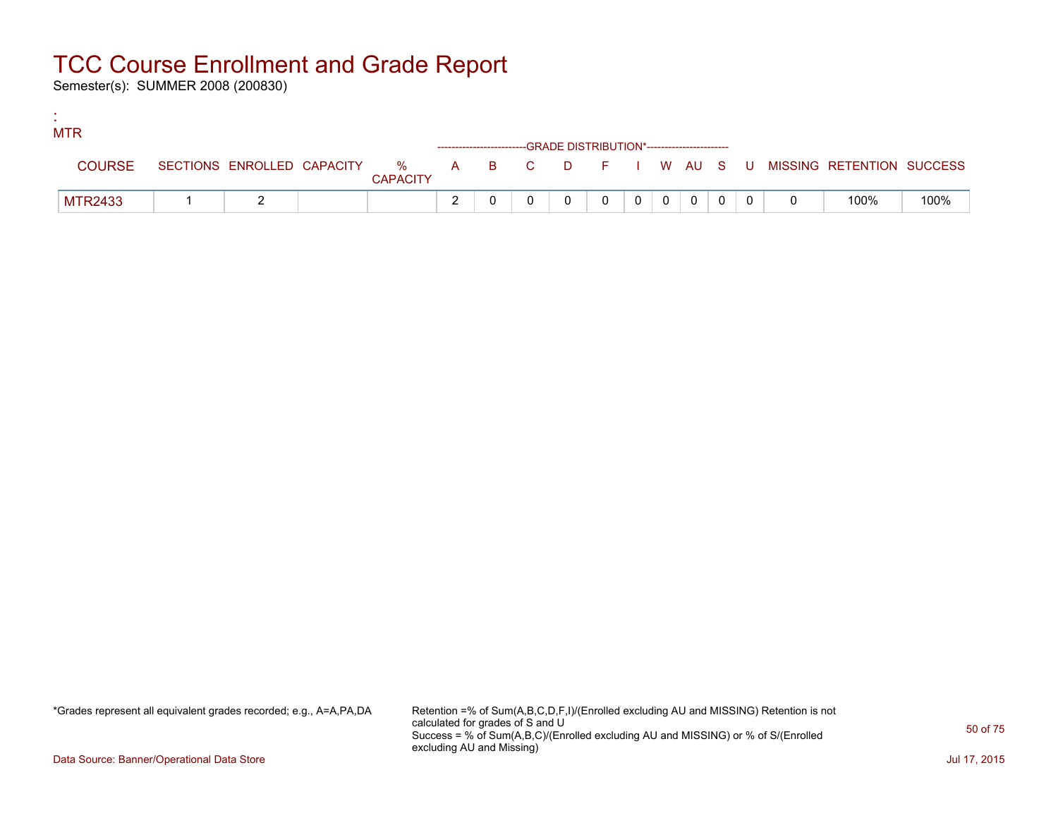# TCC Course Enrollment and Grade Report

Semester(s): SUMMER 2008 (200830)

:
MTR

| COURSE | SECTIONS | ENROLLED | CAPACITY | % CAPACITY | A | B | C | D | F | I | W | AU | S | U | MISSING | RETENTION | SUCCESS |
|---|---|---|---|---|---|---|---|---|---|---|---|---|---|---|---|---|---|
| | | | | | GRADE DISTRIBUTION* | | | | | | | | | | | | |
| MTR2433 | 1 | 2 | | | 2 | 0 | 0 | 0 | 0 | 0 | 0 | 0 | 0 | 0 | 0 | 100% | 100% |

*Grades represent all equivalent grades recorded; e.g., A=A,PA,DA

Retention =% of Sum(A,B,C,D,F,I)/(Enrolled excluding AU and MISSING) Retention is not calculated for grades of S and U
Success = % of Sum(A,B,C)/(Enrolled excluding AU and MISSING) or % of S/(Enrolled excluding AU and Missing)

Data Source: Banner/Operational Data Store

Jul 17, 2015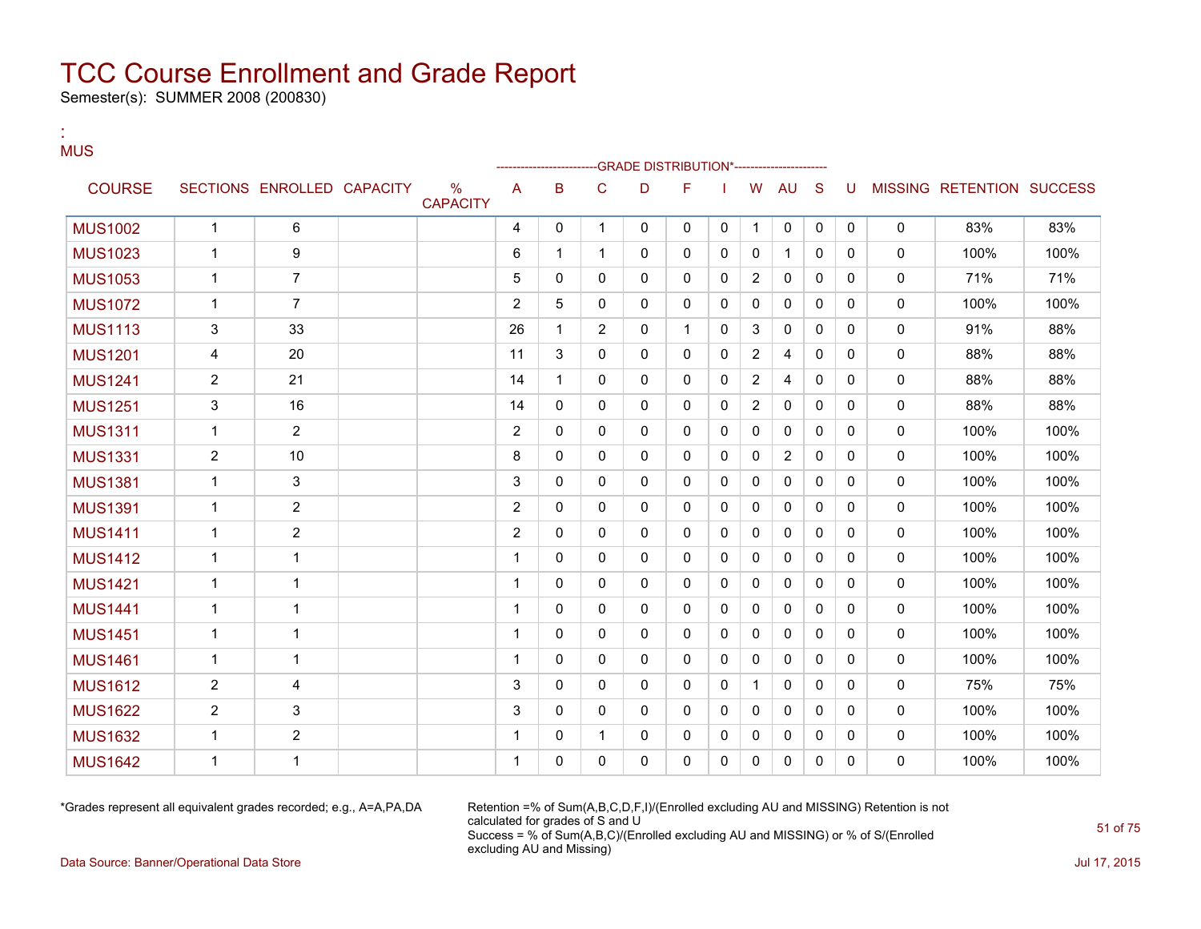# TCC Course Enrollment and Grade Report

Semester(s): SUMMER 2008 (200830)

:
MUS

| COURSE | SECTIONS | ENROLLED | CAPACITY | % CAPACITY | A | B | C | D | F | I | W | AU | S | U | MISSING | RETENTION | SUCCESS |
|---|---|---|---|---|---|---|---|---|---|---|---|---|---|---|---|---|---|
| | | | | | GRADE DISTRIBUTION* | | | | | | | | | | | | |
| MUS1002 | 1 | 6 | | | 4 | 0 | 1 | 0 | 0 | 0 | 1 | 0 | 0 | 0 | 0 | 83% | 83% |
| MUS1023 | 1 | 9 | | | 6 | 1 | 1 | 0 | 0 | 0 | 0 | 1 | 0 | 0 | 0 | 100% | 100% |
| MUS1053 | 1 | 7 | | | 5 | 0 | 0 | 0 | 0 | 0 | 2 | 0 | 0 | 0 | 0 | 71% | 71% |
| MUS1072 | 1 | 7 | | | 2 | 5 | 0 | 0 | 0 | 0 | 0 | 0 | 0 | 0 | 0 | 100% | 100% |
| MUS1113 | 3 | 33 | | | 26 | 1 | 2 | 0 | 1 | 0 | 3 | 0 | 0 | 0 | 0 | 91% | 88% |
| MUS1201 | 4 | 20 | | | 11 | 3 | 0 | 0 | 0 | 0 | 2 | 4 | 0 | 0 | 0 | 88% | 88% |
| MUS1241 | 2 | 21 | | | 14 | 1 | 0 | 0 | 0 | 0 | 2 | 4 | 0 | 0 | 0 | 88% | 88% |
| MUS1251 | 3 | 16 | | | 14 | 0 | 0 | 0 | 0 | 0 | 2 | 0 | 0 | 0 | 0 | 88% | 88% |
| MUS1311 | 1 | 2 | | | 2 | 0 | 0 | 0 | 0 | 0 | 0 | 0 | 0 | 0 | 0 | 100% | 100% |
| MUS1331 | 2 | 10 | | | 8 | 0 | 0 | 0 | 0 | 0 | 0 | 2 | 0 | 0 | 0 | 100% | 100% |
| MUS1381 | 1 | 3 | | | 3 | 0 | 0 | 0 | 0 | 0 | 0 | 0 | 0 | 0 | 0 | 100% | 100% |
| MUS1391 | 1 | 2 | | | 2 | 0 | 0 | 0 | 0 | 0 | 0 | 0 | 0 | 0 | 0 | 100% | 100% |
| MUS1411 | 1 | 2 | | | 2 | 0 | 0 | 0 | 0 | 0 | 0 | 0 | 0 | 0 | 0 | 100% | 100% |
| MUS1412 | 1 | 1 | | | 1 | 0 | 0 | 0 | 0 | 0 | 0 | 0 | 0 | 0 | 0 | 100% | 100% |
| MUS1421 | 1 | 1 | | | 1 | 0 | 0 | 0 | 0 | 0 | 0 | 0 | 0 | 0 | 0 | 100% | 100% |
| MUS1441 | 1 | 1 | | | 1 | 0 | 0 | 0 | 0 | 0 | 0 | 0 | 0 | 0 | 0 | 100% | 100% |
| MUS1451 | 1 | 1 | | | 1 | 0 | 0 | 0 | 0 | 0 | 0 | 0 | 0 | 0 | 0 | 100% | 100% |
| MUS1461 | 1 | 1 | | | 1 | 0 | 0 | 0 | 0 | 0 | 0 | 0 | 0 | 0 | 0 | 100% | 100% |
| MUS1612 | 2 | 4 | | | 3 | 0 | 0 | 0 | 0 | 0 | 1 | 0 | 0 | 0 | 0 | 75% | 75% |
| MUS1622 | 2 | 3 | | | 3 | 0 | 0 | 0 | 0 | 0 | 0 | 0 | 0 | 0 | 0 | 100% | 100% |
| MUS1632 | 1 | 2 | | | 1 | 0 | 1 | 0 | 0 | 0 | 0 | 0 | 0 | 0 | 0 | 100% | 100% |
| MUS1642 | 1 | 1 | | | 1 | 0 | 0 | 0 | 0 | 0 | 0 | 0 | 0 | 0 | 0 | 100% | 100% |

*Grades represent all equivalent grades recorded; e.g., A=A,PA,DA

Retention =% of Sum(A,B,C,D,F,I)/(Enrolled excluding AU and MISSING) Retention is not calculated for grades of S and U
Success = % of Sum(A,B,C)/(Enrolled excluding AU and MISSING) or % of S/(Enrolled excluding AU and Missing)

Data Source: Banner/Operational Data Store

Jul 17, 2015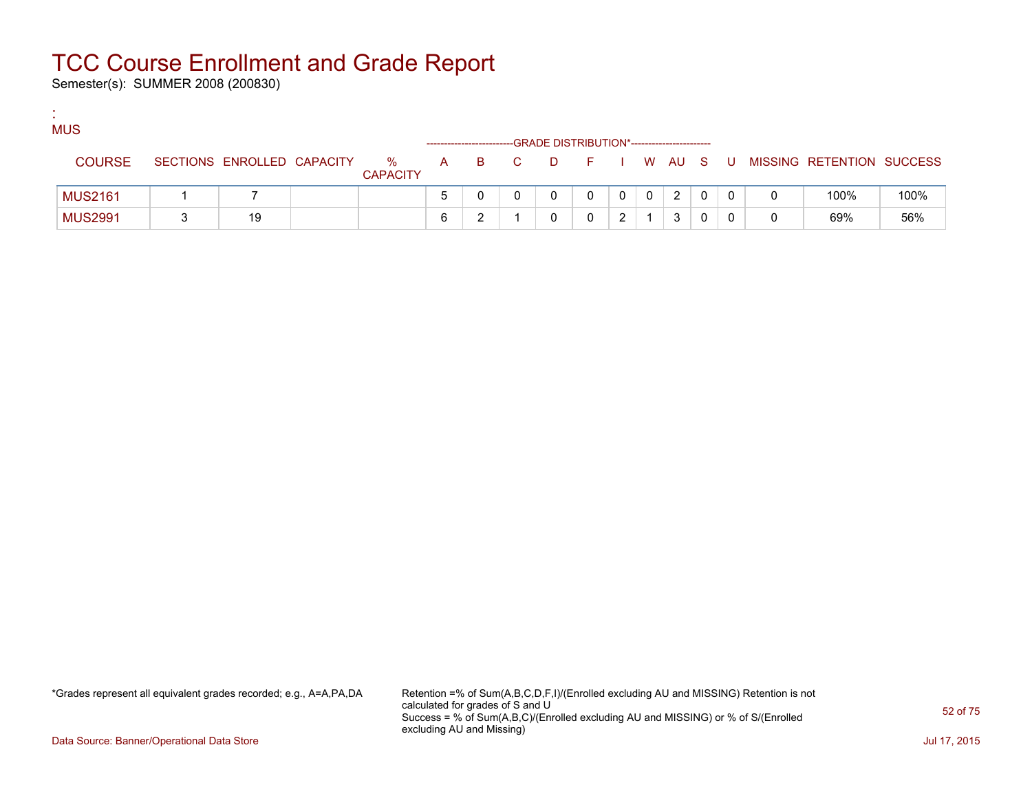# TCC Course Enrollment and Grade Report

Semester(s): SUMMER 2008 (200830)

:
MUS

| COURSE | SECTIONS | ENROLLED | CAPACITY | % CAPACITY | A | B | C | D | F | I | W | AU | S | U | MISSING | RETENTION | SUCCESS |
|---|---|---|---|---|---|---|---|---|---|---|---|---|---|---|---|---|---|
| | | | | | GRADE DISTRIBUTION* | | | | | | | | | | | | |
| MUS2161 | 1 | 7 | | | 5 | 0 | 0 | 0 | 0 | 0 | 0 | 2 | 0 | 0 | 0 | 100% | 100% |
| MUS2991 | 3 | 19 | | | 6 | 2 | 1 | 0 | 0 | 2 | 1 | 3 | 0 | 0 | 0 | 69% | 56% |

*Grades represent all equivalent grades recorded; e.g., A=A,PA,DA

Retention =% of Sum(A,B,C,D,F,I)/(Enrolled excluding AU and MISSING) Retention is not calculated for grades of S and U
Success = % of Sum(A,B,C)/(Enrolled excluding AU and MISSING) or % of S/(Enrolled excluding AU and Missing)

Data Source: Banner/Operational Data Store

Jul 17, 2015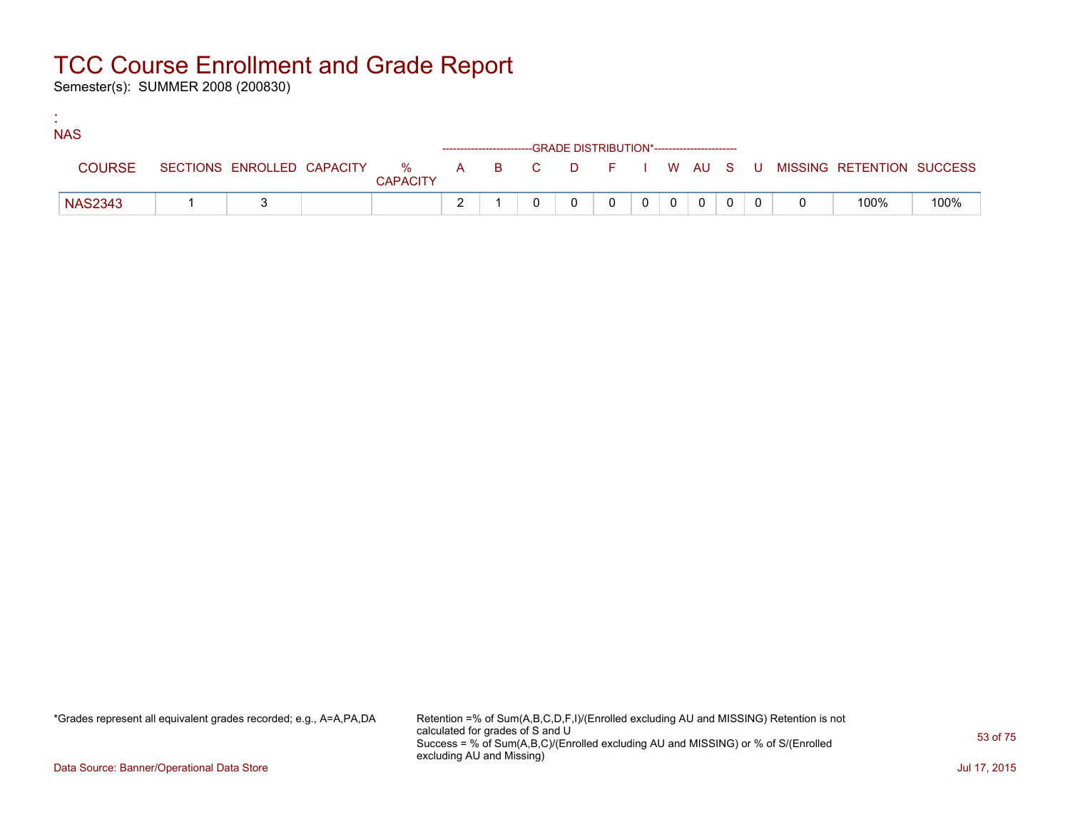# TCC Course Enrollment and Grade Report

Semester(s): SUMMER 2008 (200830)

:
NAS

| COURSE | SECTIONS | ENROLLED | CAPACITY | % CAPACITY | A | B | C | D | F | I | W | AU | S | U | MISSING | RETENTION | SUCCESS |
|---|---|---|---|---|---|---|---|---|---|---|---|---|---|---|---|---|---|
| | | | | | GRADE DISTRIBUTION* | | | | | | | | | | | | |
| NAS2343 | 1 | 3 | | | 2 | 1 | 0 | 0 | 0 | 0 | 0 | 0 | 0 | 0 | 0 | 100% | 100% |

*Grades represent all equivalent grades recorded; e.g., A=A,PA,DA

Retention =% of Sum(A,B,C,D,F,I)/(Enrolled excluding AU and MISSING) Retention is not calculated for grades of S and U
Success = % of Sum(A,B,C)/(Enrolled excluding AU and MISSING) or % of S/(Enrolled excluding AU and Missing)

Data Source: Banner/Operational Data Store

Jul 17, 2015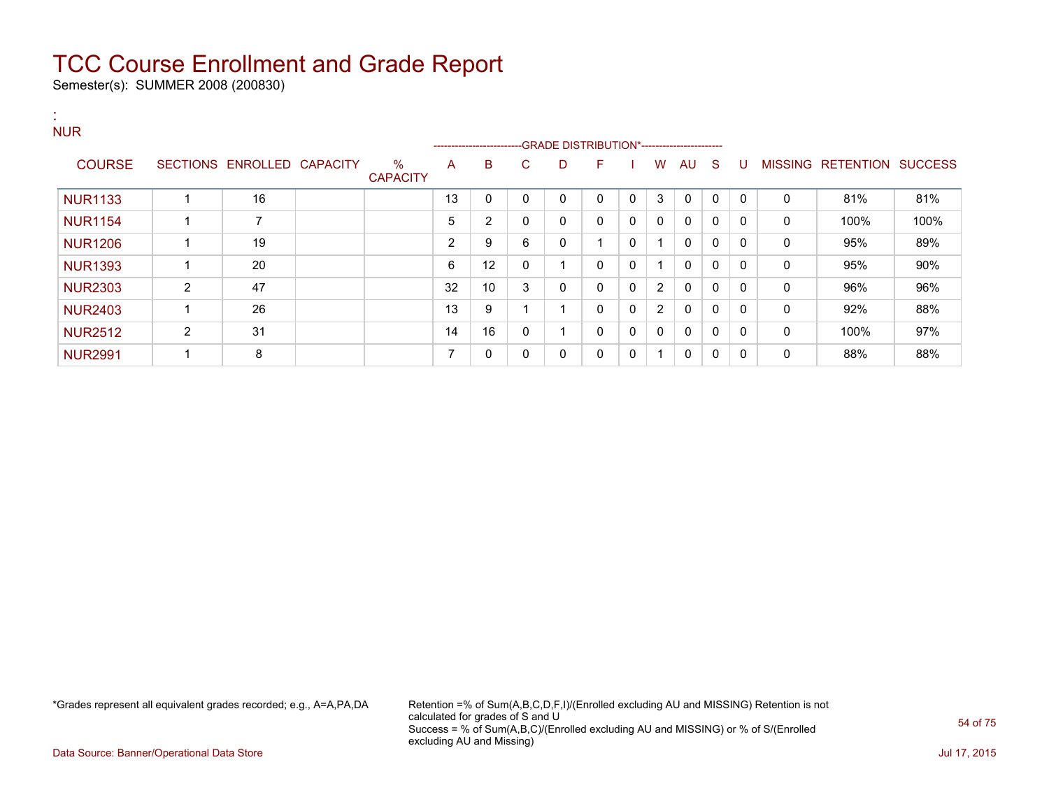# TCC Course Enrollment and Grade Report

Semester(s): SUMMER 2008 (200830)

:
NUR

| COURSE | SECTIONS | ENROLLED | CAPACITY | % CAPACITY | A | B | C | D | F | I | W | AU | S | U | MISSING | RETENTION | SUCCESS |
|---|---|---|---|---|---|---|---|---|---|---|---|---|---|---|---|---|---|
| | | | | | GRADE DISTRIBUTION* | | | | | | | | | | | | |
| NUR1133 | 1 | 16 | | | 13 | 0 | 0 | 0 | 0 | 0 | 3 | 0 | 0 | 0 | 0 | 81% | 81% |
| NUR1154 | 1 | 7 | | | 5 | 2 | 0 | 0 | 0 | 0 | 0 | 0 | 0 | 0 | 0 | 100% | 100% |
| NUR1206 | 1 | 19 | | | 2 | 9 | 6 | 0 | 1 | 0 | 1 | 0 | 0 | 0 | 0 | 95% | 89% |
| NUR1393 | 1 | 20 | | | 6 | 12 | 0 | 1 | 0 | 0 | 1 | 0 | 0 | 0 | 0 | 95% | 90% |
| NUR2303 | 2 | 47 | | | 32 | 10 | 3 | 0 | 0 | 0 | 2 | 0 | 0 | 0 | 0 | 96% | 96% |
| NUR2403 | 1 | 26 | | | 13 | 9 | 1 | 1 | 0 | 0 | 2 | 0 | 0 | 0 | 0 | 92% | 88% |
| NUR2512 | 2 | 31 | | | 14 | 16 | 0 | 1 | 0 | 0 | 0 | 0 | 0 | 0 | 0 | 100% | 97% |
| NUR2991 | 1 | 8 | | | 7 | 0 | 0 | 0 | 0 | 0 | 1 | 0 | 0 | 0 | 0 | 88% | 88% |

*Grades represent all equivalent grades recorded; e.g., A=A,PA,DA

Retention =% of Sum(A,B,C,D,F,I)/(Enrolled excluding AU and MISSING) Retention is not calculated for grades of S and U
Success = % of Sum(A,B,C)/(Enrolled excluding AU and MISSING) or % of S/(Enrolled excluding AU and Missing)

Data Source: Banner/Operational Data Store

Jul 17, 2015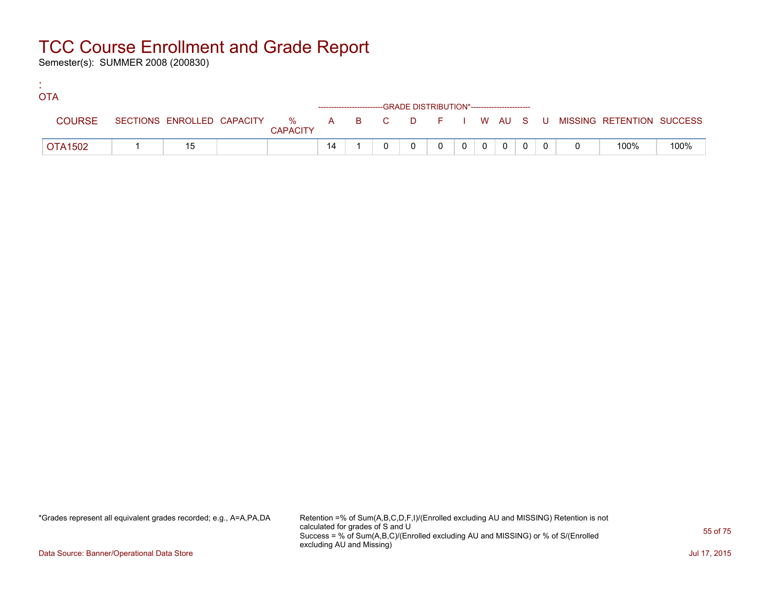# TCC Course Enrollment and Grade Report

Semester(s): SUMMER 2008 (200830)

:

OTA

| COURSE | SECTIONS | ENROLLED | CAPACITY | % CAPACITY | A | B | C | D | F | I | W | AU | S | U | MISSING | RETENTION | SUCCESS |
|---|---|---|---|---|---|---|---|---|---|---|---|---|---|---|---|---|---|
| | | | | | GRADE DISTRIBUTION* | | | | | | | | | | | | |
| OTA1502 | 1 | 15 | | | 14 | 1 | 0 | 0 | 0 | 0 | 0 | 0 | 0 | 0 | 0 | 100% | 100% |

*Grades represent all equivalent grades recorded; e.g., A=A,PA,DA

Retention =% of Sum(A,B,C,D,F,I)/(Enrolled excluding AU and MISSING) Retention is not calculated for grades of S and U
Success = % of Sum(A,B,C)/(Enrolled excluding AU and MISSING) or % of S/(Enrolled excluding AU and Missing)

Data Source: Banner/Operational Data Store

Jul 17, 2015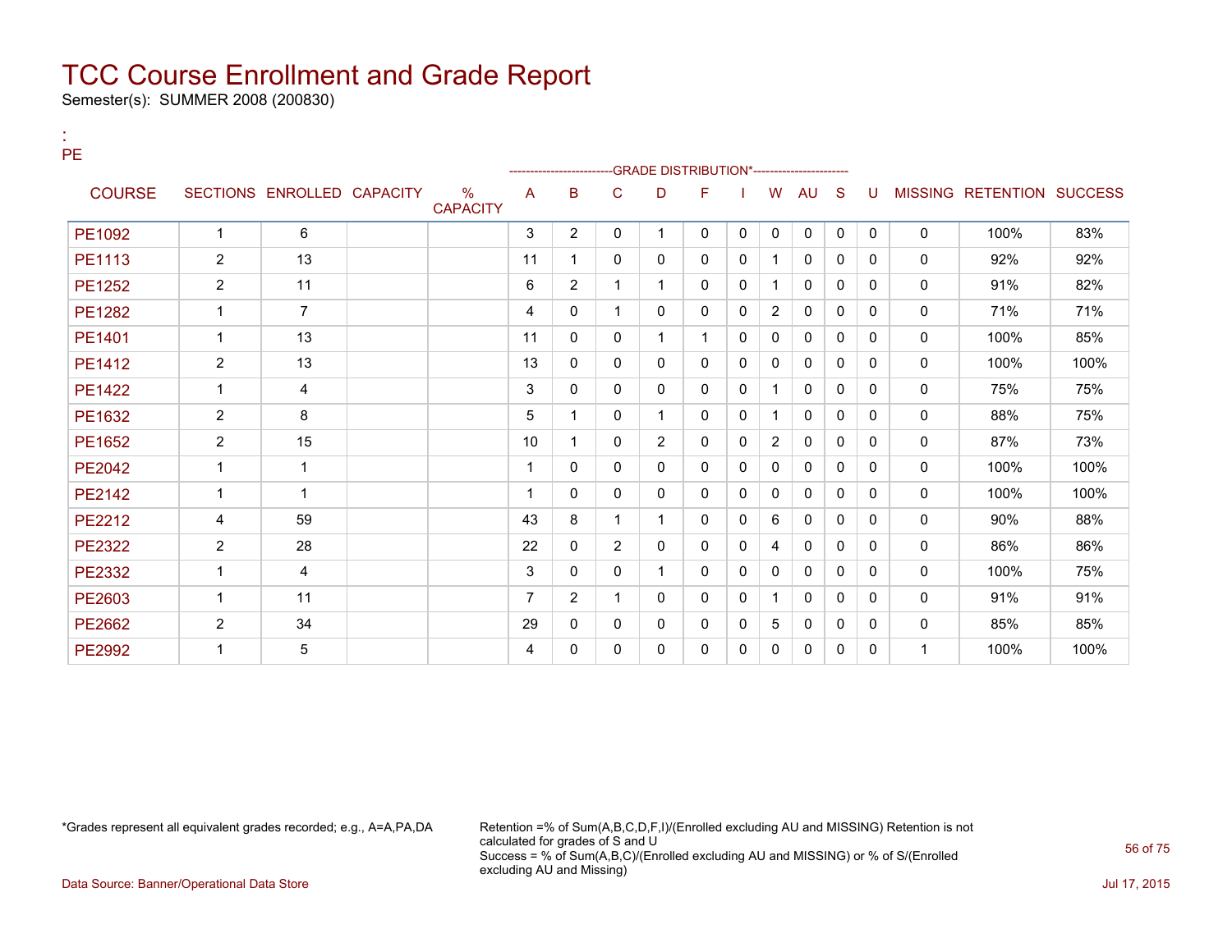# TCC Course Enrollment and Grade Report

Semester(s): SUMMER 2008 (200830)

:

PE

| COURSE | SECTIONS | ENROLLED | CAPACITY | % CAPACITY | A | B | C | D | F | I | W | AU | S | U | MISSING | RETENTION | SUCCESS |
|---|---|---|---|---|---|---|---|---|---|---|---|---|---|---|---|---|---|
| | | | | | GRADE DISTRIBUTION* | | | | | | | | | | | | |
| PE1092 | 1 | 6 | | | 3 | 2 | 0 | 1 | 0 | 0 | 0 | 0 | 0 | 0 | 0 | 100% | 83% |
| PE1113 | 2 | 13 | | | 11 | 1 | 0 | 0 | 0 | 0 | 1 | 0 | 0 | 0 | 0 | 92% | 92% |
| PE1252 | 2 | 11 | | | 6 | 2 | 1 | 1 | 0 | 0 | 1 | 0 | 0 | 0 | 0 | 91% | 82% |
| PE1282 | 1 | 7 | | | 4 | 0 | 1 | 0 | 0 | 0 | 2 | 0 | 0 | 0 | 0 | 71% | 71% |
| PE1401 | 1 | 13 | | | 11 | 0 | 0 | 1 | 1 | 0 | 0 | 0 | 0 | 0 | 0 | 100% | 85% |
| PE1412 | 2 | 13 | | | 13 | 0 | 0 | 0 | 0 | 0 | 0 | 0 | 0 | 0 | 0 | 100% | 100% |
| PE1422 | 1 | 4 | | | 3 | 0 | 0 | 0 | 0 | 0 | 1 | 0 | 0 | 0 | 0 | 75% | 75% |
| PE1632 | 2 | 8 | | | 5 | 1 | 0 | 1 | 0 | 0 | 1 | 0 | 0 | 0 | 0 | 88% | 75% |
| PE1652 | 2 | 15 | | | 10 | 1 | 0 | 2 | 0 | 0 | 2 | 0 | 0 | 0 | 0 | 87% | 73% |
| PE2042 | 1 | 1 | | | 1 | 0 | 0 | 0 | 0 | 0 | 0 | 0 | 0 | 0 | 0 | 100% | 100% |
| PE2142 | 1 | 1 | | | 1 | 0 | 0 | 0 | 0 | 0 | 0 | 0 | 0 | 0 | 0 | 100% | 100% |
| PE2212 | 4 | 59 | | | 43 | 8 | 1 | 1 | 0 | 0 | 6 | 0 | 0 | 0 | 0 | 90% | 88% |
| PE2322 | 2 | 28 | | | 22 | 0 | 2 | 0 | 0 | 0 | 4 | 0 | 0 | 0 | 0 | 86% | 86% |
| PE2332 | 1 | 4 | | | 3 | 0 | 0 | 1 | 0 | 0 | 0 | 0 | 0 | 0 | 0 | 100% | 75% |
| PE2603 | 1 | 11 | | | 7 | 2 | 1 | 0 | 0 | 0 | 1 | 0 | 0 | 0 | 0 | 91% | 91% |
| PE2662 | 2 | 34 | | | 29 | 0 | 0 | 0 | 0 | 0 | 5 | 0 | 0 | 0 | 0 | 85% | 85% |
| PE2992 | 1 | 5 | | | 4 | 0 | 0 | 0 | 0 | 0 | 0 | 0 | 0 | 0 | 1 | 100% | 100% |

*Grades represent all equivalent grades recorded; e.g., A=A,PA,DA

Retention =% of Sum(A,B,C,D,F,I)/(Enrolled excluding AU and MISSING) Retention is not calculated for grades of S and U
Success = % of Sum(A,B,C)/(Enrolled excluding AU and MISSING) or % of S/(Enrolled excluding AU and Missing)

Data Source: Banner/Operational Data Store

Jul 17, 2015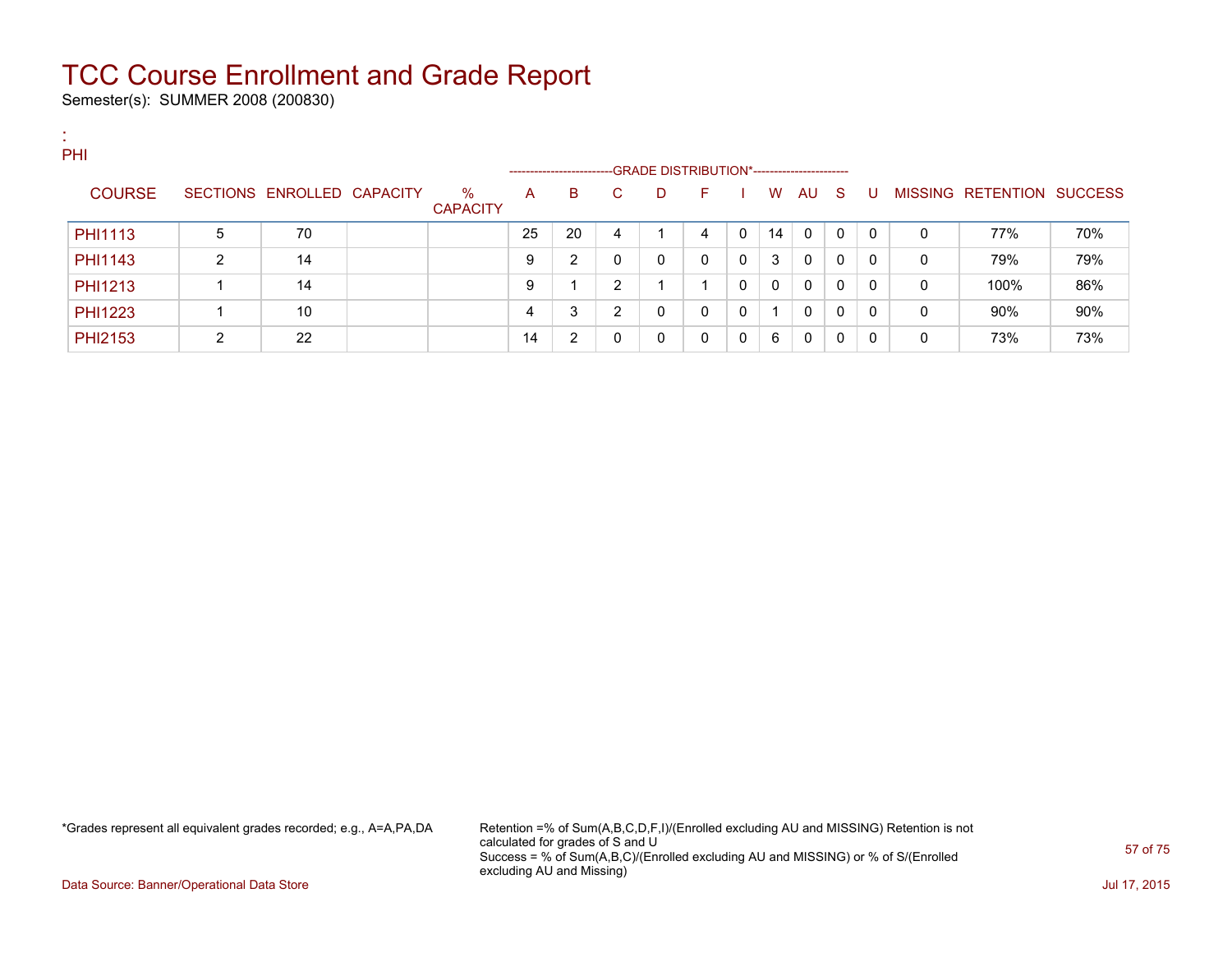# TCC Course Enrollment and Grade Report

Semester(s): SUMMER 2008 (200830)

:
PHI

| COURSE | SECTIONS | ENROLLED | CAPACITY | % CAPACITY | A | B | C | D | F | I | W | AU | S | U | MISSING | RETENTION | SUCCESS |
|---|---|---|---|---|---|---|---|---|---|---|---|---|---|---|---|---|---|
| PHI1113 | 5 | 70 | | | 25 | 20 | 4 | 1 | 4 | 0 | 14 | 0 | 0 | 0 | 0 | 77% | 70% |
| PHI1143 | 2 | 14 | | | 9 | 2 | 0 | 0 | 0 | 0 | 3 | 0 | 0 | 0 | 0 | 79% | 79% |
| PHI1213 | 1 | 14 | | | 9 | 1 | 2 | 1 | 1 | 0 | 0 | 0 | 0 | 0 | 0 | 100% | 86% |
| PHI1223 | 1 | 10 | | | 4 | 3 | 2 | 0 | 0 | 0 | 1 | 0 | 0 | 0 | 0 | 90% | 90% |
| PHI2153 | 2 | 22 | | | 14 | 2 | 0 | 0 | 0 | 0 | 6 | 0 | 0 | 0 | 0 | 73% | 73% |

(The A through U columns fall under the GRADE DISTRIBUTION* heading.)

*Grades represent all equivalent grades recorded; e.g., A=A,PA,DA

Retention =% of Sum(A,B,C,D,F,I)/(Enrolled excluding AU and MISSING) Retention is not calculated for grades of S and U
Success = % of Sum(A,B,C)/(Enrolled excluding AU and MISSING) or % of S/(Enrolled excluding AU and Missing)

Data Source: Banner/Operational Data Store

Jul 17, 2015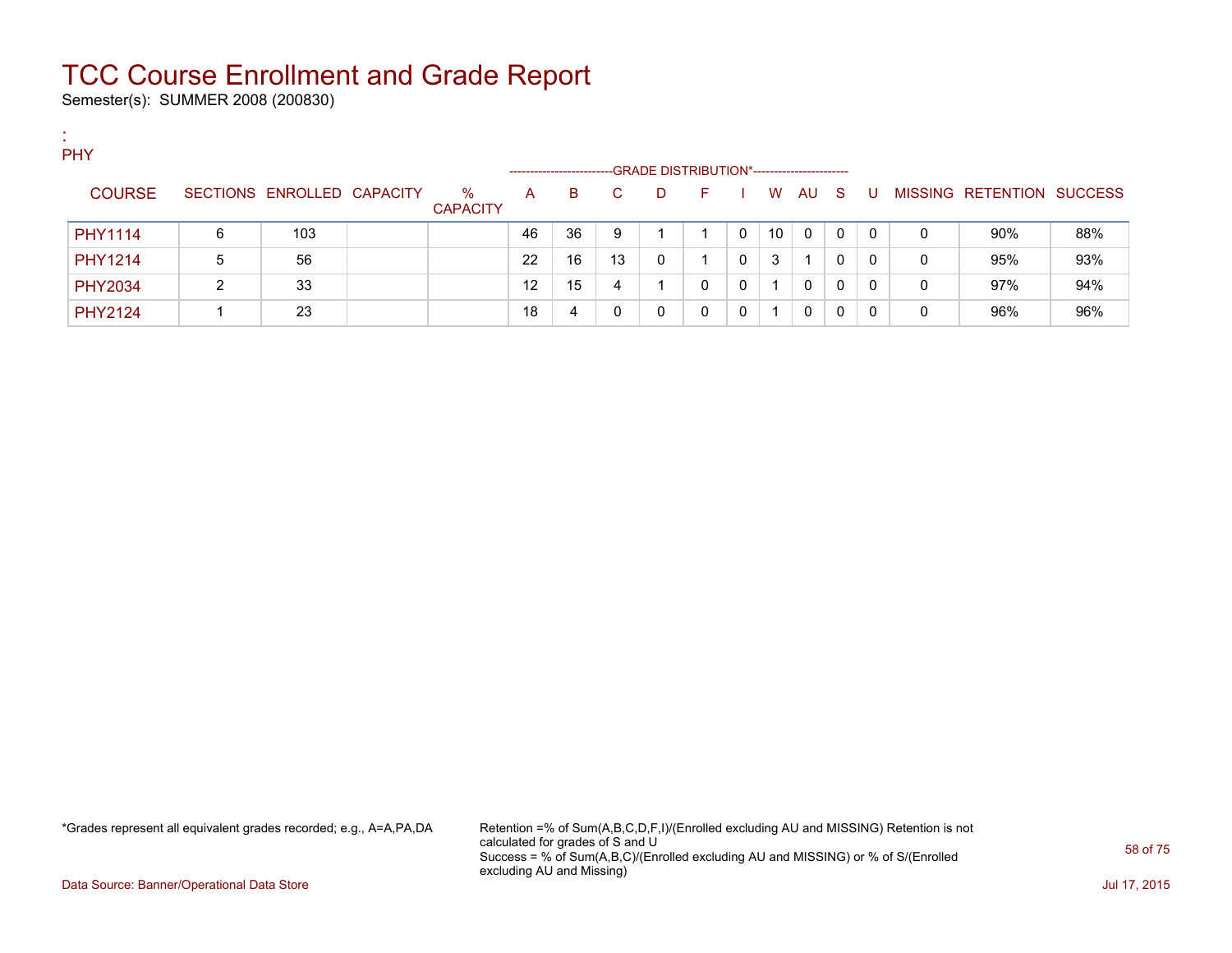# TCC Course Enrollment and Grade Report

Semester(s): SUMMER 2008 (200830)

:
PHY

| COURSE | SECTIONS | ENROLLED | CAPACITY | % CAPACITY | A | B | C | D | F | I | W | AU | S | U | MISSING | RETENTION | SUCCESS |
|---|---|---|---|---|---|---|---|---|---|---|---|---|---|---|---|---|---|
| | | | | | GRADE DISTRIBUTION* | | | | | | | | | | | | |
| PHY1114 | 6 | 103 | | | 46 | 36 | 9 | 1 | 1 | 0 | 10 | 0 | 0 | 0 | 0 | 90% | 88% |
| PHY1214 | 5 | 56 | | | 22 | 16 | 13 | 0 | 1 | 0 | 3 | 1 | 0 | 0 | 0 | 95% | 93% |
| PHY2034 | 2 | 33 | | | 12 | 15 | 4 | 1 | 0 | 0 | 1 | 0 | 0 | 0 | 0 | 97% | 94% |
| PHY2124 | 1 | 23 | | | 18 | 4 | 0 | 0 | 0 | 0 | 1 | 0 | 0 | 0 | 0 | 96% | 96% |

*Grades represent all equivalent grades recorded; e.g., A=A,PA,DA

Retention =% of Sum(A,B,C,D,F,I)/(Enrolled excluding AU and MISSING) Retention is not calculated for grades of S and U
Success = % of Sum(A,B,C)/(Enrolled excluding AU and MISSING) or % of S/(Enrolled excluding AU and Missing)

Data Source: Banner/Operational Data Store

Jul 17, 2015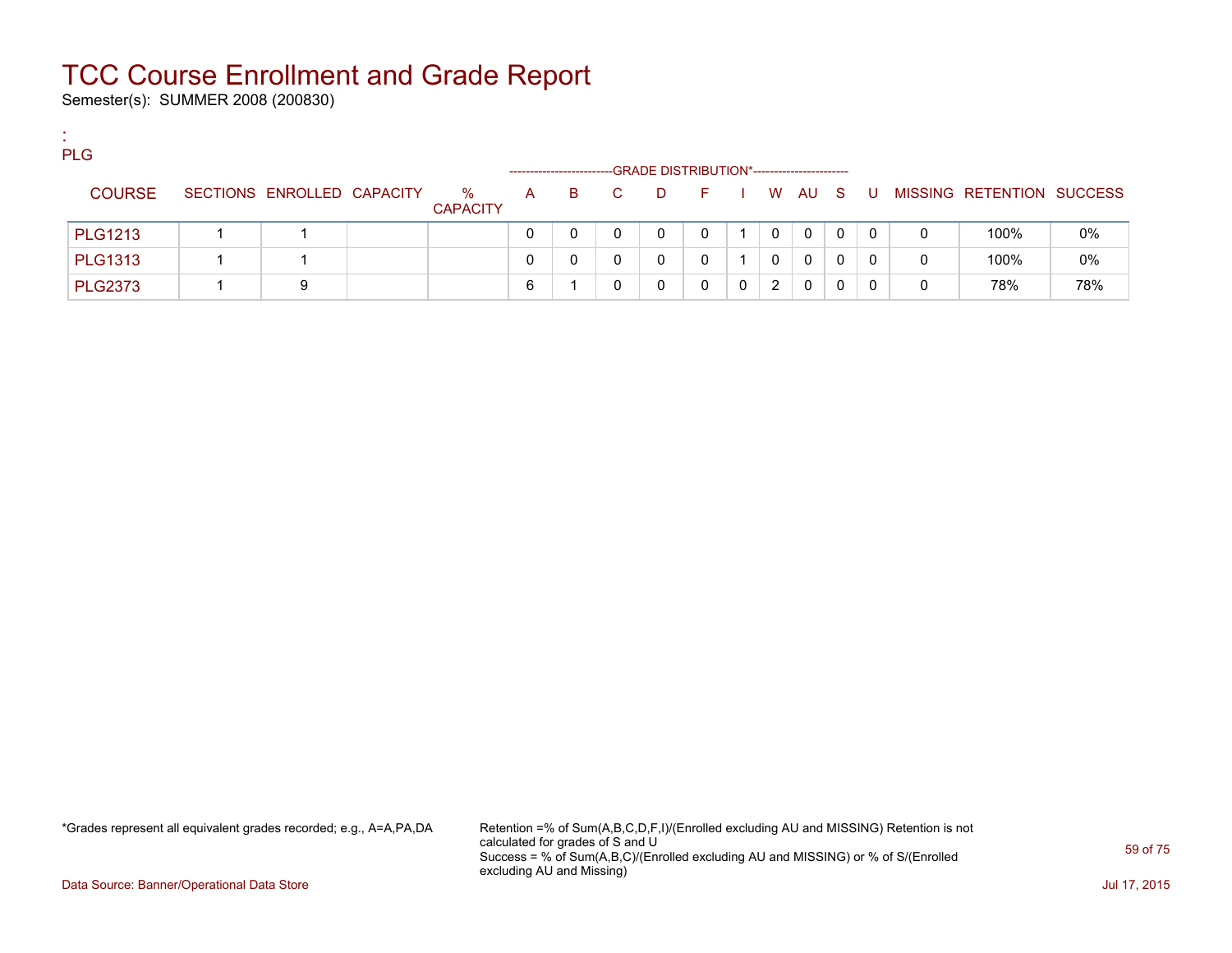# TCC Course Enrollment and Grade Report

Semester(s): SUMMER 2008 (200830)

:
PLG

| COURSE | SECTIONS | ENROLLED | CAPACITY | % CAPACITY | A | B | C | D | F | I | W | AU | S | U | MISSING | RETENTION | SUCCESS |
|---|---|---|---|---|---|---|---|---|---|---|---|---|---|---|---|---|---|
| | | | | | GRADE DISTRIBUTION* | | | | | | | | | | | | |
| PLG1213 | 1 | 1 | | | 0 | 0 | 0 | 0 | 0 | 1 | 0 | 0 | 0 | 0 | 0 | 100% | 0% |
| PLG1313 | 1 | 1 | | | 0 | 0 | 0 | 0 | 0 | 1 | 0 | 0 | 0 | 0 | 0 | 100% | 0% |
| PLG2373 | 1 | 9 | | | 6 | 1 | 0 | 0 | 0 | 0 | 2 | 0 | 0 | 0 | 0 | 78% | 78% |

*Grades represent all equivalent grades recorded; e.g., A=A,PA,DA

Retention =% of Sum(A,B,C,D,F,I)/(Enrolled excluding AU and MISSING) Retention is not calculated for grades of S and U
Success = % of Sum(A,B,C)/(Enrolled excluding AU and MISSING) or % of S/(Enrolled excluding AU and Missing)

Data Source: Banner/Operational Data Store

Jul 17, 2015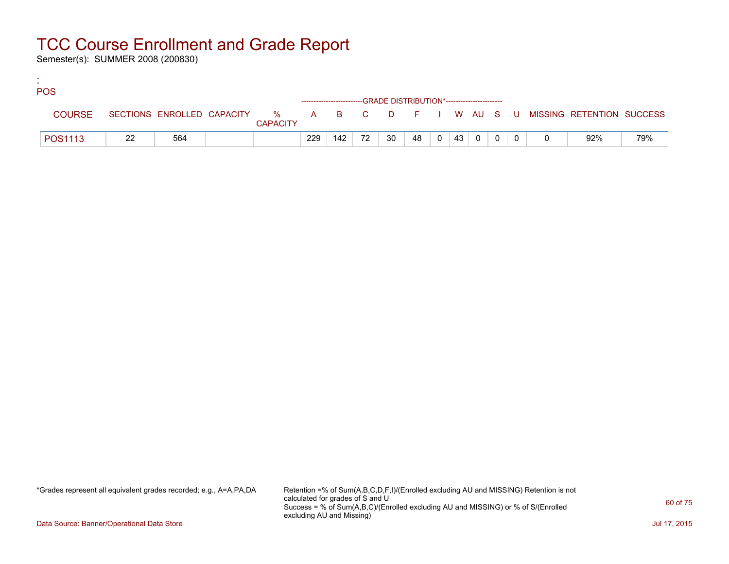# TCC Course Enrollment and Grade Report

Semester(s): SUMMER 2008 (200830)

:
POS

| COURSE | SECTIONS | ENROLLED | CAPACITY | % CAPACITY | A | B | C | D | F | I | W | AU | S | U | MISSING | RETENTION | SUCCESS |
|---|---|---|---|---|---|---|---|---|---|---|---|---|---|---|---|---|---|
| | | | | | GRADE DISTRIBUTION* | | | | | | | | | | | | |
| POS1113 | 22 | 564 | | | 229 | 142 | 72 | 30 | 48 | 0 | 43 | 0 | 0 | 0 | 0 | 92% | 79% |

*Grades represent all equivalent grades recorded; e.g., A=A,PA,DA

Retention =% of Sum(A,B,C,D,F,I)/(Enrolled excluding AU and MISSING) Retention is not calculated for grades of S and U
Success = % of Sum(A,B,C)/(Enrolled excluding AU and MISSING) or % of S/(Enrolled excluding AU and Missing)

Data Source: Banner/Operational Data Store

Jul 17, 2015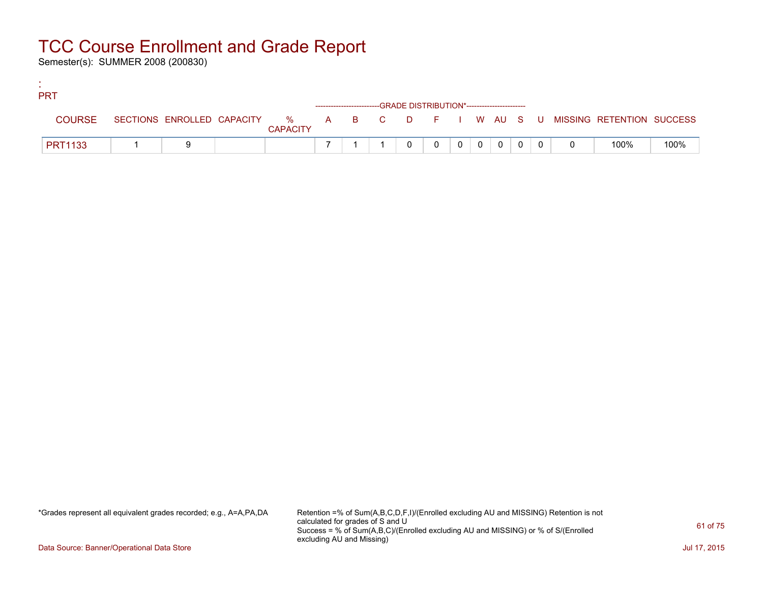# TCC Course Enrollment and Grade Report

Semester(s): SUMMER 2008 (200830)

:
PRT

| COURSE | SECTIONS | ENROLLED | CAPACITY | % CAPACITY | A | B | C | D | F | I | W | AU | S | U | MISSING | RETENTION | SUCCESS |
|---|---|---|---|---|---|---|---|---|---|---|---|---|---|---|---|---|---|
| | | | | | GRADE DISTRIBUTION* | | | | | | | | | | | | |
| PRT1133 | 1 | 9 | | | 7 | 1 | 1 | 0 | 0 | 0 | 0 | 0 | 0 | 0 | 0 | 100% | 100% |

*Grades represent all equivalent grades recorded; e.g., A=A,PA,DA

Retention =% of Sum(A,B,C,D,F,I)/(Enrolled excluding AU and MISSING) Retention is not calculated for grades of S and U
Success = % of Sum(A,B,C)/(Enrolled excluding AU and MISSING) or % of S/(Enrolled excluding AU and Missing)

Data Source: Banner/Operational Data Store

Jul 17, 2015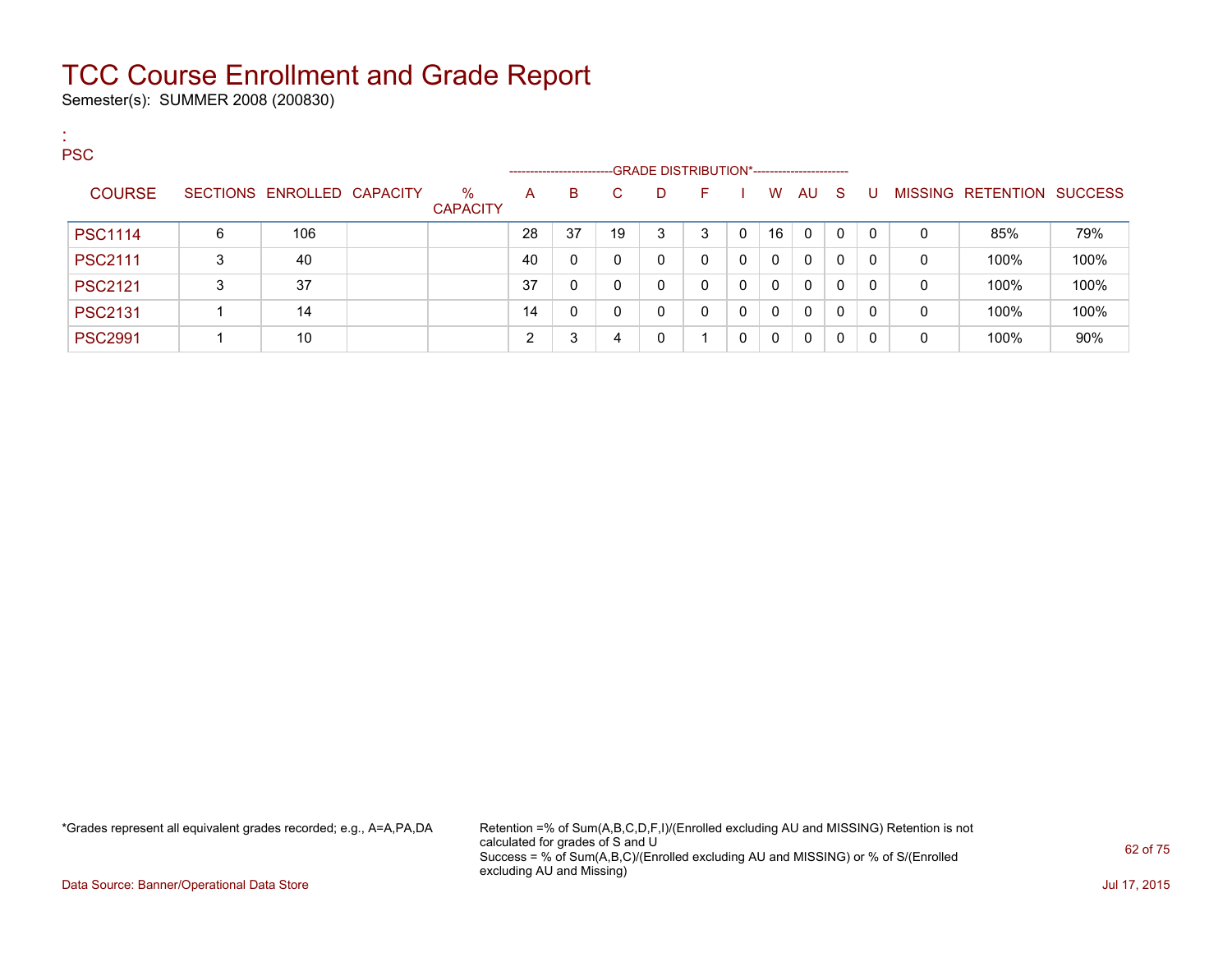# TCC Course Enrollment and Grade Report

Semester(s): SUMMER 2008 (200830)

:
PSC

| COURSE | SECTIONS | ENROLLED | CAPACITY | % CAPACITY | A | B | C | D | F | I | W | AU | S | U | MISSING | RETENTION | SUCCESS |
|---|---|---|---|---|---|---|---|---|---|---|---|---|---|---|---|---|---|
| | | | | | GRADE DISTRIBUTION* | | | | | | | | | | | | |
| PSC1114 | 6 | 106 | | | 28 | 37 | 19 | 3 | 3 | 0 | 16 | 0 | 0 | 0 | 0 | 85% | 79% |
| PSC2111 | 3 | 40 | | | 40 | 0 | 0 | 0 | 0 | 0 | 0 | 0 | 0 | 0 | 0 | 100% | 100% |
| PSC2121 | 3 | 37 | | | 37 | 0 | 0 | 0 | 0 | 0 | 0 | 0 | 0 | 0 | 0 | 100% | 100% |
| PSC2131 | 1 | 14 | | | 14 | 0 | 0 | 0 | 0 | 0 | 0 | 0 | 0 | 0 | 0 | 100% | 100% |
| PSC2991 | 1 | 10 | | | 2 | 3 | 4 | 0 | 1 | 0 | 0 | 0 | 0 | 0 | 0 | 100% | 90% |

*Grades represent all equivalent grades recorded; e.g., A=A,PA,DA

Retention =% of Sum(A,B,C,D,F,I)/(Enrolled excluding AU and MISSING) Retention is not calculated for grades of S and U
Success = % of Sum(A,B,C)/(Enrolled excluding AU and MISSING) or % of S/(Enrolled excluding AU and Missing)

Data Source: Banner/Operational Data Store

Jul 17, 2015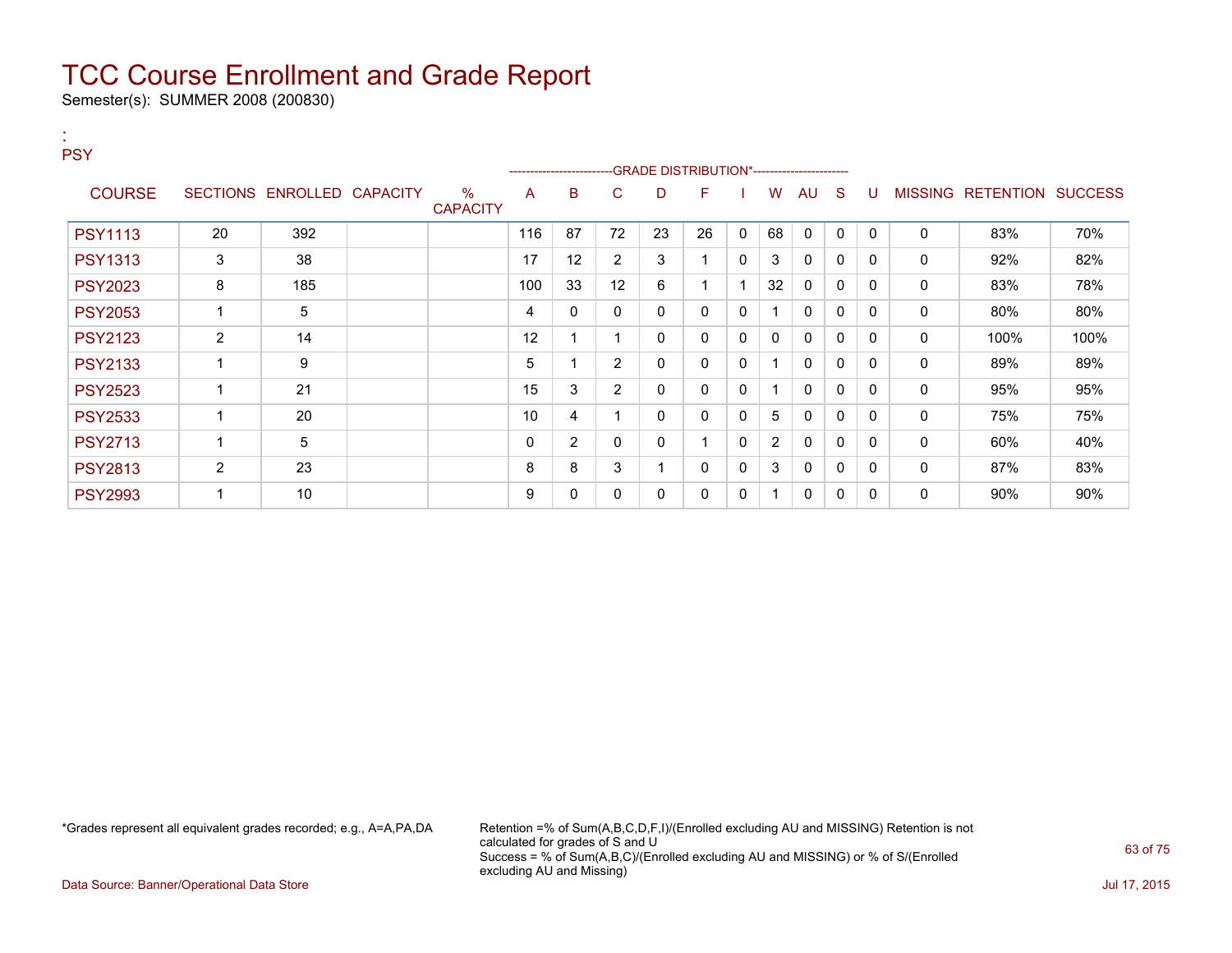# TCC Course Enrollment and Grade Report

Semester(s): SUMMER 2008 (200830)

:
PSY

| COURSE | SECTIONS | ENROLLED | CAPACITY | % CAPACITY | A | B | C | D | F | I | W | AU | S | U | MISSING | RETENTION | SUCCESS |
|---|---|---|---|---|---|---|---|---|---|---|---|---|---|---|---|---|---|
| | | | | | GRADE DISTRIBUTION* | | | | | | | | | | | | |
| PSY1113 | 20 | 392 | | | 116 | 87 | 72 | 23 | 26 | 0 | 68 | 0 | 0 | 0 | 0 | 83% | 70% |
| PSY1313 | 3 | 38 | | | 17 | 12 | 2 | 3 | 1 | 0 | 3 | 0 | 0 | 0 | 0 | 92% | 82% |
| PSY2023 | 8 | 185 | | | 100 | 33 | 12 | 6 | 1 | 1 | 32 | 0 | 0 | 0 | 0 | 83% | 78% |
| PSY2053 | 1 | 5 | | | 4 | 0 | 0 | 0 | 0 | 0 | 1 | 0 | 0 | 0 | 0 | 80% | 80% |
| PSY2123 | 2 | 14 | | | 12 | 1 | 1 | 0 | 0 | 0 | 0 | 0 | 0 | 0 | 0 | 100% | 100% |
| PSY2133 | 1 | 9 | | | 5 | 1 | 2 | 0 | 0 | 0 | 1 | 0 | 0 | 0 | 0 | 89% | 89% |
| PSY2523 | 1 | 21 | | | 15 | 3 | 2 | 0 | 0 | 0 | 1 | 0 | 0 | 0 | 0 | 95% | 95% |
| PSY2533 | 1 | 20 | | | 10 | 4 | 1 | 0 | 0 | 0 | 5 | 0 | 0 | 0 | 0 | 75% | 75% |
| PSY2713 | 1 | 5 | | | 0 | 2 | 0 | 0 | 1 | 0 | 2 | 0 | 0 | 0 | 0 | 60% | 40% |
| PSY2813 | 2 | 23 | | | 8 | 8 | 3 | 1 | 0 | 0 | 3 | 0 | 0 | 0 | 0 | 87% | 83% |
| PSY2993 | 1 | 10 | | | 9 | 0 | 0 | 0 | 0 | 0 | 1 | 0 | 0 | 0 | 0 | 90% | 90% |

*Grades represent all equivalent grades recorded; e.g., A=A,PA,DA

Retention =% of Sum(A,B,C,D,F,I)/(Enrolled excluding AU and MISSING) Retention is not calculated for grades of S and U
Success = % of Sum(A,B,C)/(Enrolled excluding AU and MISSING) or % of S/(Enrolled excluding AU and Missing)

Data Source: Banner/Operational Data Store

Jul 17, 2015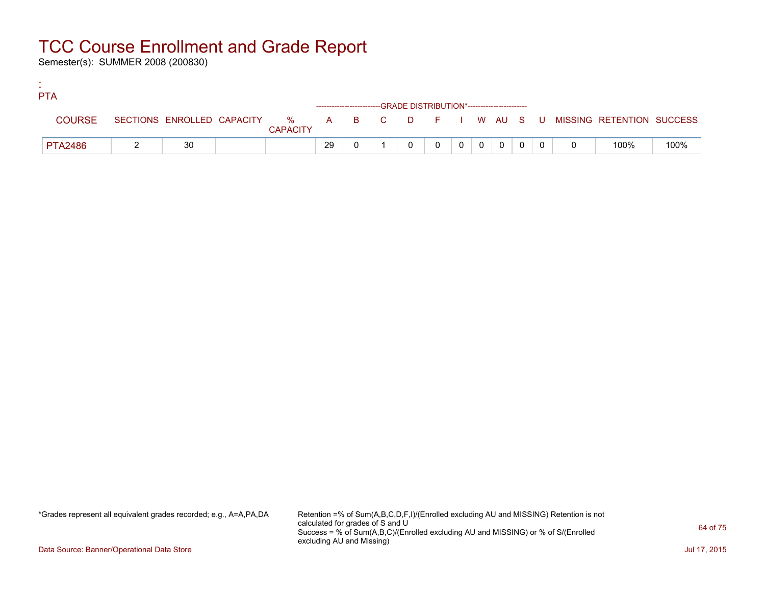# TCC Course Enrollment and Grade Report

Semester(s): SUMMER 2008 (200830)

:
PTA

| COURSE | SECTIONS | ENROLLED | CAPACITY | % CAPACITY | A | B | C | D | F | I | W | AU | S | U | MISSING | RETENTION | SUCCESS |
|---|---|---|---|---|---|---|---|---|---|---|---|---|---|---|---|---|---|
| | | | | | GRADE DISTRIBUTION* | | | | | | | | | | | | |
| PTA2486 | 2 | 30 | | | 29 | 0 | 1 | 0 | 0 | 0 | 0 | 0 | 0 | 0 | 0 | 100% | 100% |

*Grades represent all equivalent grades recorded; e.g., A=A,PA,DA

Retention =% of Sum(A,B,C,D,F,I)/(Enrolled excluding AU and MISSING) Retention is not calculated for grades of S and U
Success = % of Sum(A,B,C)/(Enrolled excluding AU and MISSING) or % of S/(Enrolled excluding AU and Missing)

Data Source: Banner/Operational Data Store

Jul 17, 2015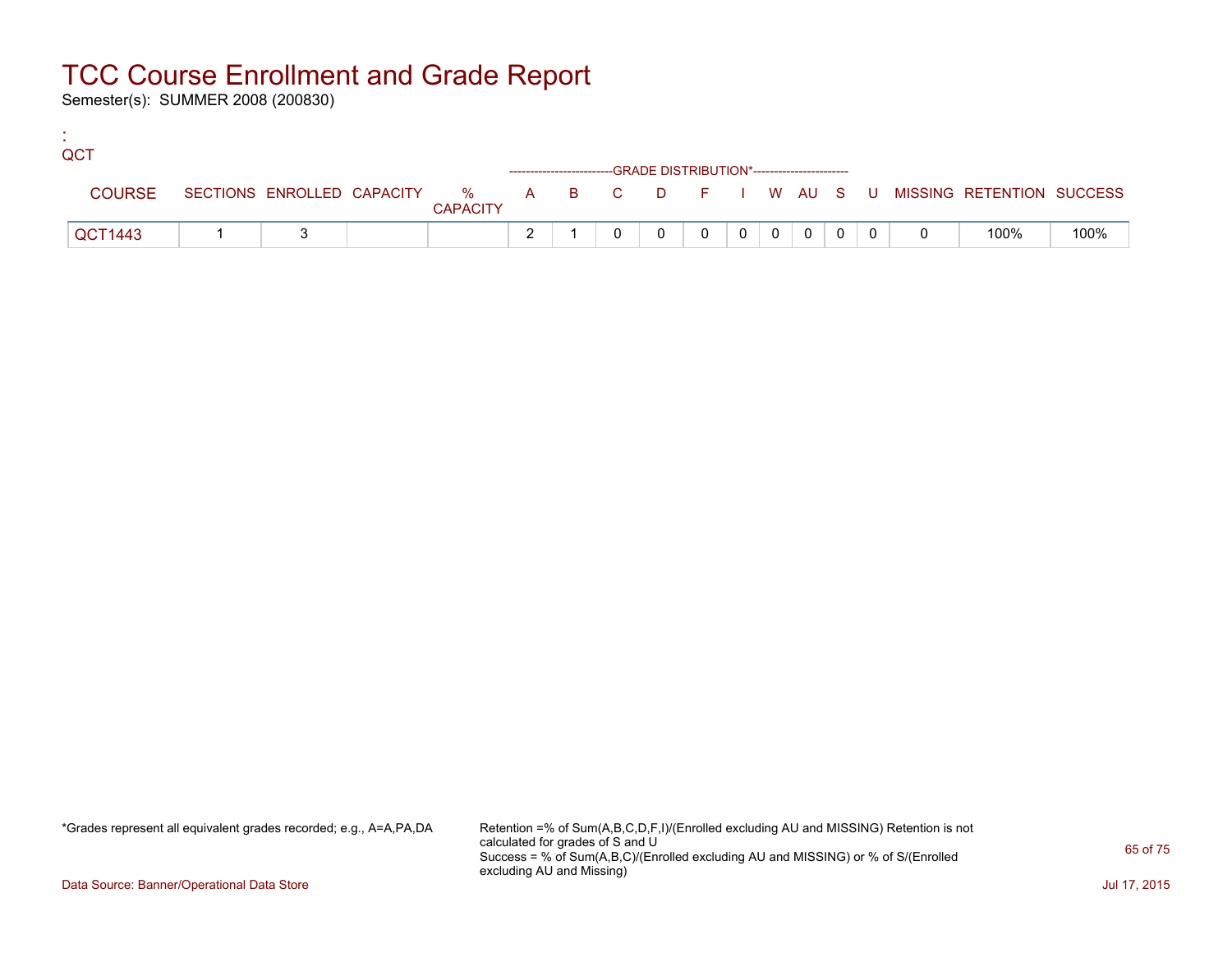# TCC Course Enrollment and Grade Report

Semester(s): SUMMER 2008 (200830)

:
QCT

| COURSE | SECTIONS | ENROLLED | CAPACITY | % CAPACITY | A | B | C | D | F | I | W | AU | S | U | MISSING | RETENTION | SUCCESS |
|---|---|---|---|---|---|---|---|---|---|---|---|---|---|---|---|---|---|
| | | | | | GRADE DISTRIBUTION* | | | | | | | | | | | | |
| QCT1443 | 1 | 3 | | | 2 | 1 | 0 | 0 | 0 | 0 | 0 | 0 | 0 | 0 | 0 | 100% | 100% |

*Grades represent all equivalent grades recorded; e.g., A=A,PA,DA

Retention =% of Sum(A,B,C,D,F,I)/(Enrolled excluding AU and MISSING) Retention is not calculated for grades of S and U
Success = % of Sum(A,B,C)/(Enrolled excluding AU and MISSING) or % of S/(Enrolled excluding AU and Missing)

Data Source: Banner/Operational Data Store

Jul 17, 2015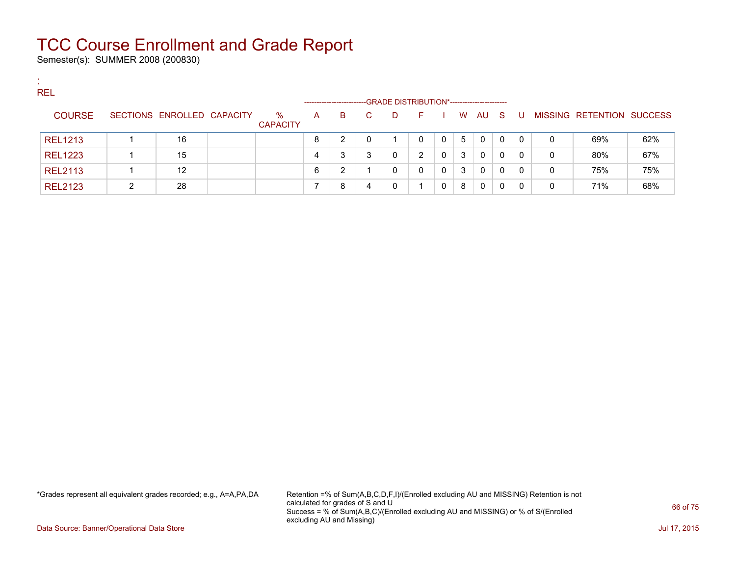# TCC Course Enrollment and Grade Report

Semester(s): SUMMER 2008 (200830)

:
REL

| COURSE | SECTIONS | ENROLLED | CAPACITY | % CAPACITY | A | B | C | D | F | I | W | AU | S | U | MISSING | RETENTION | SUCCESS |
|---|---|---|---|---|---|---|---|---|---|---|---|---|---|---|---|---|---|
| | | | | | GRADE DISTRIBUTION* | | | | | | | | | | | | |
| REL1213 | 1 | 16 | | | 8 | 2 | 0 | 1 | 0 | 0 | 5 | 0 | 0 | 0 | 0 | 69% | 62% |
| REL1223 | 1 | 15 | | | 4 | 3 | 3 | 0 | 2 | 0 | 3 | 0 | 0 | 0 | 0 | 80% | 67% |
| REL2113 | 1 | 12 | | | 6 | 2 | 1 | 0 | 0 | 0 | 3 | 0 | 0 | 0 | 0 | 75% | 75% |
| REL2123 | 2 | 28 | | | 7 | 8 | 4 | 0 | 1 | 0 | 8 | 0 | 0 | 0 | 0 | 71% | 68% |

*Grades represent all equivalent grades recorded; e.g., A=A,PA,DA

Retention =% of Sum(A,B,C,D,F,I)/(Enrolled excluding AU and MISSING) Retention is not calculated for grades of S and U
Success = % of Sum(A,B,C)/(Enrolled excluding AU and MISSING) or % of S/(Enrolled excluding AU and Missing)

Data Source: Banner/Operational Data Store

Jul 17, 2015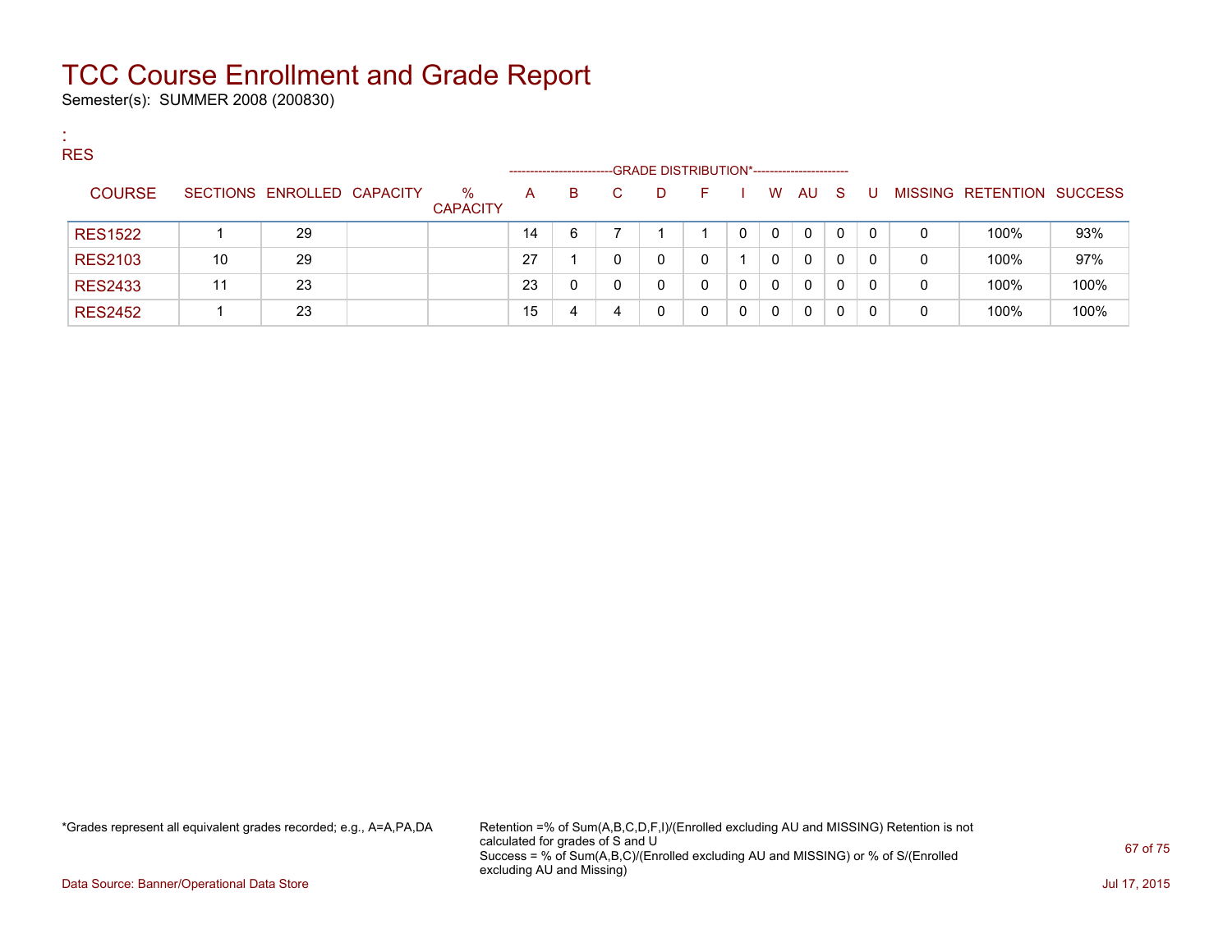# TCC Course Enrollment and Grade Report

Semester(s): SUMMER 2008 (200830)

:
RES

| COURSE | SECTIONS | ENROLLED | CAPACITY | % CAPACITY | A | B | C | D | F | I | W | AU | S | U | MISSING | RETENTION | SUCCESS |
|---|---|---|---|---|---|---|---|---|---|---|---|---|---|---|---|---|---|
| | | | | | GRADE DISTRIBUTION* | | | | | | | | | | | | |
| RES1522 | 1 | 29 | | | 14 | 6 | 7 | 1 | 1 | 0 | 0 | 0 | 0 | 0 | 0 | 100% | 93% |
| RES2103 | 10 | 29 | | | 27 | 1 | 0 | 0 | 0 | 1 | 0 | 0 | 0 | 0 | 0 | 100% | 97% |
| RES2433 | 11 | 23 | | | 23 | 0 | 0 | 0 | 0 | 0 | 0 | 0 | 0 | 0 | 0 | 100% | 100% |
| RES2452 | 1 | 23 | | | 15 | 4 | 4 | 0 | 0 | 0 | 0 | 0 | 0 | 0 | 0 | 100% | 100% |

*Grades represent all equivalent grades recorded; e.g., A=A,PA,DA

Retention =% of Sum(A,B,C,D,F,I)/(Enrolled excluding AU and MISSING) Retention is not calculated for grades of S and U
Success = % of Sum(A,B,C)/(Enrolled excluding AU and MISSING) or % of S/(Enrolled excluding AU and Missing)

Data Source: Banner/Operational Data Store

Jul 17, 2015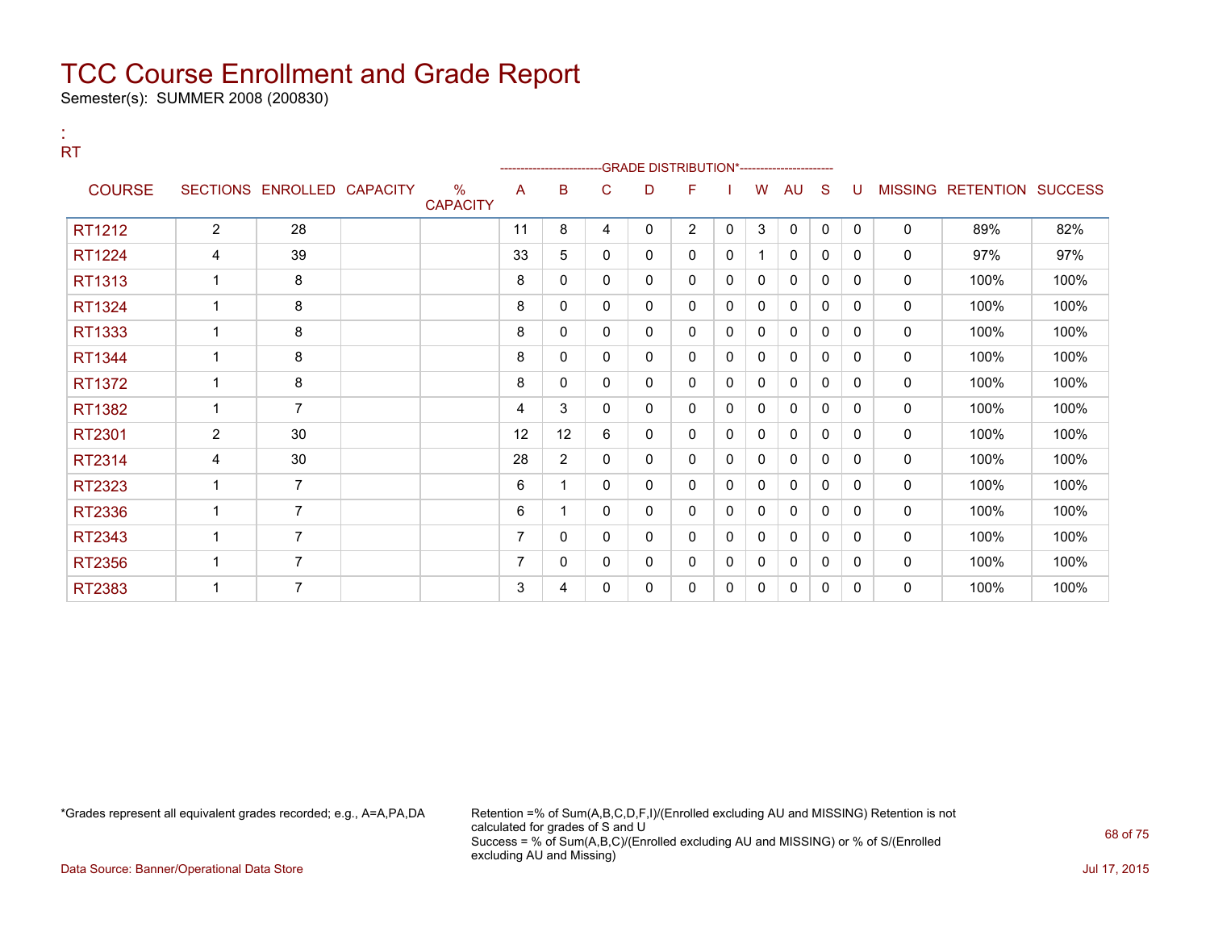# TCC Course Enrollment and Grade Report

Semester(s): SUMMER 2008 (200830)

:
RT

| COURSE | SECTIONS | ENROLLED | CAPACITY | % CAPACITY | A | B | C | D | F | I | W | AU | S | U | MISSING | RETENTION | SUCCESS |
|---|---|---|---|---|---|---|---|---|---|---|---|---|---|---|---|---|---|
| | | | | | GRADE DISTRIBUTION* | | | | | | | | | | | | |
| RT1212 | 2 | 28 | | | 11 | 8 | 4 | 0 | 2 | 0 | 3 | 0 | 0 | 0 | 0 | 89% | 82% |
| RT1224 | 4 | 39 | | | 33 | 5 | 0 | 0 | 0 | 0 | 1 | 0 | 0 | 0 | 0 | 97% | 97% |
| RT1313 | 1 | 8 | | | 8 | 0 | 0 | 0 | 0 | 0 | 0 | 0 | 0 | 0 | 0 | 100% | 100% |
| RT1324 | 1 | 8 | | | 8 | 0 | 0 | 0 | 0 | 0 | 0 | 0 | 0 | 0 | 0 | 100% | 100% |
| RT1333 | 1 | 8 | | | 8 | 0 | 0 | 0 | 0 | 0 | 0 | 0 | 0 | 0 | 0 | 100% | 100% |
| RT1344 | 1 | 8 | | | 8 | 0 | 0 | 0 | 0 | 0 | 0 | 0 | 0 | 0 | 0 | 100% | 100% |
| RT1372 | 1 | 8 | | | 8 | 0 | 0 | 0 | 0 | 0 | 0 | 0 | 0 | 0 | 0 | 100% | 100% |
| RT1382 | 1 | 7 | | | 4 | 3 | 0 | 0 | 0 | 0 | 0 | 0 | 0 | 0 | 0 | 100% | 100% |
| RT2301 | 2 | 30 | | | 12 | 12 | 6 | 0 | 0 | 0 | 0 | 0 | 0 | 0 | 0 | 100% | 100% |
| RT2314 | 4 | 30 | | | 28 | 2 | 0 | 0 | 0 | 0 | 0 | 0 | 0 | 0 | 0 | 100% | 100% |
| RT2323 | 1 | 7 | | | 6 | 1 | 0 | 0 | 0 | 0 | 0 | 0 | 0 | 0 | 0 | 100% | 100% |
| RT2336 | 1 | 7 | | | 6 | 1 | 0 | 0 | 0 | 0 | 0 | 0 | 0 | 0 | 0 | 100% | 100% |
| RT2343 | 1 | 7 | | | 7 | 0 | 0 | 0 | 0 | 0 | 0 | 0 | 0 | 0 | 0 | 100% | 100% |
| RT2356 | 1 | 7 | | | 7 | 0 | 0 | 0 | 0 | 0 | 0 | 0 | 0 | 0 | 0 | 100% | 100% |
| RT2383 | 1 | 7 | | | 3 | 4 | 0 | 0 | 0 | 0 | 0 | 0 | 0 | 0 | 0 | 100% | 100% |

*Grades represent all equivalent grades recorded; e.g., A=A,PA,DA

Retention =% of Sum(A,B,C,D,F,I)/(Enrolled excluding AU and MISSING) Retention is not calculated for grades of S and U
Success = % of Sum(A,B,C)/(Enrolled excluding AU and MISSING) or % of S/(Enrolled excluding AU and Missing)

Data Source: Banner/Operational Data Store

Jul 17, 2015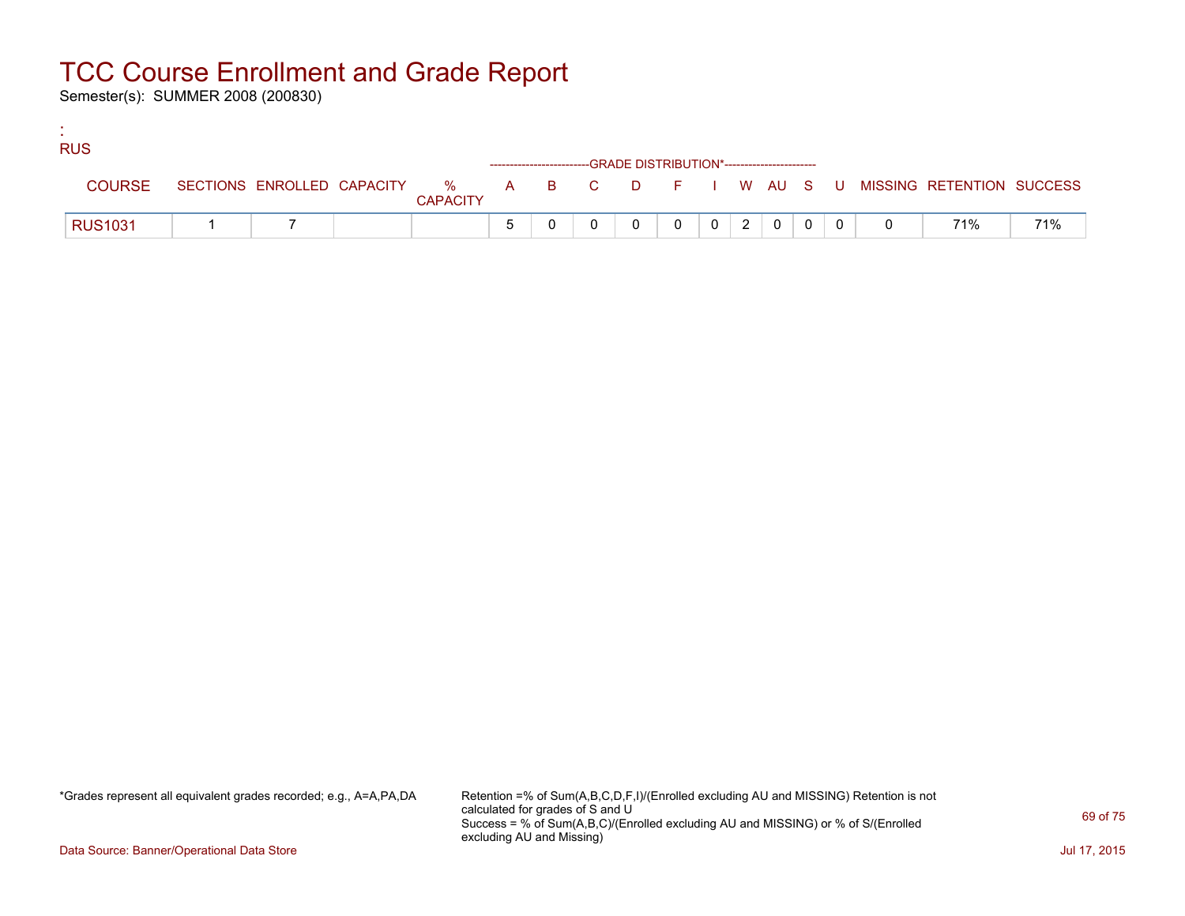# TCC Course Enrollment and Grade Report

Semester(s): SUMMER 2008 (200830)

:
RUS

| COURSE | SECTIONS | ENROLLED | CAPACITY | % CAPACITY | A | B | C | D | F | I | W | AU | S | U | MISSING | RETENTION | SUCCESS |
|---|---|---|---|---|---|---|---|---|---|---|---|---|---|---|---|---|---|
| | | | | | GRADE DISTRIBUTION* | | | | | | | | | | | | |
| RUS1031 | 1 | 7 | | | 5 | 0 | 0 | 0 | 0 | 0 | 2 | 0 | 0 | 0 | 0 | 71% | 71% |

*Grades represent all equivalent grades recorded; e.g., A=A,PA,DA

Retention =% of Sum(A,B,C,D,F,I)/(Enrolled excluding AU and MISSING) Retention is not calculated for grades of S and U
Success = % of Sum(A,B,C)/(Enrolled excluding AU and MISSING) or % of S/(Enrolled excluding AU and Missing)

Data Source: Banner/Operational Data Store

Jul 17, 2015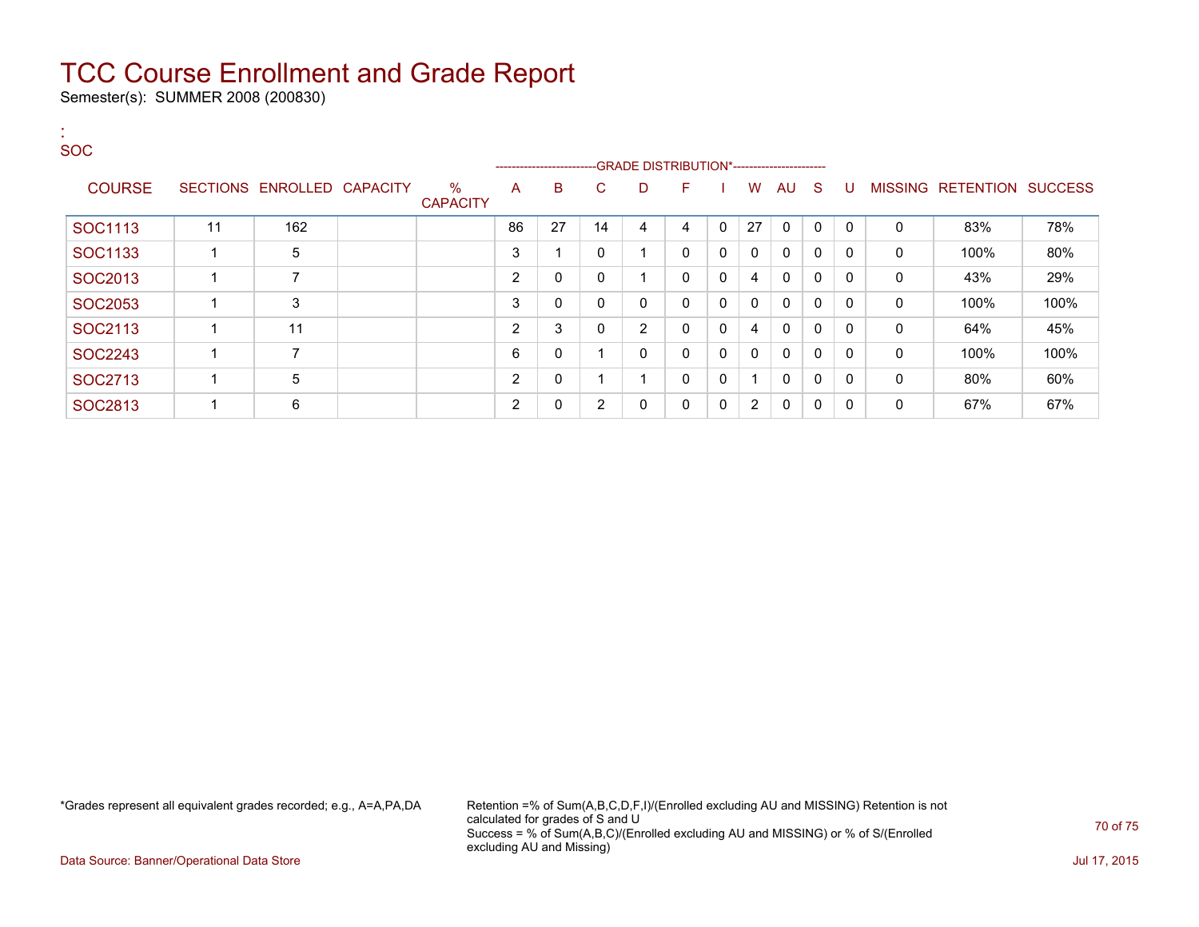# TCC Course Enrollment and Grade Report

Semester(s): SUMMER 2008 (200830)

:
SOC

| COURSE | SECTIONS | ENROLLED | CAPACITY | % CAPACITY | A | B | C | D | F | I | W | AU | S | U | MISSING | RETENTION | SUCCESS |
|---|---|---|---|---|---|---|---|---|---|---|---|---|---|---|---|---|---|
| | | | | | GRADE DISTRIBUTION* | | | | | | | | | | | | |
| SOC1113 | 11 | 162 | | | 86 | 27 | 14 | 4 | 4 | 0 | 27 | 0 | 0 | 0 | 0 | 83% | 78% |
| SOC1133 | 1 | 5 | | | 3 | 1 | 0 | 1 | 0 | 0 | 0 | 0 | 0 | 0 | 0 | 100% | 80% |
| SOC2013 | 1 | 7 | | | 2 | 0 | 0 | 1 | 0 | 0 | 4 | 0 | 0 | 0 | 0 | 43% | 29% |
| SOC2053 | 1 | 3 | | | 3 | 0 | 0 | 0 | 0 | 0 | 0 | 0 | 0 | 0 | 0 | 100% | 100% |
| SOC2113 | 1 | 11 | | | 2 | 3 | 0 | 2 | 0 | 0 | 4 | 0 | 0 | 0 | 0 | 64% | 45% |
| SOC2243 | 1 | 7 | | | 6 | 0 | 1 | 0 | 0 | 0 | 0 | 0 | 0 | 0 | 0 | 100% | 100% |
| SOC2713 | 1 | 5 | | | 2 | 0 | 1 | 1 | 0 | 0 | 1 | 0 | 0 | 0 | 0 | 80% | 60% |
| SOC2813 | 1 | 6 | | | 2 | 0 | 2 | 0 | 0 | 0 | 2 | 0 | 0 | 0 | 0 | 67% | 67% |

*Grades represent all equivalent grades recorded; e.g., A=A,PA,DA

Retention =% of Sum(A,B,C,D,F,I)/(Enrolled excluding AU and MISSING) Retention is not calculated for grades of S and U
Success = % of Sum(A,B,C)/(Enrolled excluding AU and MISSING) or % of S/(Enrolled excluding AU and Missing)

Data Source: Banner/Operational Data Store

Jul 17, 2015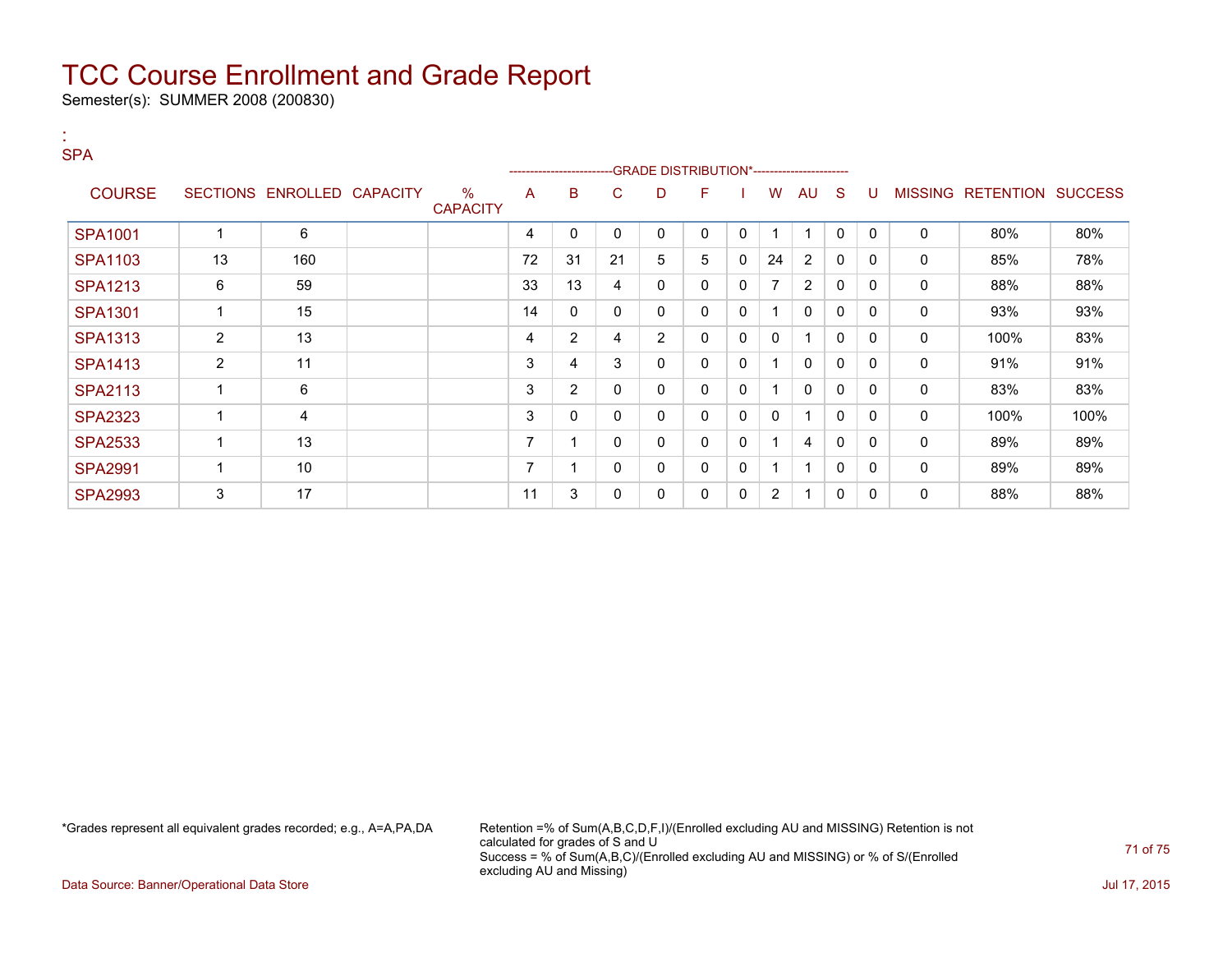# TCC Course Enrollment and Grade Report

Semester(s): SUMMER 2008 (200830)

:
SPA

| COURSE | SECTIONS | ENROLLED | CAPACITY | % CAPACITY | A | B | C | D | F | I | W | AU | S | U | MISSING | RETENTION | SUCCESS |
|---|---|---|---|---|---|---|---|---|---|---|---|---|---|---|---|---|---|
| | | | | | GRADE DISTRIBUTION* | | | | | | | | | | | | |
| SPA1001 | 1 | 6 | | | 4 | 0 | 0 | 0 | 0 | 0 | 1 | 1 | 0 | 0 | 0 | 80% | 80% |
| SPA1103 | 13 | 160 | | | 72 | 31 | 21 | 5 | 5 | 0 | 24 | 2 | 0 | 0 | 0 | 85% | 78% |
| SPA1213 | 6 | 59 | | | 33 | 13 | 4 | 0 | 0 | 0 | 7 | 2 | 0 | 0 | 0 | 88% | 88% |
| SPA1301 | 1 | 15 | | | 14 | 0 | 0 | 0 | 0 | 0 | 1 | 0 | 0 | 0 | 0 | 93% | 93% |
| SPA1313 | 2 | 13 | | | 4 | 2 | 4 | 2 | 0 | 0 | 0 | 1 | 0 | 0 | 0 | 100% | 83% |
| SPA1413 | 2 | 11 | | | 3 | 4 | 3 | 0 | 0 | 0 | 1 | 0 | 0 | 0 | 0 | 91% | 91% |
| SPA2113 | 1 | 6 | | | 3 | 2 | 0 | 0 | 0 | 0 | 1 | 0 | 0 | 0 | 0 | 83% | 83% |
| SPA2323 | 1 | 4 | | | 3 | 0 | 0 | 0 | 0 | 0 | 0 | 1 | 0 | 0 | 0 | 100% | 100% |
| SPA2533 | 1 | 13 | | | 7 | 1 | 0 | 0 | 0 | 0 | 1 | 4 | 0 | 0 | 0 | 89% | 89% |
| SPA2991 | 1 | 10 | | | 7 | 1 | 0 | 0 | 0 | 0 | 1 | 1 | 0 | 0 | 0 | 89% | 89% |
| SPA2993 | 3 | 17 | | | 11 | 3 | 0 | 0 | 0 | 0 | 2 | 1 | 0 | 0 | 0 | 88% | 88% |

*Grades represent all equivalent grades recorded; e.g., A=A,PA,DA

Retention =% of Sum(A,B,C,D,F,I)/(Enrolled excluding AU and MISSING) Retention is not calculated for grades of S and U
Success = % of Sum(A,B,C)/(Enrolled excluding AU and MISSING) or % of S/(Enrolled excluding AU and Missing)

Data Source: Banner/Operational Data Store

Jul 17, 2015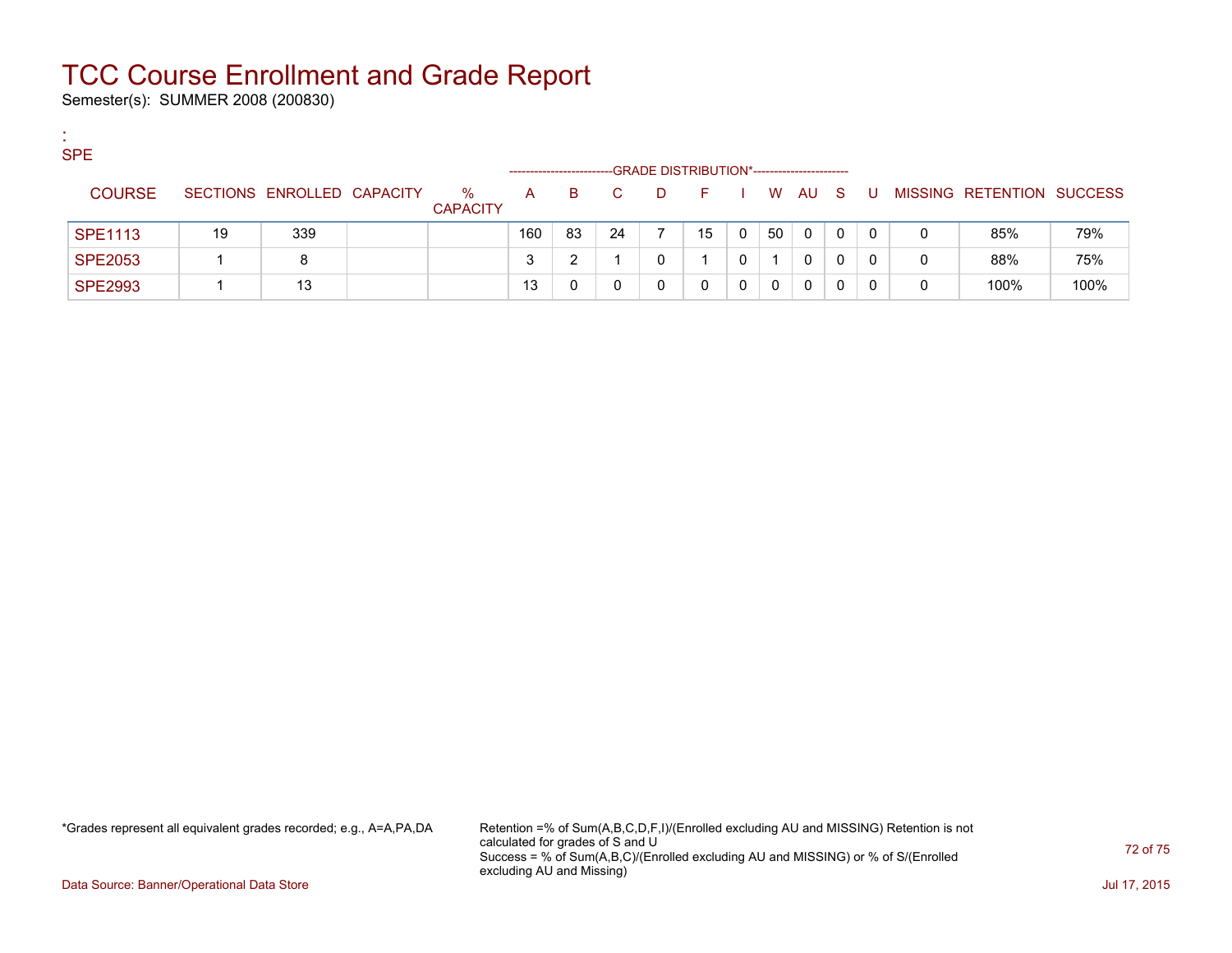# TCC Course Enrollment and Grade Report

Semester(s): SUMMER 2008 (200830)

:
SPE

| COURSE | SECTIONS | ENROLLED | CAPACITY | % CAPACITY | A | B | C | D | F | I | W | AU | S | U | MISSING | RETENTION | SUCCESS |
|---|---|---|---|---|---|---|---|---|---|---|---|---|---|---|---|---|---|
| | | | | | GRADE DISTRIBUTION* | | | | | | | | | | | | |
| SPE1113 | 19 | 339 | | | 160 | 83 | 24 | 7 | 15 | 0 | 50 | 0 | 0 | 0 | 0 | 85% | 79% |
| SPE2053 | 1 | 8 | | | 3 | 2 | 1 | 0 | 1 | 0 | 1 | 0 | 0 | 0 | 0 | 88% | 75% |
| SPE2993 | 1 | 13 | | | 13 | 0 | 0 | 0 | 0 | 0 | 0 | 0 | 0 | 0 | 0 | 100% | 100% |

*Grades represent all equivalent grades recorded; e.g., A=A,PA,DA

Retention =% of Sum(A,B,C,D,F,I)/(Enrolled excluding AU and MISSING) Retention is not calculated for grades of S and U
Success = % of Sum(A,B,C)/(Enrolled excluding AU and MISSING) or % of S/(Enrolled excluding AU and Missing)

Data Source: Banner/Operational Data Store

Jul 17, 2015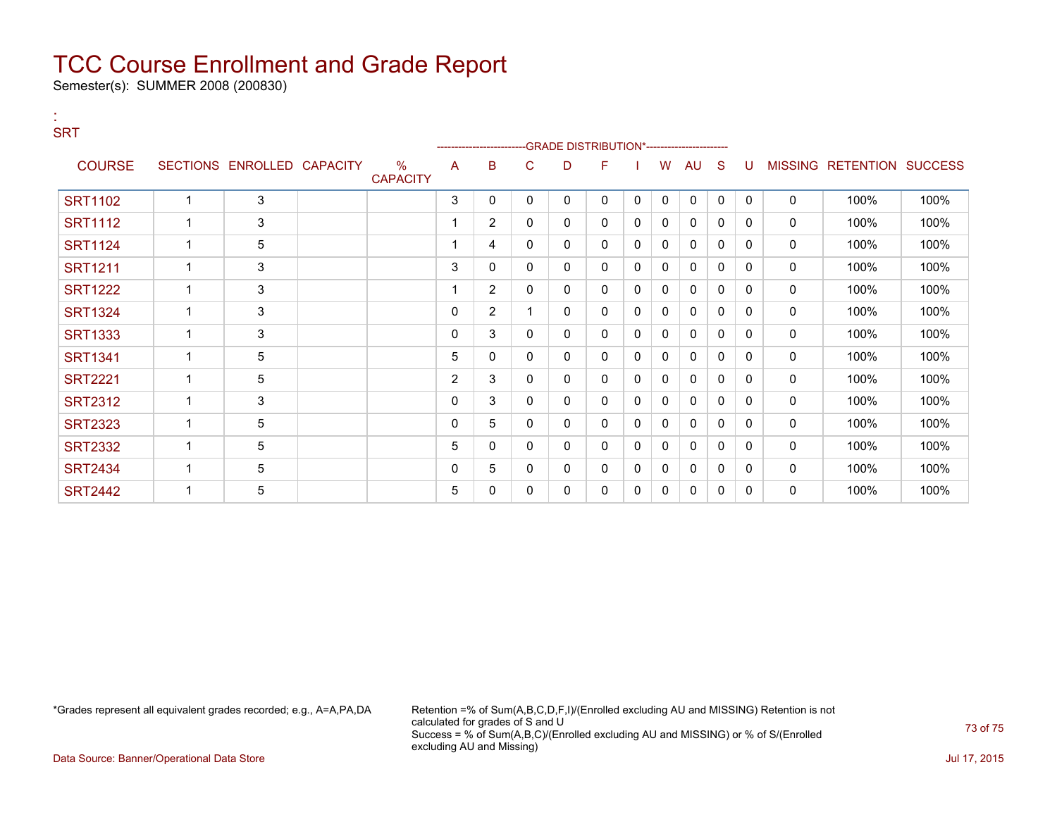# TCC Course Enrollment and Grade Report

Semester(s): SUMMER 2008 (200830)

:
SRT

| COURSE | SECTIONS | ENROLLED | CAPACITY | % CAPACITY | A | B | C | D | F | I | W | AU | S | U | MISSING | RETENTION | SUCCESS |
|---|---|---|---|---|---|---|---|---|---|---|---|---|---|---|---|---|---|
| | | | | | GRADE DISTRIBUTION* | | | | | | | | | | | | |
| SRT1102 | 1 | 3 | | | 3 | 0 | 0 | 0 | 0 | 0 | 0 | 0 | 0 | 0 | 0 | 100% | 100% |
| SRT1112 | 1 | 3 | | | 1 | 2 | 0 | 0 | 0 | 0 | 0 | 0 | 0 | 0 | 0 | 100% | 100% |
| SRT1124 | 1 | 5 | | | 1 | 4 | 0 | 0 | 0 | 0 | 0 | 0 | 0 | 0 | 0 | 100% | 100% |
| SRT1211 | 1 | 3 | | | 3 | 0 | 0 | 0 | 0 | 0 | 0 | 0 | 0 | 0 | 0 | 100% | 100% |
| SRT1222 | 1 | 3 | | | 1 | 2 | 0 | 0 | 0 | 0 | 0 | 0 | 0 | 0 | 0 | 100% | 100% |
| SRT1324 | 1 | 3 | | | 0 | 2 | 1 | 0 | 0 | 0 | 0 | 0 | 0 | 0 | 0 | 100% | 100% |
| SRT1333 | 1 | 3 | | | 0 | 3 | 0 | 0 | 0 | 0 | 0 | 0 | 0 | 0 | 0 | 100% | 100% |
| SRT1341 | 1 | 5 | | | 5 | 0 | 0 | 0 | 0 | 0 | 0 | 0 | 0 | 0 | 0 | 100% | 100% |
| SRT2221 | 1 | 5 | | | 2 | 3 | 0 | 0 | 0 | 0 | 0 | 0 | 0 | 0 | 0 | 100% | 100% |
| SRT2312 | 1 | 3 | | | 0 | 3 | 0 | 0 | 0 | 0 | 0 | 0 | 0 | 0 | 0 | 100% | 100% |
| SRT2323 | 1 | 5 | | | 0 | 5 | 0 | 0 | 0 | 0 | 0 | 0 | 0 | 0 | 0 | 100% | 100% |
| SRT2332 | 1 | 5 | | | 5 | 0 | 0 | 0 | 0 | 0 | 0 | 0 | 0 | 0 | 0 | 100% | 100% |
| SRT2434 | 1 | 5 | | | 0 | 5 | 0 | 0 | 0 | 0 | 0 | 0 | 0 | 0 | 0 | 100% | 100% |
| SRT2442 | 1 | 5 | | | 5 | 0 | 0 | 0 | 0 | 0 | 0 | 0 | 0 | 0 | 0 | 100% | 100% |

*Grades represent all equivalent grades recorded; e.g., A=A,PA,DA

Retention =% of Sum(A,B,C,D,F,I)/(Enrolled excluding AU and MISSING) Retention is not calculated for grades of S and U
Success = % of Sum(A,B,C)/(Enrolled excluding AU and MISSING) or % of S/(Enrolled excluding AU and Missing)

Data Source: Banner/Operational Data Store

Jul 17, 2015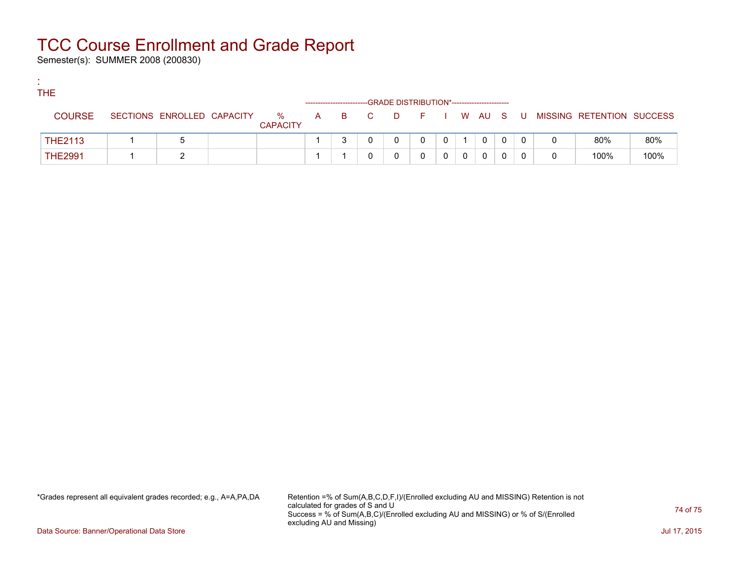# TCC Course Enrollment and Grade Report

Semester(s): SUMMER 2008 (200830)

:
THE

| COURSE | SECTIONS | ENROLLED | CAPACITY | % CAPACITY | A | B | C | D | F | I | W | AU | S | U | MISSING | RETENTION | SUCCESS |
|---|---|---|---|---|---|---|---|---|---|---|---|---|---|---|---|---|---|
| | | | | | GRADE DISTRIBUTION* | | | | | | | | | | | | |
| THE2113 | 1 | 5 | | | 1 | 3 | 0 | 0 | 0 | 0 | 1 | 0 | 0 | 0 | 0 | 80% | 80% |
| THE2991 | 1 | 2 | | | 1 | 1 | 0 | 0 | 0 | 0 | 0 | 0 | 0 | 0 | 0 | 100% | 100% |

*Grades represent all equivalent grades recorded; e.g., A=A,PA,DA

Retention =% of Sum(A,B,C,D,F,I)/(Enrolled excluding AU and MISSING) Retention is not calculated for grades of S and U
Success = % of Sum(A,B,C)/(Enrolled excluding AU and MISSING) or % of S/(Enrolled excluding AU and Missing)

Data Source: Banner/Operational Data Store

Jul 17, 2015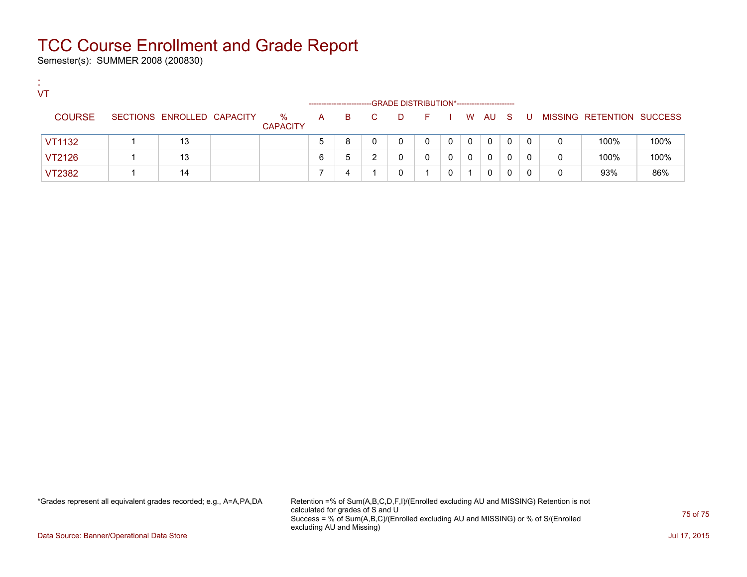# TCC Course Enrollment and Grade Report

Semester(s): SUMMER 2008 (200830)

:
VT

| COURSE | SECTIONS | ENROLLED | CAPACITY | % CAPACITY | A | B | C | D | F | I | W | AU | S | U | MISSING | RETENTION | SUCCESS |
|---|---|---|---|---|---|---|---|---|---|---|---|---|---|---|---|---|---|
| | | | | | GRADE DISTRIBUTION* | | | | | | | | | | | | |
| VT1132 | 1 | 13 | | | 5 | 8 | 0 | 0 | 0 | 0 | 0 | 0 | 0 | 0 | 0 | 100% | 100% |
| VT2126 | 1 | 13 | | | 6 | 5 | 2 | 0 | 0 | 0 | 0 | 0 | 0 | 0 | 0 | 100% | 100% |
| VT2382 | 1 | 14 | | | 7 | 4 | 1 | 0 | 1 | 0 | 1 | 0 | 0 | 0 | 0 | 93% | 86% |

*Grades represent all equivalent grades recorded; e.g., A=A,PA,DA

Retention =% of Sum(A,B,C,D,F,I)/(Enrolled excluding AU and MISSING) Retention is not calculated for grades of S and U
Success = % of Sum(A,B,C)/(Enrolled excluding AU and MISSING) or % of S/(Enrolled excluding AU and Missing)

Data Source: Banner/Operational Data Store

Jul 17, 2015